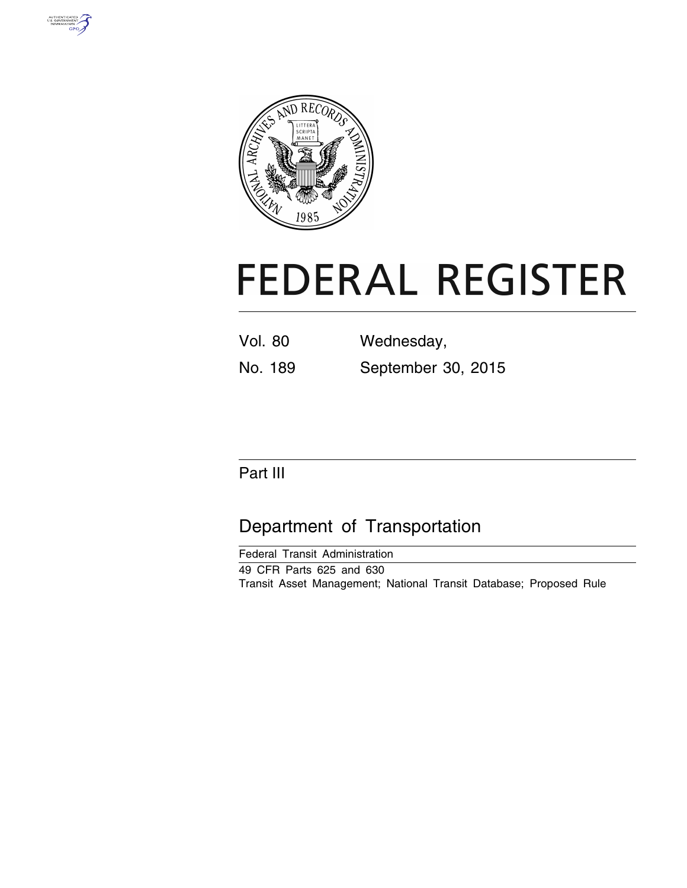# FEDERAL REGISTER

Vol. 80 Wednesday,

No. 189 September 30, 2015

## Part III

## Department of Transportation

Federal Transit Administration

49 CFR Parts 625 and 630

Transit Asset Management; National Transit Database; Proposed Rule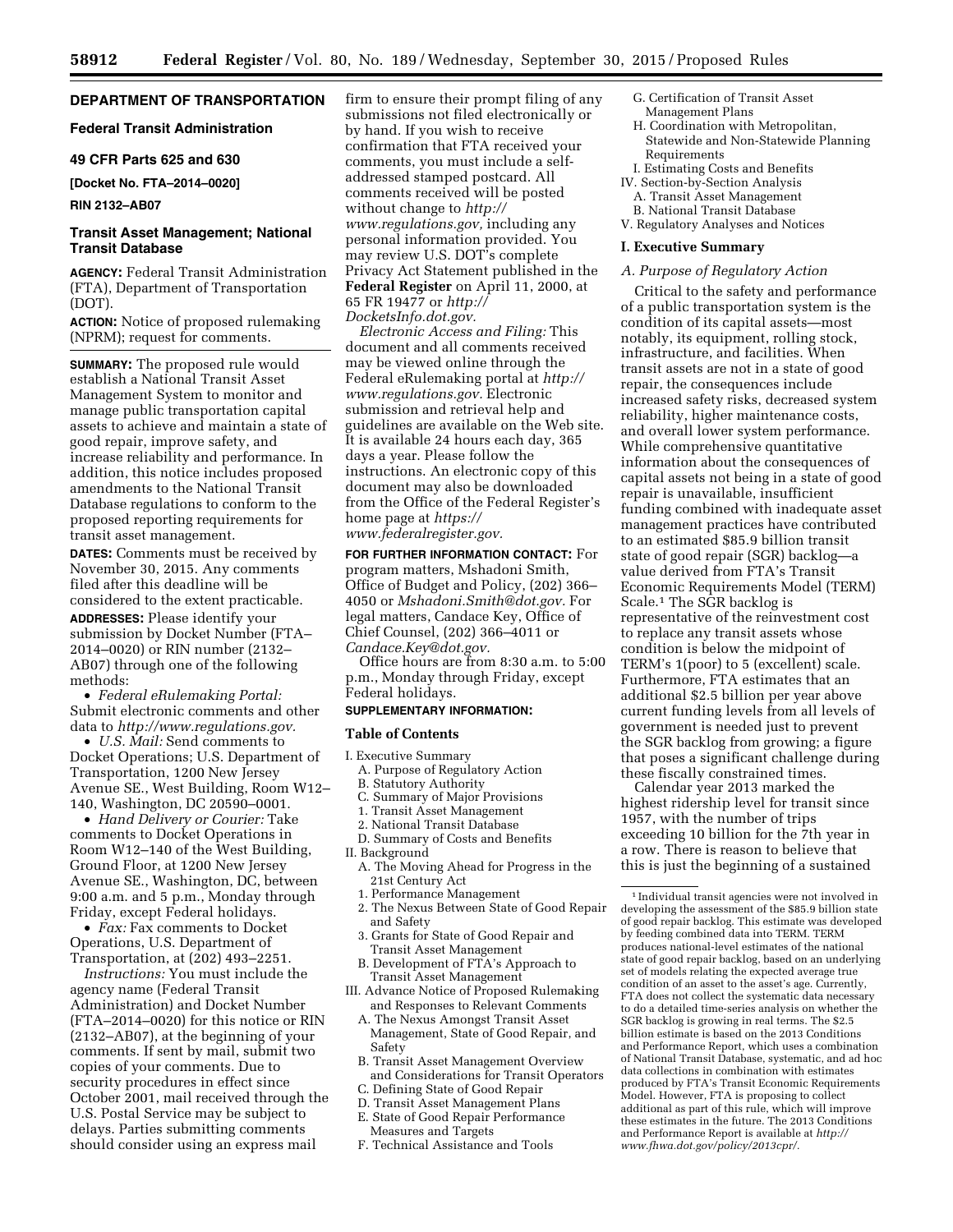## DEPARTMENT OF TRANSPORTATION

### Federal Transit Administration

### 49 CFR Parts 625 and 630

**[Docket No. FTA–2014–0020]**

**RIN 2132–AB07**

### Transit Asset Management; National Transit Database

**AGENCY:** Federal Transit Administration (FTA), Department of Transportation (DOT).

**ACTION:** Notice of proposed rulemaking (NPRM); request for comments.

**SUMMARY:** The proposed rule would establish a National Transit Asset Management System to monitor and manage public transportation capital assets to achieve and maintain a state of good repair, improve safety, and increase reliability and performance. In addition, this notice includes proposed amendments to the National Transit Database regulations to conform to the proposed reporting requirements for transit asset management.

**DATES:** Comments must be received by November 30, 2015. Any comments filed after this deadline will be considered to the extent practicable.

**ADDRESSES:** Please identify your submission by Docket Number (FTA–2014–0020) or RIN number (2132–AB07) through one of the following methods:

- *Federal eRulemaking Portal:* Submit electronic comments and other data to *http://www.regulations.gov.*
- *U.S. Mail:* Send comments to Docket Operations; U.S. Department of Transportation, 1200 New Jersey Avenue SE., West Building, Room W12–140, Washington, DC 20590–0001.
- *Hand Delivery or Courier:* Take comments to Docket Operations in Room W12–140 of the West Building, Ground Floor, at 1200 New Jersey Avenue SE., Washington, DC, between 9:00 a.m. and 5 p.m., Monday through Friday, except Federal holidays.
- *Fax:* Fax comments to Docket Operations, U.S. Department of Transportation, at (202) 493–2251.

*Instructions:* You must include the agency name (Federal Transit Administration) and Docket Number (FTA–2014–0020) for this notice or RIN (2132–AB07), at the beginning of your comments. If sent by mail, submit two copies of your comments. Due to security procedures in effect since October 2001, mail received through the U.S. Postal Service may be subject to delays. Parties submitting comments should consider using an express mail firm to ensure their prompt filing of any submissions not filed electronically or by hand. If you wish to receive confirmation that FTA received your comments, you must include a self-addressed stamped postcard. All comments received will be posted without change to *http://www.regulations.gov,* including any personal information provided. You may review U.S. DOT's complete Privacy Act Statement published in the **Federal Register** on April 11, 2000, at 65 FR 19477 or *http://DocketsInfo.dot.gov.*

*Electronic Access and Filing:* This document and all comments received may be viewed online through the Federal eRulemaking portal at *http://www.regulations.gov.* Electronic submission and retrieval help and guidelines are available on the Web site. It is available 24 hours each day, 365 days a year. Please follow the instructions. An electronic copy of this document may also be downloaded from the Office of the Federal Register's home page at *https://www.federalregister.gov.*

**FOR FURTHER INFORMATION CONTACT:** For program matters, Mshadoni Smith, Office of Budget and Policy, (202) 366–4050 or *Mshadoni.Smith@dot.gov.* For legal matters, Candace Key, Office of Chief Counsel, (202) 366–4011 or *Candace.Key@dot.gov.*

Office hours are from 8:30 a.m. to 5:00 p.m., Monday through Friday, except Federal holidays.

**SUPPLEMENTARY INFORMATION:**

**Table of Contents**

I. Executive Summary
 A. Purpose of Regulatory Action
 B. Statutory Authority
 C. Summary of Major Provisions
 1. Transit Asset Management
 2. National Transit Database
 D. Summary of Costs and Benefits
II. Background
 A. The Moving Ahead for Progress in the 21st Century Act
 1. Performance Management
 2. The Nexus Between State of Good Repair and Safety
 3. Grants for State of Good Repair and Transit Asset Management
 B. Development of FTA's Approach to Transit Asset Management
III. Advance Notice of Proposed Rulemaking and Responses to Relevant Comments
 A. The Nexus Amongst Transit Asset Management, State of Good Repair, and Safety
 B. Transit Asset Management Overview and Considerations for Transit Operators
 C. Defining State of Good Repair
 D. Transit Asset Management Plans
 E. State of Good Repair Performance Measures and Targets
 F. Technical Assistance and Tools
 G. Certification of Transit Asset Management Plans
 H. Coordination with Metropolitan, Statewide and Non-Statewide Planning Requirements
 I. Estimating Costs and Benefits
IV. Section-by-Section Analysis
 A. Transit Asset Management
 B. National Transit Database
V. Regulatory Analyses and Notices

## I. Executive Summary

### *A. Purpose of Regulatory Action*

Critical to the safety and performance of a public transportation system is the condition of its capital assets—most notably, its equipment, rolling stock, infrastructure, and facilities. When transit assets are not in a state of good repair, the consequences include increased safety risks, decreased system reliability, higher maintenance costs, and overall lower system performance. While comprehensive quantitative information about the consequences of capital assets not being in a state of good repair is unavailable, insufficient funding combined with inadequate asset management practices have contributed to an estimated $85.9 billion transit state of good repair (SGR) backlog—a value derived from FTA's Transit Economic Requirements Model (TERM) Scale.[1] The SGR backlog is representative of the reinvestment cost to replace any transit assets whose condition is below the midpoint of TERM's 1(poor) to 5 (excellent) scale. Furthermore, FTA estimates that an additional $2.5 billion per year above current funding levels from all levels of government is needed just to prevent the SGR backlog from growing; a figure that poses a significant challenge during these fiscally constrained times.

Calendar year 2013 marked the highest ridership level for transit since 1957, with the number of trips exceeding 10 billion for the 7th year in a row. There is reason to believe that this is just the beginning of a sustained

[1] Individual transit agencies were not involved in developing the assessment of the $85.9 billion state of good repair backlog. This estimate was developed by feeding combined data into TERM. TERM produces national-level estimates of the national state of good repair backlog, based on an underlying set of models relating the expected average true condition of an asset to the asset's age. Currently, FTA does not collect the systematic data necessary to do a detailed time-series analysis on whether the SGR backlog is growing in real terms. The $2.5 billion estimate is based on the 2013 Conditions and Performance Report, which uses a combination of National Transit Database, systematic, and ad hoc data collections in combination with estimates produced by FTA's Transit Economic Requirements Model. However, FTA is proposing to collect additional as part of this rule, which will improve these estimates in the future. The 2013 Conditions and Performance Report is available at *http://www.fhwa.dot.gov/policy/2013cpr/.*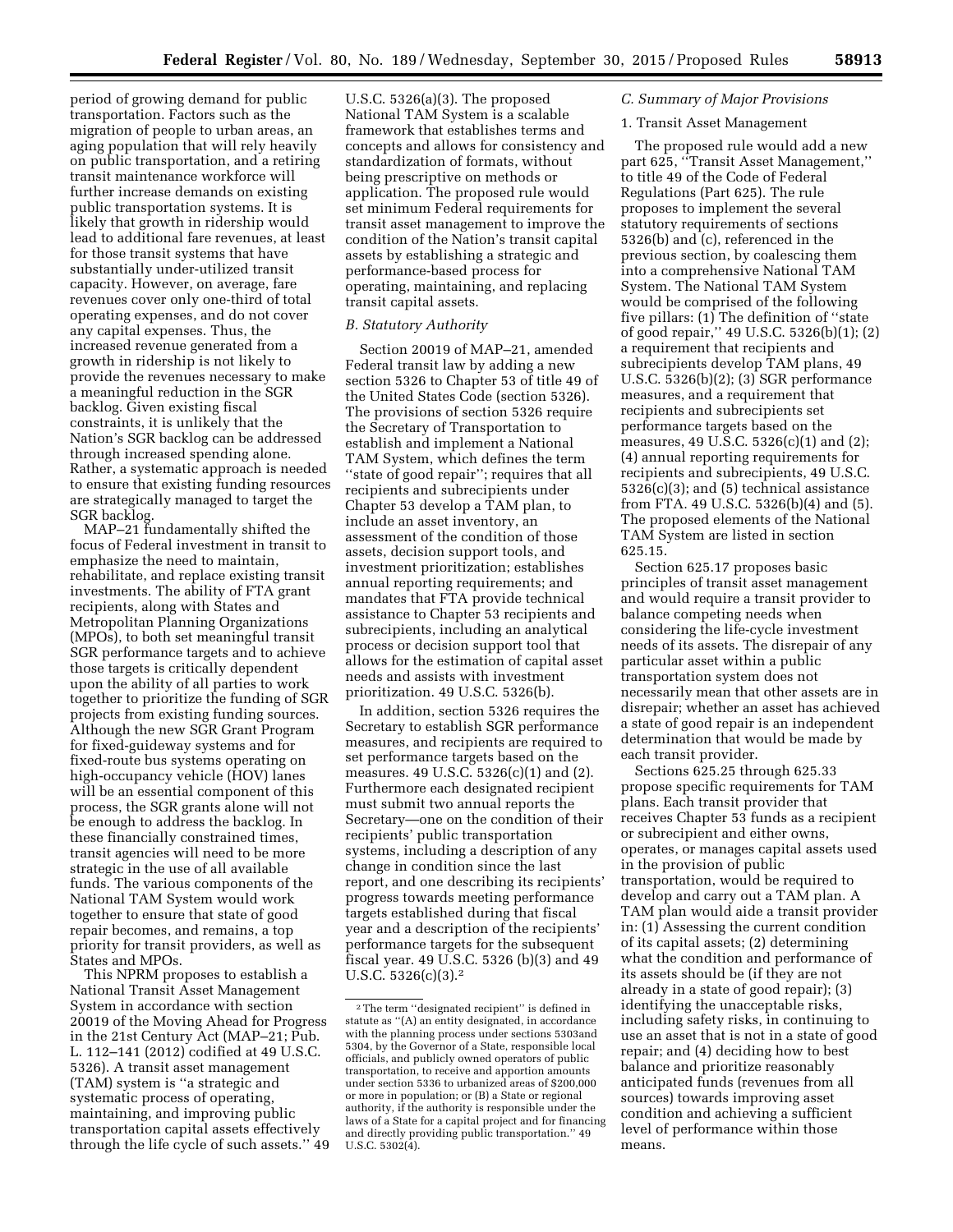period of growing demand for public transportation. Factors such as the migration of people to urban areas, an aging population that will rely heavily on public transportation, and a retiring transit maintenance workforce will further increase demands on existing public transportation systems. It is likely that growth in ridership would lead to additional fare revenues, at least for those transit systems that have substantially under-utilized transit capacity. However, on average, fare revenues cover only one-third of total operating expenses, and do not cover any capital expenses. Thus, the increased revenue generated from a growth in ridership is not likely to provide the revenues necessary to make a meaningful reduction in the SGR backlog. Given existing fiscal constraints, it is unlikely that the Nation's SGR backlog can be addressed through increased spending alone. Rather, a systematic approach is needed to ensure that existing funding resources are strategically managed to target the SGR backlog.

MAP–21 fundamentally shifted the focus of Federal investment in transit to emphasize the need to maintain, rehabilitate, and replace existing transit investments. The ability of FTA grant recipients, along with States and Metropolitan Planning Organizations (MPOs), to both set meaningful transit SGR performance targets and to achieve those targets is critically dependent upon the ability of all parties to work together to prioritize the funding of SGR projects from existing funding sources. Although the new SGR Grant Program for fixed-guideway systems and for fixed-route bus systems operating on high-occupancy vehicle (HOV) lanes will be an essential component of this process, the SGR grants alone will not be enough to address the backlog. In these financially constrained times, transit agencies will need to be more strategic in the use of all available funds. The various components of the National TAM System would work together to ensure that state of good repair becomes, and remains, a top priority for transit providers, as well as States and MPOs.

This NPRM proposes to establish a National Transit Asset Management System in accordance with section 20019 of the Moving Ahead for Progress in the 21st Century Act (MAP–21; Pub. L. 112–141 (2012) codified at 49 U.S.C. 5326). A transit asset management (TAM) system is "a strategic and systematic process of operating, maintaining, and improving public transportation capital assets effectively through the life cycle of such assets." 49 U.S.C. 5326(a)(3). The proposed National TAM System is a scalable framework that establishes terms and concepts and allows for consistency and standardization of formats, without being prescriptive on methods or application. The proposed rule would set minimum Federal requirements for transit asset management to improve the condition of the Nation's transit capital assets by establishing a strategic and performance-based process for operating, maintaining, and replacing transit capital assets.

### B. Statutory Authority

Section 20019 of MAP–21, amended Federal transit law by adding a new section 5326 to Chapter 53 of title 49 of the United States Code (section 5326). The provisions of section 5326 require the Secretary of Transportation to establish and implement a National TAM System, which defines the term "state of good repair"; requires that all recipients and subrecipients under Chapter 53 develop a TAM plan, to include an asset inventory, an assessment of the condition of those assets, decision support tools, and investment prioritization; establishes annual reporting requirements; and mandates that FTA provide technical assistance to Chapter 53 recipients and subrecipients, including an analytical process or decision support tool that allows for the estimation of capital asset needs and assists with investment prioritization. 49 U.S.C. 5326(b).

In addition, section 5326 requires the Secretary to establish SGR performance measures, and recipients are required to set performance targets based on the measures. 49 U.S.C. 5326(c)(1) and (2). Furthermore each designated recipient must submit two annual reports the Secretary—one on the condition of their recipients' public transportation systems, including a description of any change in condition since the last report, and one describing its recipients' progress towards meeting performance targets established during that fiscal year and a description of the recipients' performance targets for the subsequent fiscal year. 49 U.S.C. 5326 (b)(3) and 49 U.S.C. 5326(c)(3).[2]

[2] The term "designated recipient" is defined in statute as "(A) an entity designated, in accordance with the planning process under sections 5303and 5304, by the Governor of a State, responsible local officials, and publicly owned operators of public transportation, to receive and apportion amounts under section 5336 to urbanized areas of 200,000 or more in population; or (B) a State or regional authority, if the authority is responsible under the laws of a State for a capital project and for financing and directly providing public transportation." 49 U.S.C. 5302(4).

### C. Summary of Major Provisions

#### 1. Transit Asset Management

The proposed rule would add a new part 625, "Transit Asset Management," to title 49 of the Code of Federal Regulations (Part 625). The rule proposes to implement the several statutory requirements of sections 5326(b) and (c), referenced in the previous section, by coalescing them into a comprehensive National TAM System. The National TAM System would be comprised of the following five pillars: (1) The definition of "state of good repair," 49 U.S.C. 5326(b)(1); (2) a requirement that recipients and subrecipients develop TAM plans, 49 U.S.C. 5326(b)(2); (3) SGR performance measures, and a requirement that recipients and subrecipients set performance targets based on the measures, 49 U.S.C. 5326(c)(1) and (2); (4) annual reporting requirements for recipients and subrecipients, 49 U.S.C. 5326(c)(3); and (5) technical assistance from FTA. 49 U.S.C. 5326(b)(4) and (5). The proposed elements of the National TAM System are listed in section 625.15.

Section 625.17 proposes basic principles of transit asset management and would require a transit provider to balance competing needs when considering the life-cycle investment needs of its assets. The disrepair of any particular asset within a public transportation system does not necessarily mean that other assets are in disrepair; whether an asset has achieved a state of good repair is an independent determination that would be made by each transit provider.

Sections 625.25 through 625.33 propose specific requirements for TAM plans. Each transit provider that receives Chapter 53 funds as a recipient or subrecipient and either owns, operates, or manages capital assets used in the provision of public transportation, would be required to develop and carry out a TAM plan. A TAM plan would aide a transit provider in: (1) Assessing the current condition of its capital assets; (2) determining what the condition and performance of its assets should be (if they are not already in a state of good repair); (3) identifying the unacceptable risks, including safety risks, in continuing to use an asset that is not in a state of good repair; and (4) deciding how to best balance and prioritize reasonably anticipated funds (revenues from all sources) towards improving asset condition and achieving a sufficient level of performance within those means.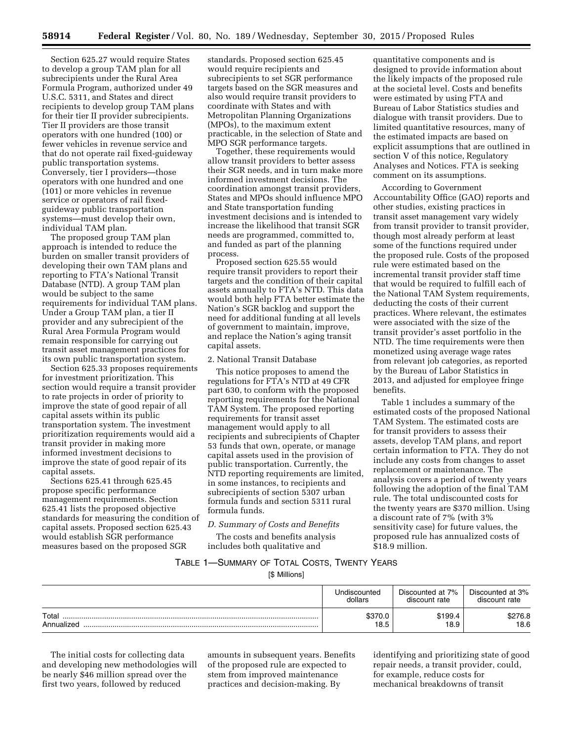Section 625.27 would require States to develop a group TAM plan for all subrecipients under the Rural Area Formula Program, authorized under 49 U.S.C. 5311, and States and direct recipients to develop group TAM plans for their tier II provider subrecipients. Tier II providers are those transit operators with one hundred (100) or fewer vehicles in revenue service and that do not operate rail fixed-guideway public transportation systems. Conversely, tier I providers—those operators with one hundred and one (101) or more vehicles in revenue service or operators of rail fixed-guideway public transportation systems—must develop their own, individual TAM plan.

The proposed group TAM plan approach is intended to reduce the burden on smaller transit providers of developing their own TAM plans and reporting to FTA's National Transit Database (NTD). A group TAM plan would be subject to the same requirements for individual TAM plans. Under a Group TAM plan, a tier II provider and any subrecipient of the Rural Area Formula Program would remain responsible for carrying out transit asset management practices for its own public transportation system.

Section 625.33 proposes requirements for investment prioritization. This section would require a transit provider to rate projects in order of priority to improve the state of good repair of all capital assets within its public transportation system. The investment prioritization requirements would aid a transit provider in making more informed investment decisions to improve the state of good repair of its capital assets.

Sections 625.41 through 625.45 propose specific performance management requirements. Section 625.41 lists the proposed objective standards for measuring the condition of capital assets. Proposed section 625.43 would establish SGR performance measures based on the proposed SGR standards. Proposed section 625.45 would require recipients and subrecipients to set SGR performance targets based on the SGR measures and also would require transit providers to coordinate with States and with Metropolitan Planning Organizations (MPOs), to the maximum extent practicable, in the selection of State and MPO SGR performance targets.

Together, these requirements would allow transit providers to better assess their SGR needs, and in turn make more informed investment decisions. The coordination amongst transit providers, States and MPOs should influence MPO and State transportation funding investment decisions and is intended to increase the likelihood that transit SGR needs are programmed, committed to, and funded as part of the planning process.

Proposed section 625.55 would require transit providers to report their targets and the condition of their capital assets annually to FTA's NTD. This data would both help FTA better estimate the Nation's SGR backlog and support the need for additional funding at all levels of government to maintain, improve, and replace the Nation's aging transit capital assets.

2. National Transit Database

This notice proposes to amend the regulations for FTA's NTD at 49 CFR part 630, to conform with the proposed reporting requirements for the National TAM System. The proposed reporting requirements for transit asset management would apply to all recipients and subrecipients of Chapter 53 funds that own, operate, or manage capital assets used in the provision of public transportation. Currently, the NTD reporting requirements are limited, in some instances, to recipients and subrecipients of section 5307 urban formula funds and section 5311 rural formula funds.

### *D. Summary of Costs and Benefits*

The costs and benefits analysis includes both qualitative and quantitative components and is designed to provide information about the likely impacts of the proposed rule at the societal level. Costs and benefits were estimated by using FTA and Bureau of Labor Statistics studies and dialogue with transit providers. Due to limited quantitative resources, many of the estimated impacts are based on explicit assumptions that are outlined in section V of this notice, Regulatory Analyses and Notices. FTA is seeking comment on its assumptions.

According to Government Accountability Office (GAO) reports and other studies, existing practices in transit asset management vary widely from transit provider to transit provider, though most already perform at least some of the functions required under the proposed rule. Costs of the proposed rule were estimated based on the incremental transit provider staff time that would be required to fulfill each of the National TAM System requirements, deducting the costs of their current practices. Where relevant, the estimates were associated with the size of the transit provider's asset portfolio in the NTD. The time requirements were then monetized using average wage rates from relevant job categories, as reported by the Bureau of Labor Statistics in 2013, and adjusted for employee fringe benefits.

Table 1 includes a summary of the estimated costs of the proposed National TAM System. The estimated costs are for transit providers to assess their assets, develop TAM plans, and report certain information to FTA. They do not include any costs from changes to asset replacement or maintenance. The analysis covers a period of twenty years following the adoption of the final TAM rule. The total undiscounted costs for the twenty years are $370 million. Using a discount rate of 7% (with 3% sensitivity case) for future values, the proposed rule has annualized costs of $18.9 million.

TABLE 1—SUMMARY OF TOTAL COSTS, TWENTY YEARS

[$ Millions]

| | Undiscounted dollars | Discounted at 7% discount rate | Discounted at 3% discount rate |
|---|---|---|---|
| Total | $370.0 | $199.4 | $276.8 |
| Annualized | 18.5 | 18.9 | 18.6 |

The initial costs for collecting data and developing new methodologies will be nearly $46 million spread over the first two years, followed by reduced amounts in subsequent years. Benefits of the proposed rule are expected to stem from improved maintenance practices and decision-making. By identifying and prioritizing state of good repair needs, a transit provider, could, for example, reduce costs for mechanical breakdowns of transit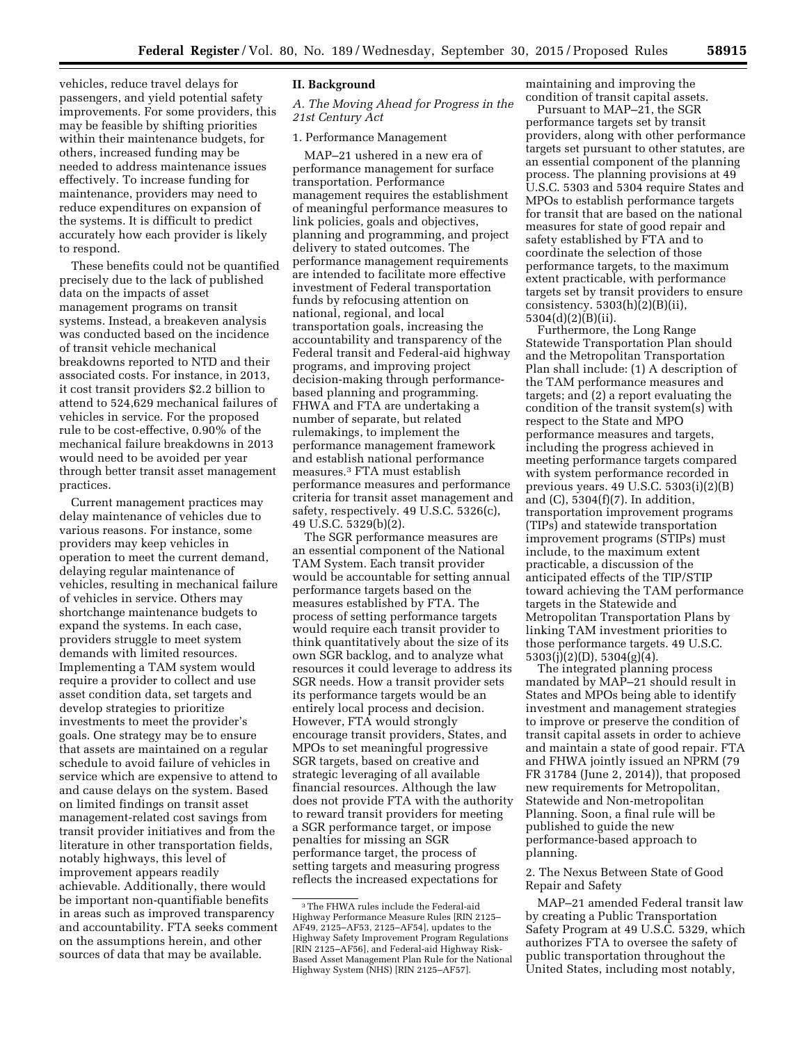vehicles, reduce travel delays for passengers, and yield potential safety improvements. For some providers, this may be feasible by shifting priorities within their maintenance budgets, for others, increased funding may be needed to address maintenance issues effectively. To increase funding for maintenance, providers may need to reduce expenditures on expansion of the systems. It is difficult to predict accurately how each provider is likely to respond.

These benefits could not be quantified precisely due to the lack of published data on the impacts of asset management programs on transit systems. Instead, a breakeven analysis was conducted based on the incidence of transit vehicle mechanical breakdowns reported to NTD and their associated costs. For instance, in 2013, it cost transit providers $2.2 billion to attend to 524,629 mechanical failures of vehicles in service. For the proposed rule to be cost-effective, 0.90% of the mechanical failure breakdowns in 2013 would need to be avoided per year through better transit asset management practices.

Current management practices may delay maintenance of vehicles due to various reasons. For instance, some providers may keep vehicles in operation to meet the current demand, delaying regular maintenance of vehicles, resulting in mechanical failure of vehicles in service. Others may shortchange maintenance budgets to expand the systems. In each case, providers struggle to meet system demands with limited resources. Implementing a TAM system would require a provider to collect and use asset condition data, set targets and develop strategies to prioritize investments to meet the provider's goals. One strategy may be to ensure that assets are maintained on a regular schedule to avoid failure of vehicles in service which are expensive to attend to and cause delays on the system. Based on limited findings on transit asset management-related cost savings from transit provider initiatives and from the literature in other transportation fields, notably highways, this level of improvement appears readily achievable. Additionally, there would be important non-quantifiable benefits in areas such as improved transparency and accountability. FTA seeks comment on the assumptions herein, and other sources of data that may be available.

## II. Background

### A. The Moving Ahead for Progress in the 21st Century Act

#### 1. Performance Management

MAP–21 ushered in a new era of performance management for surface transportation. Performance management requires the establishment of meaningful performance measures to link policies, goals and objectives, planning and programming, and project delivery to stated outcomes. The performance management requirements are intended to facilitate more effective investment of Federal transportation funds by refocusing attention on national, regional, and local transportation goals, increasing the accountability and transparency of the Federal transit and Federal-aid highway programs, and improving project decision-making through performance-based planning and programming. FHWA and FTA are undertaking a number of separate, but related rulemakings, to implement the performance management framework and establish national performance measures.[3] FTA must establish performance measures and performance criteria for transit asset management and safety, respectively. 49 U.S.C. 5326(c), 49 U.S.C. 5329(b)(2).

The SGR performance measures are an essential component of the National TAM System. Each transit provider would be accountable for setting annual performance targets based on the measures established by FTA. The process of setting performance targets would require each transit provider to think quantitatively about the size of its own SGR backlog, and to analyze what resources it could leverage to address its SGR needs. How a transit provider sets its performance targets would be an entirely local process and decision. However, FTA would strongly encourage transit providers, States, and MPOs to set meaningful progressive SGR targets, based on creative and strategic leveraging of all available financial resources. Although the law does not provide FTA with the authority to reward transit providers for meeting a SGR performance target, or impose penalties for missing an SGR performance target, the process of setting targets and measuring progress reflects the increased expectations for maintaining and improving the condition of transit capital assets.

Pursuant to MAP–21, the SGR performance targets set by transit providers, along with other performance targets set pursuant to other statutes, are an essential component of the planning process. The planning provisions at 49 U.S.C. 5303 and 5304 require States and MPOs to establish performance targets for transit that are based on the national measures for state of good repair and safety established by FTA and to coordinate the selection of those performance targets, to the maximum extent practicable, with performance targets set by transit providers to ensure consistency. 5303(h)(2)(B)(ii), 5304(d)(2)(B)(ii).

Furthermore, the Long Range Statewide Transportation Plan should and the Metropolitan Transportation Plan shall include: (1) A description of the TAM performance measures and targets; and (2) a report evaluating the condition of the transit system(s) with respect to the State and MPO performance measures and targets, including the progress achieved in meeting performance targets compared with system performance recorded in previous years. 49 U.S.C. 5303(i)(2)(B) and (C), 5304(f)(7). In addition, transportation improvement programs (TIPs) and statewide transportation improvement programs (STIPs) must include, to the maximum extent practicable, a discussion of the anticipated effects of the TIP/STIP toward achieving the TAM performance targets in the Statewide and Metropolitan Transportation Plans by linking TAM investment priorities to those performance targets. 49 U.S.C. 5303(j)(2)(D), 5304(g)(4).

The integrated planning process mandated by MAP–21 should result in States and MPOs being able to identify investment and management strategies to improve or preserve the condition of transit capital assets in order to achieve and maintain a state of good repair. FTA and FHWA jointly issued an NPRM (79 FR 31784 (June 2, 2014)), that proposed new requirements for Metropolitan, Statewide and Non-metropolitan Planning. Soon, a final rule will be published to guide the new performance-based approach to planning.

#### 2. The Nexus Between State of Good Repair and Safety

MAP–21 amended Federal transit law by creating a Public Transportation Safety Program at 49 U.S.C. 5329, which authorizes FTA to oversee the safety of public transportation throughout the United States, including most notably,

[3] The FHWA rules include the Federal-aid Highway Performance Measure Rules [RIN 2125–AF49, 2125–AF53, 2125–AF54], updates to the Highway Safety Improvement Program Regulations [RIN 2125–AF56], and Federal-aid Highway Risk-Based Asset Management Plan Rule for the National Highway System (NHS) [RIN 2125–AF57].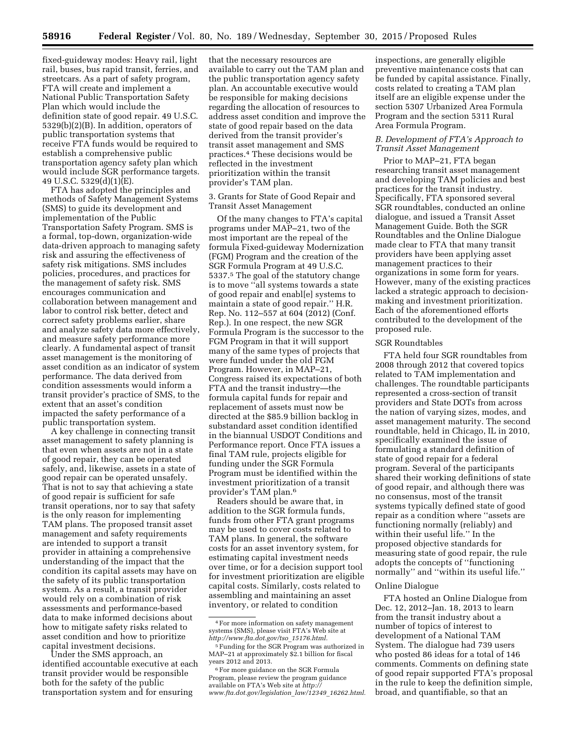fixed-guideway modes: Heavy rail, light rail, buses, bus rapid transit, ferries, and streetcars. As a part of safety program, FTA will create and implement a National Public Transportation Safety Plan which would include the definition state of good repair. 49 U.S.C. 5329(b)(2)(B). In addition, operators of public transportation systems that receive FTA funds would be required to establish a comprehensive public transportation agency safety plan which would include SGR performance targets. 49 U.S.C. 5329(d)(1)(E).

FTA has adopted the principles and methods of Safety Management Systems (SMS) to guide its development and implementation of the Public Transportation Safety Program. SMS is a formal, top-down, organization-wide data-driven approach to managing safety risk and assuring the effectiveness of safety risk mitigations. SMS includes policies, procedures, and practices for the management of safety risk. SMS encourages communication and collaboration between management and labor to control risk better, detect and correct safety problems earlier, share and analyze safety data more effectively, and measure safety performance more clearly. A fundamental aspect of transit asset management is the monitoring of asset condition as an indicator of system performance. The data derived from condition assessments would inform a transit provider's practice of SMS, to the extent that an asset's condition impacted the safety performance of a public transportation system.

A key challenge in connecting transit asset management to safety planning is that even when assets are not in a state of good repair, they can be operated safely, and, likewise, assets in a state of good repair can be operated unsafely. That is not to say that achieving a state of good repair is sufficient for safe transit operations, nor to say that safety is the only reason for implementing TAM plans. The proposed transit asset management and safety requirements are intended to support a transit provider in attaining a comprehensive understanding of the impact that the condition its capital assets may have on the safety of its public transportation system. As a result, a transit provider would rely on a combination of risk assessments and performance-based data to make informed decisions about how to mitigate safety risks related to asset condition and how to prioritize capital investment decisions.

Under the SMS approach, an identified accountable executive at each transit provider would be responsible both for the safety of the public transportation system and for ensuring that the necessary resources are available to carry out the TAM plan and the public transportation agency safety plan. An accountable executive would be responsible for making decisions regarding the allocation of resources to address asset condition and improve the state of good repair based on the data derived from the transit provider's transit asset management and SMS practices.[4] These decisions would be reflected in the investment prioritization within the transit provider's TAM plan.

3. Grants for State of Good Repair and Transit Asset Management

Of the many changes to FTA's capital programs under MAP–21, two of the most important are the repeal of the formula Fixed-guideway Modernization (FGM) Program and the creation of the SGR Formula Program at 49 U.S.C. 5337.[5] The goal of the statutory change is to move ''all systems towards a state of good repair and enabl[e] systems to maintain a state of good repair.'' H.R. Rep. No. 112–557 at 604 (2012) (Conf. Rep.). In one respect, the new SGR Formula Program is the successor to the FGM Program in that it will support many of the same types of projects that were funded under the old FGM Program. However, in MAP–21, Congress raised its expectations of both FTA and the transit industry—the formula capital funds for repair and replacement of assets must now be directed at the $85.9 billion backlog in substandard asset condition identified in the biannual USDOT Conditions and Performance report. Once FTA issues a final TAM rule, projects eligible for funding under the SGR Formula Program must be identified within the investment prioritization of a transit provider's TAM plan.[6]

Readers should be aware that, in addition to the SGR formula funds, funds from other FTA grant programs may be used to cover costs related to TAM plans. In general, the software costs for an asset inventory system, for estimating capital investment needs over time, or for a decision support tool for investment prioritization are eligible capital costs. Similarly, costs related to assembling and maintaining an asset inventory, or related to condition inspections, are generally eligible preventive maintenance costs that can be funded by capital assistance. Finally, costs related to creating a TAM plan itself are an eligible expense under the section 5307 Urbanized Area Formula Program and the section 5311 Rural Area Formula Program.

### *B. Development of FTA's Approach to Transit Asset Management*

Prior to MAP–21, FTA began researching transit asset management and developing TAM policies and best practices for the transit industry. Specifically, FTA sponsored several SGR roundtables, conducted an online dialogue, and issued a Transit Asset Management Guide. Both the SGR Roundtables and the Online Dialogue made clear to FTA that many transit providers have been applying asset management practices to their organizations in some form for years. However, many of the existing practices lacked a strategic approach to decision-making and investment prioritization. Each of the aforementioned efforts contributed to the development of the proposed rule.

#### SGR Roundtables

FTA held four SGR roundtables from 2008 through 2012 that covered topics related to TAM implementation and challenges. The roundtable participants represented a cross-section of transit providers and State DOTs from across the nation of varying sizes, modes, and asset management maturity. The second roundtable, held in Chicago, IL in 2010, specifically examined the issue of formulating a standard definition of state of good repair for a federal program. Several of the participants shared their working definitions of state of good repair, and although there was no consensus, most of the transit systems typically defined state of good repair as a condition where ''assets are functioning normally (reliably) and within their useful life.'' In the proposed objective standards for measuring state of good repair, the rule adopts the concepts of ''functioning normally'' and ''within its useful life.''

#### Online Dialogue

FTA hosted an Online Dialogue from Dec. 12, 2012–Jan. 18, 2013 to learn from the transit industry about a number of topics of interest to development of a National TAM System. The dialogue had 739 users who posted 86 ideas for a total of 146 comments. Comments on defining state of good repair supported FTA's proposal in the rule to keep the definition simple, broad, and quantifiable, so that an

---

[4] For more information on safety management systems (SMS), please visit FTA's Web site at *http://www.fta.dot.gov/tso_15176.html.*

[5] Funding for the SGR Program was authorized in MAP–21 at approximately $2.1 billion for fiscal years 2012 and 2013.

[6] For more guidance on the SGR Formula Program, please review the program guidance available on FTA's Web site at *http://www.fta.dot.gov/legislation_law/12349_16262.html.*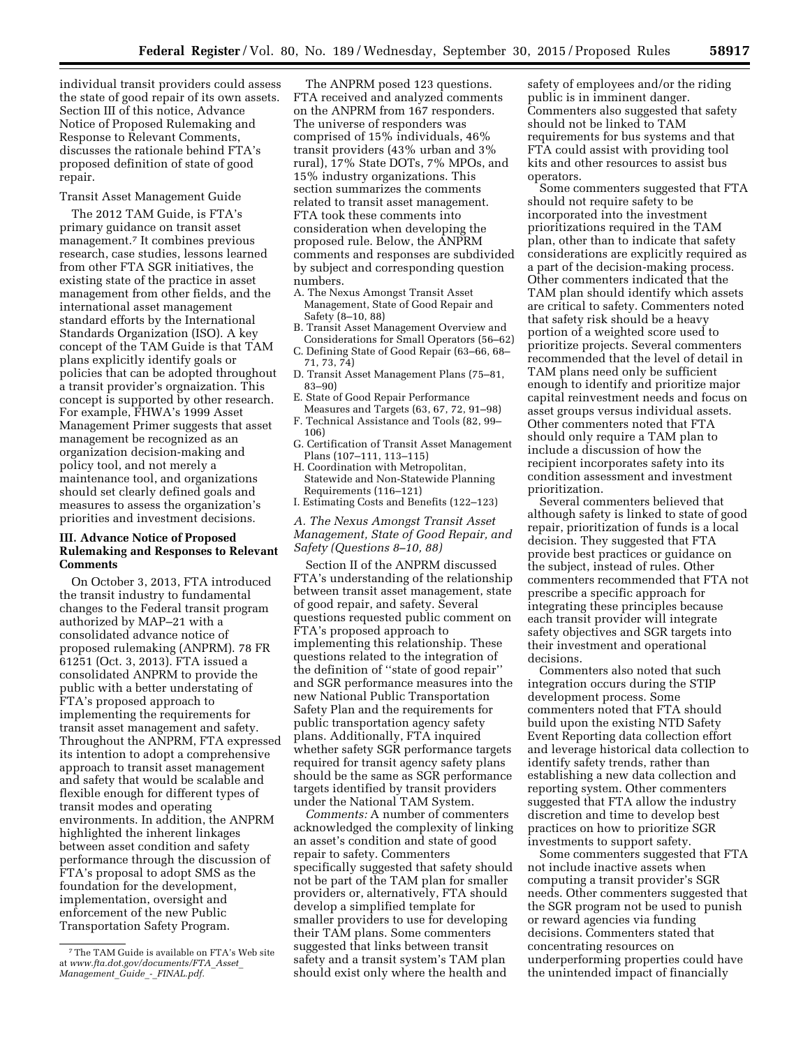individual transit providers could assess the state of good repair of its own assets. Section III of this notice, Advance Notice of Proposed Rulemaking and Response to Relevant Comments, discusses the rationale behind FTA's proposed definition of state of good repair.

Transit Asset Management Guide

The 2012 TAM Guide, is FTA's primary guidance on transit asset management.[7] It combines previous research, case studies, lessons learned from other FTA SGR initiatives, the existing state of the practice in asset management from other fields, and the international asset management standard efforts by the International Standards Organization (ISO). A key concept of the TAM Guide is that TAM plans explicitly identify goals or policies that can be adopted throughout a transit provider's orgnaization. This concept is supported by other research. For example, FHWA's 1999 Asset Management Primer suggests that asset management be recognized as an organization decision-making and policy tool, and not merely a maintenance tool, and organizations should set clearly defined goals and measures to assess the organization's priorities and investment decisions.

### III. Advance Notice of Proposed Rulemaking and Responses to Relevant Comments

On October 3, 2013, FTA introduced the transit industry to fundamental changes to the Federal transit program authorized by MAP–21 with a consolidated advance notice of proposed rulemaking (ANPRM). 78 FR 61251 (Oct. 3, 2013). FTA issued a consolidated ANPRM to provide the public with a better understating of FTA's proposed approach to implementing the requirements for transit asset management and safety. Throughout the ANPRM, FTA expressed its intention to adopt a comprehensive approach to transit asset management and safety that would be scalable and flexible enough for different types of transit modes and operating environments. In addition, the ANPRM highlighted the inherent linkages between asset condition and safety performance through the discussion of FTA's proposal to adopt SMS as the foundation for the development, implementation, oversight and enforcement of the new Public Transportation Safety Program.

The ANPRM posed 123 questions. FTA received and analyzed comments on the ANPRM from 167 responders. The universe of responders was comprised of 15% individuals, 46% transit providers (43% urban and 3% rural), 17% State DOTs, 7% MPOs, and 15% industry organizations. This section summarizes the comments related to transit asset management. FTA took these comments into consideration when developing the proposed rule. Below, the ANPRM comments and responses are subdivided by subject and corresponding question numbers.

A. The Nexus Amongst Transit Asset Management, State of Good Repair and Safety (8–10, 88)
B. Transit Asset Management Overview and Considerations for Small Operators (56–62)
C. Defining State of Good Repair (63–66, 68–71, 73, 74)
D. Transit Asset Management Plans (75–81, 83–90)
E. State of Good Repair Performance Measures and Targets (63, 67, 72, 91–98)
F. Technical Assistance and Tools (82, 99–106)
G. Certification of Transit Asset Management Plans (107–111, 113–115)
H. Coordination with Metropolitan, Statewide and Non-Statewide Planning Requirements (116–121)
I. Estimating Costs and Benefits (122–123)

#### *A. The Nexus Amongst Transit Asset Management, State of Good Repair, and Safety (Questions 8–10, 88)*

Section II of the ANPRM discussed FTA's understanding of the relationship between transit asset management, state of good repair, and safety. Several questions requested public comment on FTA's proposed approach to implementing this relationship. These questions related to the integration of the definition of ''state of good repair'' and SGR performance measures into the new National Public Transportation Safety Plan and the requirements for public transportation agency safety plans. Additionally, FTA inquired whether safety SGR performance targets required for transit agency safety plans should be the same as SGR performance targets identified by transit providers under the National TAM System.

*Comments:* A number of commenters acknowledged the complexity of linking an asset's condition and state of good repair to safety. Commenters specifically suggested that safety should not be part of the TAM plan for smaller providers or, alternatively, FTA should develop a simplified template for smaller providers to use for developing their TAM plans. Some commenters suggested that links between transit safety and a transit system's TAM plan should exist only where the health and safety of employees and/or the riding public is in imminent danger. Commenters also suggested that safety should not be linked to TAM requirements for bus systems and that FTA could assist with providing tool kits and other resources to assist bus operators.

Some commenters suggested that FTA should not require safety to be incorporated into the investment prioritizations required in the TAM plan, other than to indicate that safety considerations are explicitly required as a part of the decision-making process. Other commenters indicated that the TAM plan should identify which assets are critical to safety. Commenters noted that safety risk should be a heavy portion of a weighted score used to prioritize projects. Several commenters recommended that the level of detail in TAM plans need only be sufficient enough to identify and prioritize major capital reinvestment needs and focus on asset groups versus individual assets. Other commenters noted that FTA should only require a TAM plan to include a discussion of how the recipient incorporates safety into its condition assessment and investment prioritization.

Several commenters believed that although safety is linked to state of good repair, prioritization of funds is a local decision. They suggested that FTA provide best practices or guidance on the subject, instead of rules. Other commenters recommended that FTA not prescribe a specific approach for integrating these principles because each transit provider will integrate safety objectives and SGR targets into their investment and operational decisions.

Commenters also noted that such integration occurs during the STIP development process. Some commenters noted that FTA should build upon the existing NTD Safety Event Reporting data collection effort and leverage historical data collection to identify safety trends, rather than establishing a new data collection and reporting system. Other commenters suggested that FTA allow the industry discretion and time to develop best practices on how to prioritize SGR investments to support safety.

Some commenters suggested that FTA not include inactive assets when computing a transit provider's SGR needs. Other commenters suggested that the SGR program not be used to punish or reward agencies via funding decisions. Commenters stated that concentrating resources on underperforming properties could have the unintended impact of financially

[7] The TAM Guide is available on FTA's Web site at *www.fta.dot.gov/documents/FTA_Asset_Management_Guide_-_FINAL.pdf.*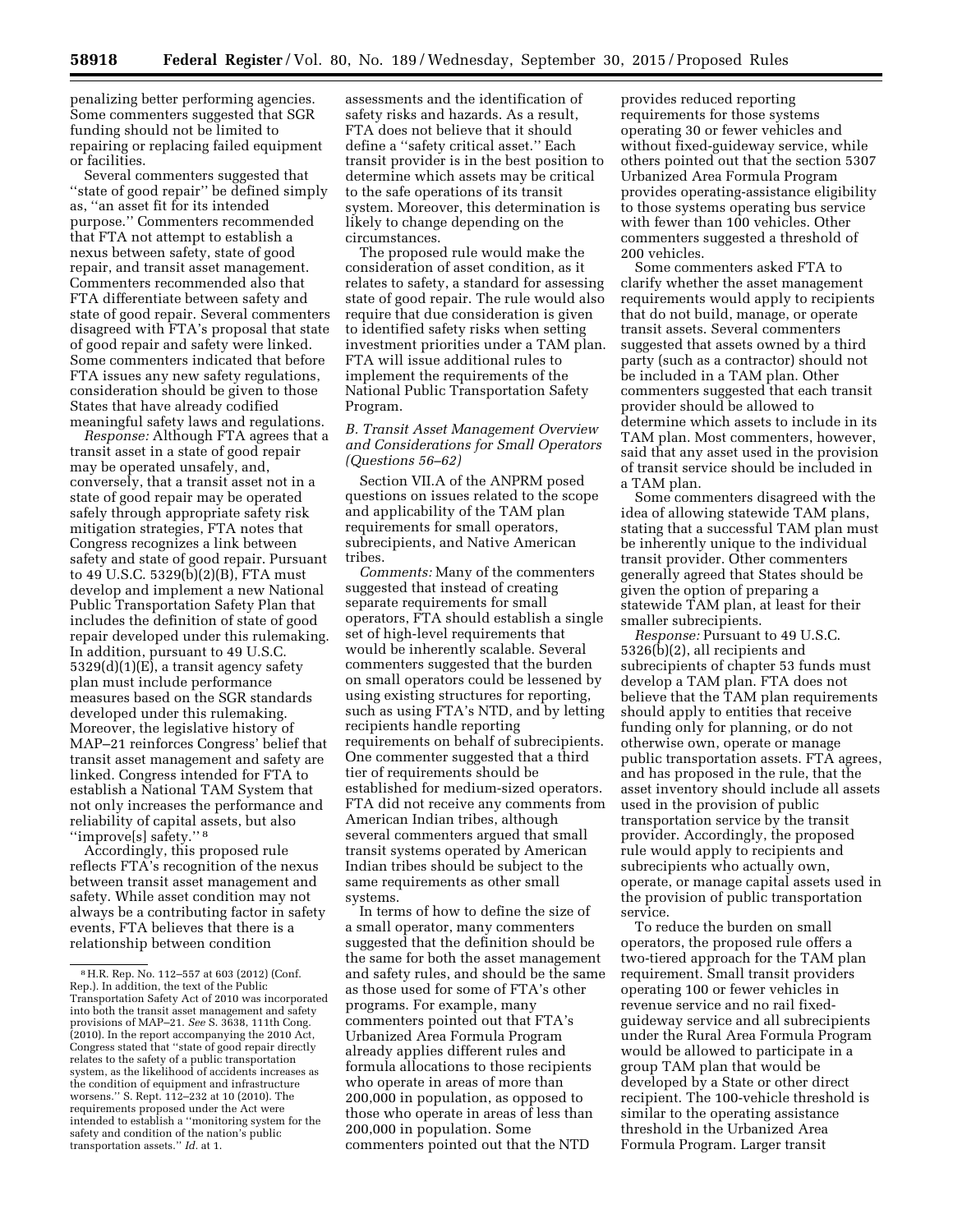penalizing better performing agencies. Some commenters suggested that SGR funding should not be limited to repairing or replacing failed equipment or facilities.

Several commenters suggested that ''state of good repair'' be defined simply as, ''an asset fit for its intended purpose.'' Commenters recommended that FTA not attempt to establish a nexus between safety, state of good repair, and transit asset management. Commenters recommended also that FTA differentiate between safety and state of good repair. Several commenters disagreed with FTA's proposal that state of good repair and safety were linked. Some commenters indicated that before FTA issues any new safety regulations, consideration should be given to those States that have already codified meaningful safety laws and regulations.

*Response:* Although FTA agrees that a transit asset in a state of good repair may be operated unsafely, and, conversely, that a transit asset not in a state of good repair may be operated safely through appropriate safety risk mitigation strategies, FTA notes that Congress recognizes a link between safety and state of good repair. Pursuant to 49 U.S.C. 5329(b)(2)(B), FTA must develop and implement a new National Public Transportation Safety Plan that includes the definition of state of good repair developed under this rulemaking. In addition, pursuant to 49 U.S.C. 5329(d)(1)(E), a transit agency safety plan must include performance measures based on the SGR standards developed under this rulemaking. Moreover, the legislative history of MAP–21 reinforces Congress' belief that transit asset management and safety are linked. Congress intended for FTA to establish a National TAM System that not only increases the performance and reliability of capital assets, but also ''improve[s] safety.'' [8]

Accordingly, this proposed rule reflects FTA's recognition of the nexus between transit asset management and safety. While asset condition may not always be a contributing factor in safety events, FTA believes that there is a relationship between condition assessments and the identification of safety risks and hazards. As a result, FTA does not believe that it should define a ''safety critical asset.'' Each transit provider is in the best position to determine which assets may be critical to the safe operations of its transit system. Moreover, this determination is likely to change depending on the circumstances.

The proposed rule would make the consideration of asset condition, as it relates to safety, a standard for assessing state of good repair. The rule would also require that due consideration is given to identified safety risks when setting investment priorities under a TAM plan. FTA will issue additional rules to implement the requirements of the National Public Transportation Safety Program.

### *B. Transit Asset Management Overview and Considerations for Small Operators (Questions 56–62)*

Section VII.A of the ANPRM posed questions on issues related to the scope and applicability of the TAM plan requirements for small operators, subrecipients, and Native American tribes.

*Comments:* Many of the commenters suggested that instead of creating separate requirements for small operators, FTA should establish a single set of high-level requirements that would be inherently scalable. Several commenters suggested that the burden on small operators could be lessened by using existing structures for reporting, such as using FTA's NTD, and by letting recipients handle reporting requirements on behalf of subrecipients. One commenter suggested that a third tier of requirements should be established for medium-sized operators. FTA did not receive any comments from American Indian tribes, although several commenters argued that small transit systems operated by American Indian tribes should be subject to the same requirements as other small systems.

In terms of how to define the size of a small operator, many commenters suggested that the definition should be the same for both the asset management and safety rules, and should be the same as those used for some of FTA's other programs. For example, many commenters pointed out that FTA's Urbanized Area Formula Program already applies different rules and formula allocations to those recipients who operate in areas of more than 200,000 in population, as opposed to those who operate in areas of less than 200,000 in population. Some commenters pointed out that the NTD provides reduced reporting requirements for those systems operating 30 or fewer vehicles and without fixed-guideway service, while others pointed out that the section 5307 Urbanized Area Formula Program provides operating-assistance eligibility to those systems operating bus service with fewer than 100 vehicles. Other commenters suggested a threshold of 200 vehicles.

Some commenters asked FTA to clarify whether the asset management requirements would apply to recipients that do not build, manage, or operate transit assets. Several commenters suggested that assets owned by a third party (such as a contractor) should not be included in a TAM plan. Other commenters suggested that each transit provider should be allowed to determine which assets to include in its TAM plan. Most commenters, however, said that any asset used in the provision of transit service should be included in a TAM plan.

Some commenters disagreed with the idea of allowing statewide TAM plans, stating that a successful TAM plan must be inherently unique to the individual transit provider. Other commenters generally agreed that States should be given the option of preparing a statewide TAM plan, at least for their smaller subrecipients.

*Response:* Pursuant to 49 U.S.C. 5326(b)(2), all recipients and subrecipients of chapter 53 funds must develop a TAM plan. FTA does not believe that the TAM plan requirements should apply to entities that receive funding only for planning, or do not otherwise own, operate or manage public transportation assets. FTA agrees, and has proposed in the rule, that the asset inventory should include all assets used in the provision of public transportation service by the transit provider. Accordingly, the proposed rule would apply to recipients and subrecipients who actually own, operate, or manage capital assets used in the provision of public transportation service.

To reduce the burden on small operators, the proposed rule offers a two-tiered approach for the TAM plan requirement. Small transit providers operating 100 or fewer vehicles in revenue service and no rail fixed-guideway service and all subrecipients under the Rural Area Formula Program would be allowed to participate in a group TAM plan that would be developed by a State or other direct recipient. The 100-vehicle threshold is similar to the operating assistance threshold in the Urbanized Area Formula Program. Larger transit

[8] H.R. Rep. No. 112–557 at 603 (2012) (Conf. Rep.). In addition, the text of the Public Transportation Safety Act of 2010 was incorporated into both the transit asset management and safety provisions of MAP–21. *See* S. 3638, 111th Cong. (2010). In the report accompanying the 2010 Act, Congress stated that ''state of good repair directly relates to the safety of a public transportation system, as the likelihood of accidents increases as the condition of equipment and infrastructure worsens.'' S. Rept. 112–232 at 10 (2010). The requirements proposed under the Act were intended to establish a ''monitoring system for the safety and condition of the nation's public transportation assets.'' *Id.* at 1.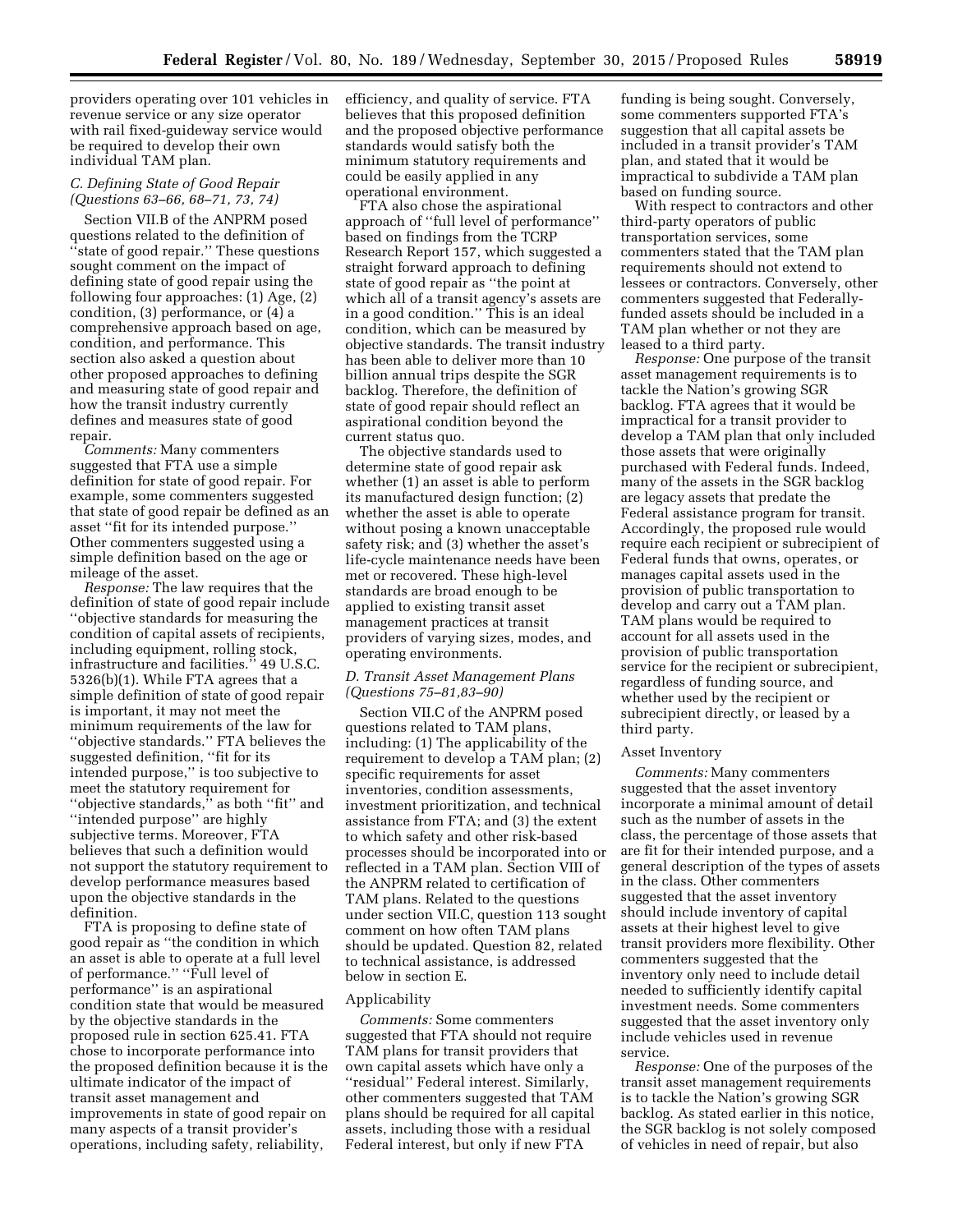providers operating over 101 vehicles in revenue service or any size operator with rail fixed-guideway service would be required to develop their own individual TAM plan.

### C. Defining State of Good Repair (Questions 63–66, 68–71, 73, 74)

Section VII.B of the ANPRM posed questions related to the definition of ''state of good repair.'' These questions sought comment on the impact of defining state of good repair using the following four approaches: (1) Age, (2) condition, (3) performance, or (4) a comprehensive approach based on age, condition, and performance. This section also asked a question about other proposed approaches to defining and measuring state of good repair and how the transit industry currently defines and measures state of good repair.

*Comments:* Many commenters suggested that FTA use a simple definition for state of good repair. For example, some commenters suggested that state of good repair be defined as an asset ''fit for its intended purpose.'' Other commenters suggested using a simple definition based on the age or mileage of the asset.

*Response:* The law requires that the definition of state of good repair include ''objective standards for measuring the condition of capital assets of recipients, including equipment, rolling stock, infrastructure and facilities.'' 49 U.S.C. 5326(b)(1). While FTA agrees that a simple definition of state of good repair is important, it may not meet the minimum requirements of the law for ''objective standards.'' FTA believes the suggested definition, ''fit for its intended purpose,'' is too subjective to meet the statutory requirement for ''objective standards,'' as both ''fit'' and ''intended purpose'' are highly subjective terms. Moreover, FTA believes that such a definition would not support the statutory requirement to develop performance measures based upon the objective standards in the definition.

FTA is proposing to define state of good repair as ''the condition in which an asset is able to operate at a full level of performance.'' ''Full level of performance'' is an aspirational condition state that would be measured by the objective standards in the proposed rule in section 625.41. FTA chose to incorporate performance into the proposed definition because it is the ultimate indicator of the impact of transit asset management and improvements in state of good repair on many aspects of a transit provider's operations, including safety, reliability, efficiency, and quality of service. FTA believes that this proposed definition and the proposed objective performance standards would satisfy both the minimum statutory requirements and could be easily applied in any operational environment.

FTA also chose the aspirational approach of ''full level of performance'' based on findings from the TCRP Research Report 157, which suggested a straight forward approach to defining state of good repair as ''the point at which all of a transit agency's assets are in a good condition.'' This is an ideal condition, which can be measured by objective standards. The transit industry has been able to deliver more than 10 billion annual trips despite the SGR backlog. Therefore, the definition of state of good repair should reflect an aspirational condition beyond the current status quo.

The objective standards used to determine state of good repair ask whether (1) an asset is able to perform its manufactured design function; (2) whether the asset is able to operate without posing a known unacceptable safety risk; and (3) whether the asset's life-cycle maintenance needs have been met or recovered. These high-level standards are broad enough to be applied to existing transit asset management practices at transit providers of varying sizes, modes, and operating environments.

### D. Transit Asset Management Plans (Questions 75–81,83–90)

Section VII.C of the ANPRM posed questions related to TAM plans, including: (1) The applicability of the requirement to develop a TAM plan; (2) specific requirements for asset inventories, condition assessments, investment prioritization, and technical assistance from FTA; and (3) the extent to which safety and other risk-based processes should be incorporated into or reflected in a TAM plan. Section VIII of the ANPRM related to certification of TAM plans. Related to the questions under section VII.C, question 113 sought comment on how often TAM plans should be updated. Question 82, related to technical assistance, is addressed below in section E.

#### Applicability

*Comments:* Some commenters suggested that FTA should not require TAM plans for transit providers that own capital assets which have only a ''residual'' Federal interest. Similarly, other commenters suggested that TAM plans should be required for all capital assets, including those with a residual Federal interest, but only if new FTA funding is being sought. Conversely, some commenters supported FTA's suggestion that all capital assets be included in a transit provider's TAM plan, and stated that it would be impractical to subdivide a TAM plan based on funding source.

With respect to contractors and other third-party operators of public transportation services, some commenters stated that the TAM plan requirements should not extend to lessees or contractors. Conversely, other commenters suggested that Federally-funded assets should be included in a TAM plan whether or not they are leased to a third party.

*Response:* One purpose of the transit asset management requirements is to tackle the Nation's growing SGR backlog. FTA agrees that it would be impractical for a transit provider to develop a TAM plan that only included those assets that were originally purchased with Federal funds. Indeed, many of the assets in the SGR backlog are legacy assets that predate the Federal assistance program for transit. Accordingly, the proposed rule would require each recipient or subrecipient of Federal funds that owns, operates, or manages capital assets used in the provision of public transportation to develop and carry out a TAM plan. TAM plans would be required to account for all assets used in the provision of public transportation service for the recipient or subrecipient, regardless of funding source, and whether used by the recipient or subrecipient directly, or leased by a third party.

#### Asset Inventory

*Comments:* Many commenters suggested that the asset inventory incorporate a minimal amount of detail such as the number of assets in the class, the percentage of those assets that are fit for their intended purpose, and a general description of the types of assets in the class. Other commenters suggested that the asset inventory should include inventory of capital assets at their highest level to give transit providers more flexibility. Other commenters suggested that the inventory only need to include detail needed to sufficiently identify capital investment needs. Some commenters suggested that the asset inventory only include vehicles used in revenue service.

*Response:* One of the purposes of the transit asset management requirements is to tackle the Nation's growing SGR backlog. As stated earlier in this notice, the SGR backlog is not solely composed of vehicles in need of repair, but also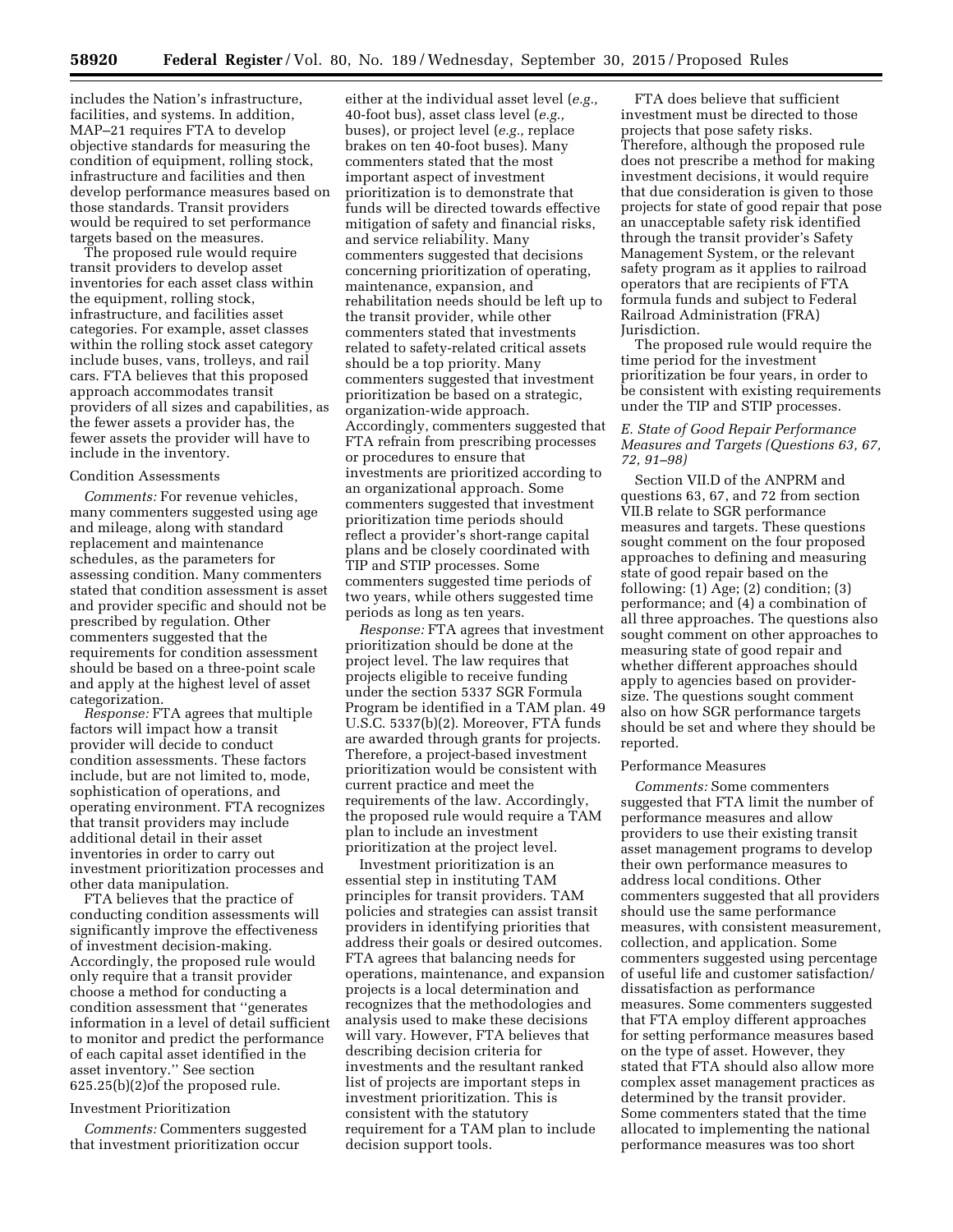includes the Nation's infrastructure, facilities, and systems. In addition, MAP–21 requires FTA to develop objective standards for measuring the condition of equipment, rolling stock, infrastructure and facilities and then develop performance measures based on those standards. Transit providers would be required to set performance targets based on the measures.

The proposed rule would require transit providers to develop asset inventories for each asset class within the equipment, rolling stock, infrastructure, and facilities asset categories. For example, asset classes within the rolling stock asset category include buses, vans, trolleys, and rail cars. FTA believes that this proposed approach accommodates transit providers of all sizes and capabilities, as the fewer assets a provider has, the fewer assets the provider will have to include in the inventory.

Condition Assessments

*Comments:* For revenue vehicles, many commenters suggested using age and mileage, along with standard replacement and maintenance schedules, as the parameters for assessing condition. Many commenters stated that condition assessment is asset and provider specific and should not be prescribed by regulation. Other commenters suggested that the requirements for condition assessment should be based on a three-point scale and apply at the highest level of asset categorization.

*Response:* FTA agrees that multiple factors will impact how a transit provider will decide to conduct condition assessments. These factors include, but are not limited to, mode, sophistication of operations, and operating environment. FTA recognizes that transit providers may include additional detail in their asset inventories in order to carry out investment prioritization processes and other data manipulation.

FTA believes that the practice of conducting condition assessments will significantly improve the effectiveness of investment decision-making. Accordingly, the proposed rule would only require that a transit provider choose a method for conducting a condition assessment that "generates information in a level of detail sufficient to monitor and predict the performance of each capital asset identified in the asset inventory." See section 625.25(b)(2)of the proposed rule.

Investment Prioritization

*Comments:* Commenters suggested that investment prioritization occur either at the individual asset level (*e.g.,* 40-foot bus), asset class level (*e.g.,* buses), or project level (*e.g.,* replace brakes on ten 40-foot buses). Many commenters stated that the most important aspect of investment prioritization is to demonstrate that funds will be directed towards effective mitigation of safety and financial risks, and service reliability. Many commenters suggested that decisions concerning prioritization of operating, maintenance, expansion, and rehabilitation needs should be left up to the transit provider, while other commenters stated that investments related to safety-related critical assets should be a top priority. Many commenters suggested that investment prioritization be based on a strategic, organization-wide approach. Accordingly, commenters suggested that FTA refrain from prescribing processes or procedures to ensure that investments are prioritized according to an organizational approach. Some commenters suggested that investment prioritization time periods should reflect a provider's short-range capital plans and be closely coordinated with TIP and STIP processes. Some commenters suggested time periods of two years, while others suggested time periods as long as ten years.

*Response:* FTA agrees that investment prioritization should be done at the project level. The law requires that projects eligible to receive funding under the section 5337 SGR Formula Program be identified in a TAM plan. 49 U.S.C. 5337(b)(2). Moreover, FTA funds are awarded through grants for projects. Therefore, a project-based investment prioritization would be consistent with current practice and meet the requirements of the law. Accordingly, the proposed rule would require a TAM plan to include an investment prioritization at the project level.

Investment prioritization is an essential step in instituting TAM principles for transit providers. TAM policies and strategies can assist transit providers in identifying priorities that address their goals or desired outcomes. FTA agrees that balancing needs for operations, maintenance, and expansion projects is a local determination and recognizes that the methodologies and analysis used to make these decisions will vary. However, FTA believes that describing decision criteria for investments and the resultant ranked list of projects are important steps in investment prioritization. This is consistent with the statutory requirement for a TAM plan to include decision support tools.

FTA does believe that sufficient investment must be directed to those projects that pose safety risks. Therefore, although the proposed rule does not prescribe a method for making investment decisions, it would require that due consideration is given to those projects for state of good repair that pose an unacceptable safety risk identified through the transit provider's Safety Management System, or the relevant safety program as it applies to railroad operators that are recipients of FTA formula funds and subject to Federal Railroad Administration (FRA) Jurisdiction.

The proposed rule would require the time period for the investment prioritization be four years, in order to be consistent with existing requirements under the TIP and STIP processes.

### *E. State of Good Repair Performance Measures and Targets (Questions 63, 67, 72, 91–98)*

Section VII.D of the ANPRM and questions 63, 67, and 72 from section VII.B relate to SGR performance measures and targets. These questions sought comment on the four proposed approaches to defining and measuring state of good repair based on the following: (1) Age; (2) condition; (3) performance; and (4) a combination of all three approaches. The questions also sought comment on other approaches to measuring state of good repair and whether different approaches should apply to agencies based on provider-size. The questions sought comment also on how SGR performance targets should be set and where they should be reported.

Performance Measures

*Comments:* Some commenters suggested that FTA limit the number of performance measures and allow providers to use their existing transit asset management programs to develop their own performance measures to address local conditions. Other commenters suggested that all providers should use the same performance measures, with consistent measurement, collection, and application. Some commenters suggested using percentage of useful life and customer satisfaction/dissatisfaction as performance measures. Some commenters suggested that FTA employ different approaches for setting performance measures based on the type of asset. However, they stated that FTA should also allow more complex asset management practices as determined by the transit provider. Some commenters stated that the time allocated to implementing the national performance measures was too short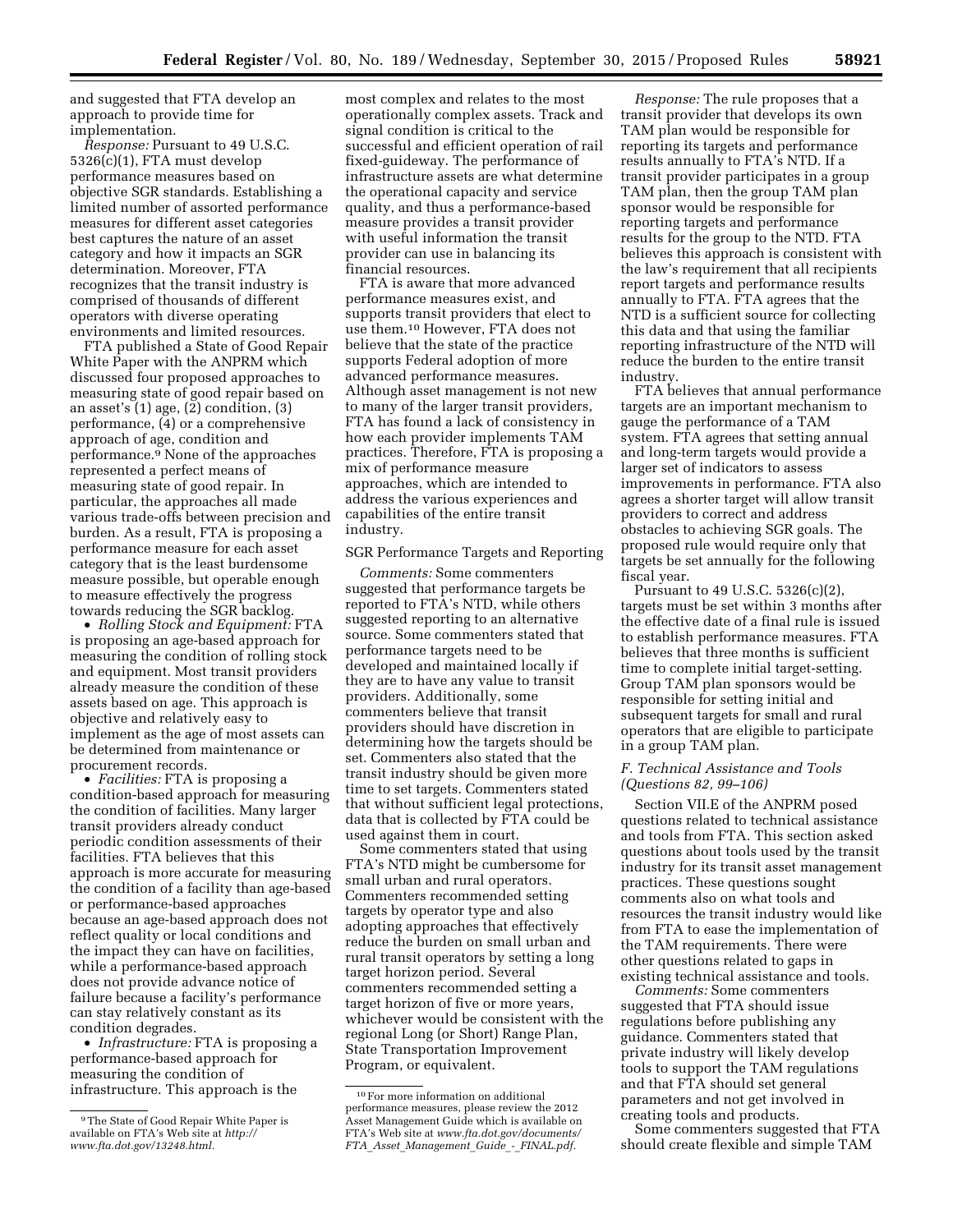and suggested that FTA develop an approach to provide time for implementation.

*Response:* Pursuant to 49 U.S.C. 5326(c)(1), FTA must develop performance measures based on objective SGR standards. Establishing a limited number of assorted performance measures for different asset categories best captures the nature of an asset category and how it impacts an SGR determination. Moreover, FTA recognizes that the transit industry is comprised of thousands of different operators with diverse operating environments and limited resources.

FTA published a State of Good Repair White Paper with the ANPRM which discussed four proposed approaches to measuring state of good repair based on an asset's (1) age, (2) condition, (3) performance, (4) or a comprehensive approach of age, condition and performance.[9] None of the approaches represented a perfect means of measuring state of good repair. In particular, the approaches all made various trade-offs between precision and burden. As a result, FTA is proposing a performance measure for each asset category that is the least burdensome measure possible, but operable enough to measure effectively the progress towards reducing the SGR backlog.

- *Rolling Stock and Equipment:* FTA is proposing an age-based approach for measuring the condition of rolling stock and equipment. Most transit providers already measure the condition of these assets based on age. This approach is objective and relatively easy to implement as the age of most assets can be determined from maintenance or procurement records.
- *Facilities:* FTA is proposing a condition-based approach for measuring the condition of facilities. Many larger transit providers already conduct periodic condition assessments of their facilities. FTA believes that this approach is more accurate for measuring the condition of a facility than age-based or performance-based approaches because an age-based approach does not reflect quality or local conditions and the impact they can have on facilities, while a performance-based approach does not provide advance notice of failure because a facility's performance can stay relatively constant as its condition degrades.
- *Infrastructure:* FTA is proposing a performance-based approach for measuring the condition of infrastructure. This approach is the most complex and relates to the most operationally complex assets. Track and signal condition is critical to the successful and efficient operation of rail fixed-guideway. The performance of infrastructure assets are what determine the operational capacity and service quality, and thus a performance-based measure provides a transit provider with useful information the transit provider can use in balancing its financial resources.

FTA is aware that more advanced performance measures exist, and supports transit providers that elect to use them.[10] However, FTA does not believe that the state of the practice supports Federal adoption of more advanced performance measures. Although asset management is not new to many of the larger transit providers, FTA has found a lack of consistency in how each provider implements TAM practices. Therefore, FTA is proposing a mix of performance measure approaches, which are intended to address the various experiences and capabilities of the entire transit industry.

SGR Performance Targets and Reporting

*Comments:* Some commenters suggested that performance targets be reported to FTA's NTD, while others suggested reporting to an alternative source. Some commenters stated that performance targets need to be developed and maintained locally if they are to have any value to transit providers. Additionally, some commenters believe that transit providers should have discretion in determining how the targets should be set. Commenters also stated that the transit industry should be given more time to set targets. Commenters stated that without sufficient legal protections, data that is collected by FTA could be used against them in court.

Some commenters stated that using FTA's NTD might be cumbersome for small urban and rural operators. Commenters recommended setting targets by operator type and also adopting approaches that effectively reduce the burden on small urban and rural transit operators by setting a long target horizon period. Several commenters recommended setting a target horizon of five or more years, whichever would be consistent with the regional Long (or Short) Range Plan, State Transportation Improvement Program, or equivalent.

*Response:* The rule proposes that a transit provider that develops its own TAM plan would be responsible for reporting its targets and performance results annually to FTA's NTD. If a transit provider participates in a group TAM plan, then the group TAM plan sponsor would be responsible for reporting targets and performance results for the group to the NTD. FTA believes this approach is consistent with the law's requirement that all recipients report targets and performance results annually to FTA. FTA agrees that the NTD is a sufficient source for collecting this data and that using the familiar reporting infrastructure of the NTD will reduce the burden to the entire transit industry.

FTA believes that annual performance targets are an important mechanism to gauge the performance of a TAM system. FTA agrees that setting annual and long-term targets would provide a larger set of indicators to assess improvements in performance. FTA also agrees a shorter target will allow transit providers to correct and address obstacles to achieving SGR goals. The proposed rule would require only that targets be set annually for the following fiscal year.

Pursuant to 49 U.S.C. 5326(c)(2), targets must be set within 3 months after the effective date of a final rule is issued to establish performance measures. FTA believes that three months is sufficient time to complete initial target-setting. Group TAM plan sponsors would be responsible for setting initial and subsequent targets for small and rural operators that are eligible to participate in a group TAM plan.

### *F. Technical Assistance and Tools (Questions 82, 99–106)*

Section VII.E of the ANPRM posed questions related to technical assistance and tools from FTA. This section asked questions about tools used by the transit industry for its transit asset management practices. These questions sought comments also on what tools and resources the transit industry would like from FTA to ease the implementation of the TAM requirements. There were other questions related to gaps in existing technical assistance and tools.

*Comments:* Some commenters suggested that FTA should issue regulations before publishing any guidance. Commenters stated that private industry will likely develop tools to support the TAM regulations and that FTA should set general parameters and not get involved in creating tools and products.

Some commenters suggested that FTA should create flexible and simple TAM

---

[9] The State of Good Repair White Paper is available on FTA's Web site at *http://www.fta.dot.gov/13248.html.*

[10] For more information on additional performance measures, please review the 2012 Asset Management Guide which is available on FTA's Web site at *www.fta.dot.gov/documents/FTA_Asset_Management_Guide_-_FINAL.pdf.*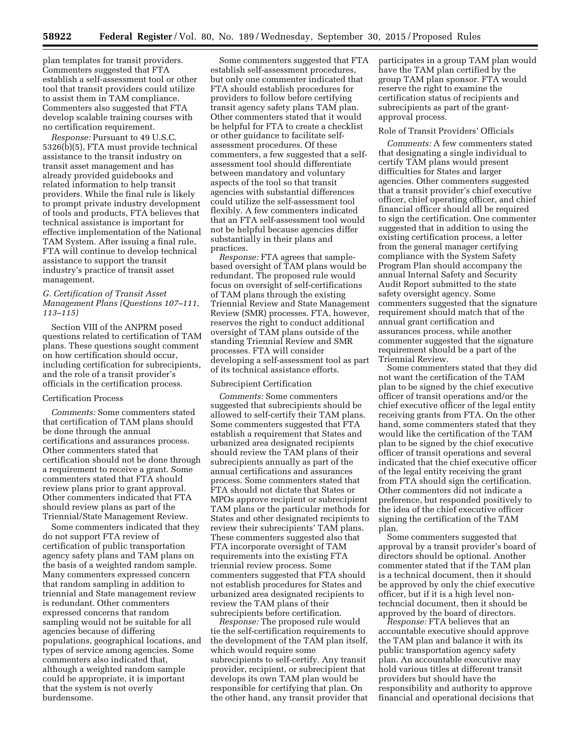plan templates for transit providers. Commenters suggested that FTA establish a self-assessment tool or other tool that transit providers could utilize to assist them in TAM compliance. Commenters also suggested that FTA develop scalable training courses with no certification requirement.

*Response:* Pursuant to 49 U.S.C. 5326(b)(5), FTA must provide technical assistance to the transit industry on transit asset management and has already provided guidebooks and related information to help transit providers. While the final rule is likely to prompt private industry development of tools and products, FTA believes that technical assistance is important for effective implementation of the National TAM System. After issuing a final rule, FTA will continue to develop technical assistance to support the transit industry's practice of transit asset management.

### *G. Certification of Transit Asset Management Plans (Questions 107–111, 113–115)*

Section VIII of the ANPRM posed questions related to certification of TAM plans. These questions sought comment on how certification should occur, including certification for subrecipients, and the role of a transit provider's officials in the certification process.

#### Certification Process

*Comments:* Some commenters stated that certification of TAM plans should be done through the annual certifications and assurances process. Other commenters stated that certification should not be done through a requirement to receive a grant. Some commenters stated that FTA should review plans prior to grant approval. Other commenters indicated that FTA should review plans as part of the Triennial/State Management Review.

Some commenters indicated that they do not support FTA review of certification of public transportation agency safety plans and TAM plans on the basis of a weighted random sample. Many commenters expressed concern that random sampling in addition to triennial and State management review is redundant. Other commenters expressed concerns that random sampling would not be suitable for all agencies because of differing populations, geographical locations, and types of service among agencies. Some commenters also indicated that, although a weighted random sample could be appropriate, it is important that the system is not overly burdensome.

Some commenters suggested that FTA establish self-assessment procedures, but only one commenter indicated that FTA should establish procedures for providers to follow before certifying transit agency safety plans TAM plan. Other commenters stated that it would be helpful for FTA to create a checklist or other guidance to facilitate self-assessment procedures. Of these commenters, a few suggested that a self-assessment tool should differentiate between mandatory and voluntary aspects of the tool so that transit agencies with substantial differences could utilize the self-assessment tool flexibly. A few commenters indicated that an FTA self-assessment tool would not be helpful because agencies differ substantially in their plans and practices.

*Response:* FTA agrees that sample-based oversight of TAM plans would be redundant. The proposed rule would focus on oversight of self-certifications of TAM plans through the existing Triennial Review and State Management Review (SMR) processes. FTA, however, reserves the right to conduct additional oversight of TAM plans outside of the standing Triennial Review and SMR processes. FTA will consider developing a self-assessment tool as part of its technical assistance efforts.

#### Subrecipient Certification

*Comments:* Some commenters suggested that subrecipients should be allowed to self-certify their TAM plans. Some commenters suggested that FTA establish a requirement that States and urbanized area designated recipients should review the TAM plans of their subrecipients annually as part of the annual certifications and assurances process. Some commenters stated that FTA should not dictate that States or MPOs approve recipient or subrecipient TAM plans or the particular methods for States and other designated recipients to review their subrecipients' TAM plans. These commenters suggested also that FTA incorporate oversight of TAM requirements into the existing FTA triennial review process. Some commenters suggested that FTA should not establish procedures for States and urbanized area designated recipients to review the TAM plans of their subrecipients before certification.

*Response:* The proposed rule would tie the self-certification requirements to the development of the TAM plan itself, which would require some subrecipients to self-certify. Any transit provider, recipient, or subrecipient that develops its own TAM plan would be responsible for certifying that plan. On the other hand, any transit provider that participates in a group TAM plan would have the TAM plan certified by the group TAM plan sponsor. FTA would reserve the right to examine the certification status of recipients and subrecipients as part of the grant-approval process.

#### Role of Transit Providers' Officials

*Comments:* A few commenters stated that designating a single individual to certify TAM plans would present difficulties for States and larger agencies. Other commenters suggested that a transit provider's chief executive officer, chief operating officer, and chief financial officer should all be required to sign the certification. One commenter suggested that in addition to using the existing certification process, a letter from the general manager certifying compliance with the System Safety Program Plan should accompany the annual Internal Safety and Security Audit Report submitted to the state safety oversight agency. Some commenters suggested that the signature requirement should match that of the annual grant certification and assurances process, while another commenter suggested that the signature requirement should be a part of the Triennial Review.

Some commenters stated that they did not want the certification of the TAM plan to be signed by the chief executive officer of transit operations and/or the chief executive officer of the legal entity receiving grants from FTA. On the other hand, some commenters stated that they would like the certification of the TAM plan to be signed by the chief executive officer of transit operations and several indicated that the chief executive officer of the legal entity receiving the grant from FTA should sign the certification. Other commenters did not indicate a preference, but responded positively to the idea of the chief executive officer signing the certification of the TAM plan.

Some commenters suggested that approval by a transit provider's board of directors should be optional. Another commenter stated that if the TAM plan is a technical document, then it should be approved by only the chief executive officer, but if it is a high level non-techncial document, then it should be approved by the board of directors.

*Response:* FTA believes that an accountable executive should approve the TAM plan and balance it with its public transportation agency safety plan. An accountable executive may hold various titles at different transit providers but should have the responsibility and authority to approve financial and operational decisions that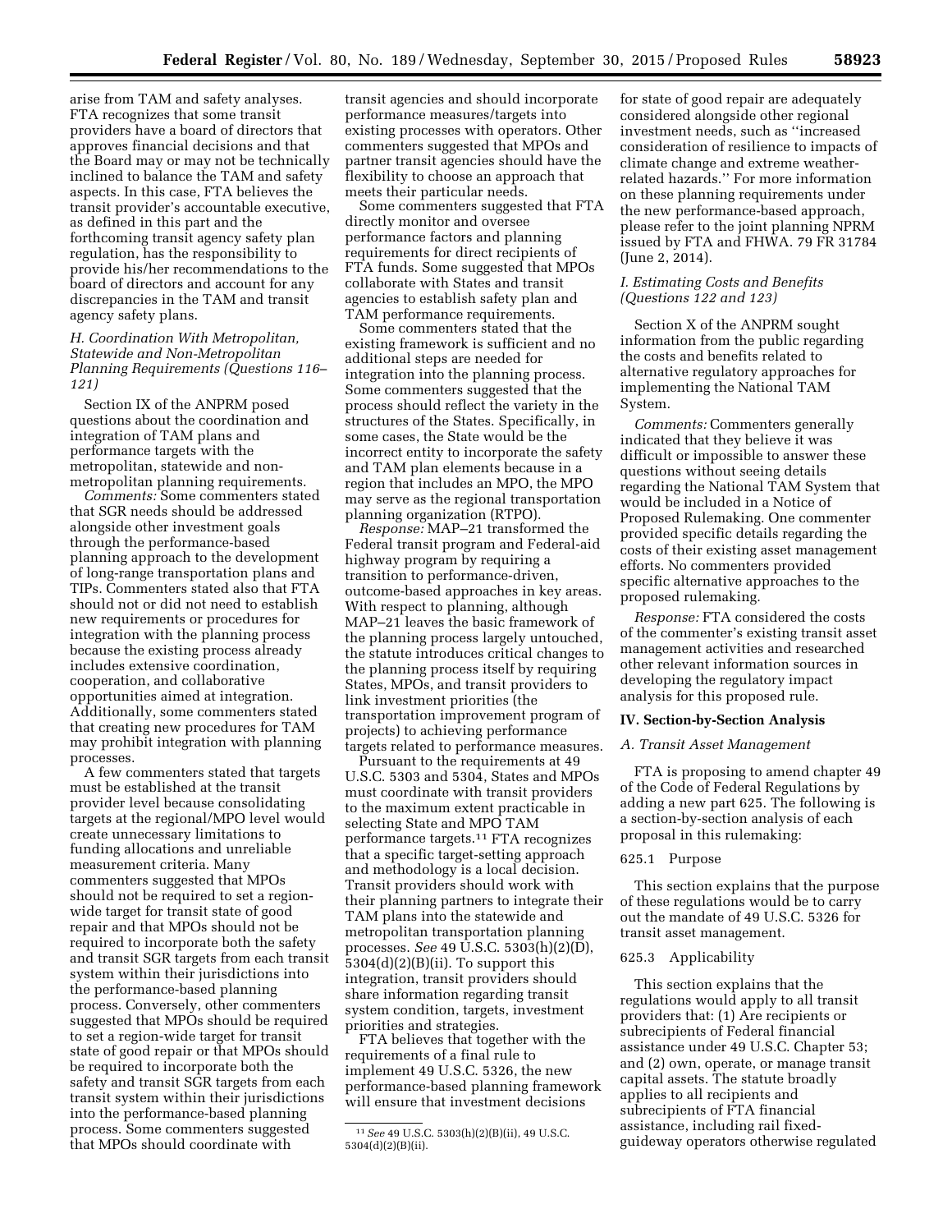arise from TAM and safety analyses. FTA recognizes that some transit providers have a board of directors that approves financial decisions and that the Board may or may not be technically inclined to balance the TAM and safety aspects. In this case, FTA believes the transit provider's accountable executive, as defined in this part and the forthcoming transit agency safety plan regulation, has the responsibility to provide his/her recommendations to the board of directors and account for any discrepancies in the TAM and transit agency safety plans.

### H. Coordination With Metropolitan, Statewide and Non-Metropolitan Planning Requirements (Questions 116–121)

Section IX of the ANPRM posed questions about the coordination and integration of TAM plans and performance targets with the metropolitan, statewide and non-metropolitan planning requirements.

*Comments:* Some commenters stated that SGR needs should be addressed alongside other investment goals through the performance-based planning approach to the development of long-range transportation plans and TIPs. Commenters stated also that FTA should not or did not need to establish new requirements or procedures for integration with the planning process because the existing process already includes extensive coordination, cooperation, and collaborative opportunities aimed at integration. Additionally, some commenters stated that creating new procedures for TAM may prohibit integration with planning processes.

A few commenters stated that targets must be established at the transit provider level because consolidating targets at the regional/MPO level would create unnecessary limitations to funding allocations and unreliable measurement criteria. Many commenters suggested that MPOs should not be required to set a region-wide target for transit state of good repair and that MPOs should not be required to incorporate both the safety and transit SGR targets from each transit system within their jurisdictions into the performance-based planning process. Conversely, other commenters suggested that MPOs should be required to set a region-wide target for transit state of good repair or that MPOs should be required to incorporate both the safety and transit SGR targets from each transit system within their jurisdictions into the performance-based planning process. Some commenters suggested that MPOs should coordinate with transit agencies and should incorporate performance measures/targets into existing processes with operators. Other commenters suggested that MPOs and partner transit agencies should have the flexibility to choose an approach that meets their particular needs.

Some commenters suggested that FTA directly monitor and oversee performance factors and planning requirements for direct recipients of FTA funds. Some suggested that MPOs collaborate with States and transit agencies to establish safety plan and TAM performance requirements.

Some commenters stated that the existing framework is sufficient and no additional steps are needed for integration into the planning process. Some commenters suggested that the process should reflect the variety in the structures of the States. Specifically, in some cases, the State would be the incorrect entity to incorporate the safety and TAM plan elements because in a region that includes an MPO, the MPO may serve as the regional transportation planning organization (RTPO).

*Response:* MAP–21 transformed the Federal transit program and Federal-aid highway program by requiring a transition to performance-driven, outcome-based approaches in key areas. With respect to planning, although MAP–21 leaves the basic framework of the planning process largely untouched, the statute introduces critical changes to the planning process itself by requiring States, MPOs, and transit providers to link investment priorities (the transportation improvement program of projects) to achieving performance targets related to performance measures.

Pursuant to the requirements at 49 U.S.C. 5303 and 5304, States and MPOs must coordinate with transit providers to the maximum extent practicable in selecting State and MPO TAM performance targets.[11] FTA recognizes that a specific target-setting approach and methodology is a local decision. Transit providers should work with their planning partners to integrate their TAM plans into the statewide and metropolitan transportation planning processes. *See* 49 U.S.C. 5303(h)(2)(D), 5304(d)(2)(B)(ii). To support this integration, transit providers should share information regarding transit system condition, targets, investment priorities and strategies.

FTA believes that together with the requirements of a final rule to implement 49 U.S.C. 5326, the new performance-based planning framework will ensure that investment decisions for state of good repair are adequately considered alongside other regional investment needs, such as "increased consideration of resilience to impacts of climate change and extreme weather-related hazards." For more information on these planning requirements under the new performance-based approach, please refer to the joint planning NPRM issued by FTA and FHWA. 79 FR 31784 (June 2, 2014).

[11] *See* 49 U.S.C. 5303(h)(2)(B)(ii), 49 U.S.C. 5304(d)(2)(B)(ii).

### I. Estimating Costs and Benefits (Questions 122 and 123)

Section X of the ANPRM sought information from the public regarding the costs and benefits related to alternative regulatory approaches for implementing the National TAM System.

*Comments:* Commenters generally indicated that they believe it was difficult or impossible to answer these questions without seeing details regarding the National TAM System that would be included in a Notice of Proposed Rulemaking. One commenter provided specific details regarding the costs of their existing asset management efforts. No commenters provided specific alternative approaches to the proposed rulemaking.

*Response:* FTA considered the costs of the commenter's existing transit asset management activities and researched other relevant information sources in developing the regulatory impact analysis for this proposed rule.

## IV. Section-by-Section Analysis

### A. Transit Asset Management

FTA is proposing to amend chapter 49 of the Code of Federal Regulations by adding a new part 625. The following is a section-by-section analysis of each proposal in this rulemaking:

#### 625.1 Purpose

This section explains that the purpose of these regulations would be to carry out the mandate of 49 U.S.C. 5326 for transit asset management.

#### 625.3 Applicability

This section explains that the regulations would apply to all transit providers that: (1) Are recipients or subrecipients of Federal financial assistance under 49 U.S.C. Chapter 53; and (2) own, operate, or manage transit capital assets. The statute broadly applies to all recipients and subrecipients of FTA financial assistance, including rail fixed-guideway operators otherwise regulated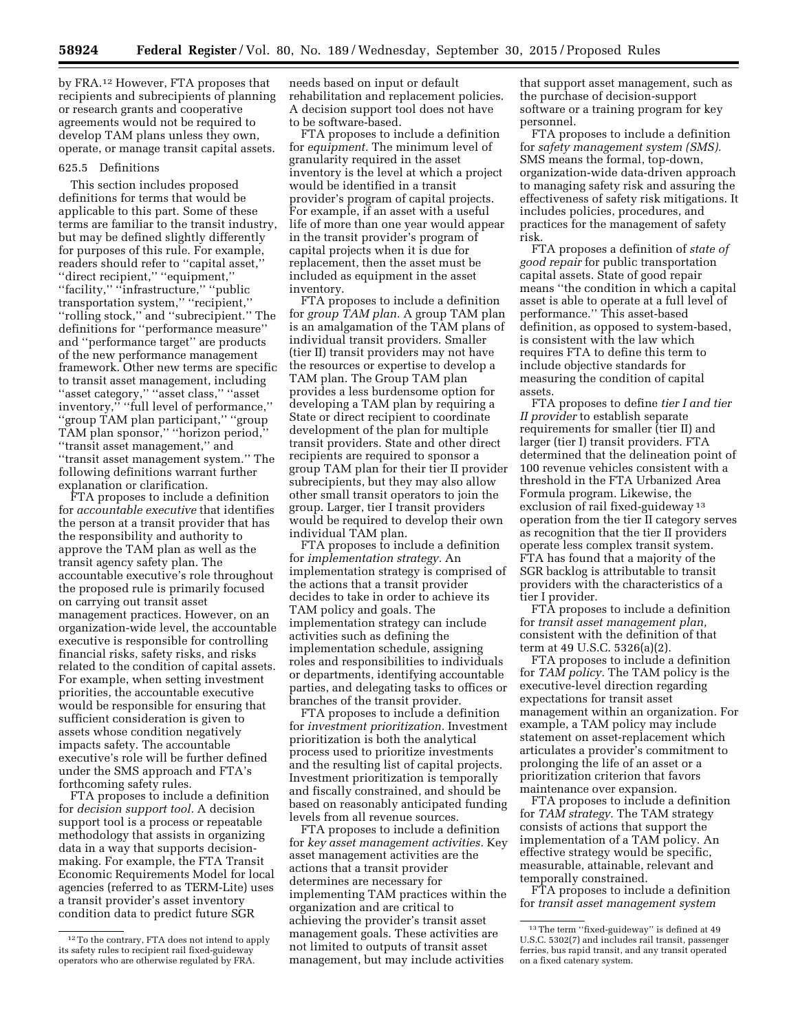by FRA.[12] However, FTA proposes that recipients and subrecipients of planning or research grants and cooperative agreements would not be required to develop TAM plans unless they own, operate, or manage transit capital assets.

625.5 Definitions

This section includes proposed definitions for terms that would be applicable to this part. Some of these terms are familiar to the transit industry, but may be defined slightly differently for purposes of this rule. For example, readers should refer to ''capital asset,'' ''direct recipient,'' ''equipment,'' ''facility,'' ''infrastructure,'' ''public transportation system,'' ''recipient,'' ''rolling stock,'' and ''subrecipient.'' The definitions for ''performance measure'' and ''performance target'' are products of the new performance management framework. Other new terms are specific to transit asset management, including ''asset category,'' ''asset class,'' ''asset inventory,'' ''full level of performance,'' ''group TAM plan participant,'' ''group TAM plan sponsor,'' ''horizon period,'' ''transit asset management,'' and ''transit asset management system.'' The following definitions warrant further explanation or clarification.

FTA proposes to include a definition for *accountable executive* that identifies the person at a transit provider that has the responsibility and authority to approve the TAM plan as well as the transit agency safety plan. The accountable executive's role throughout the proposed rule is primarily focused on carrying out transit asset management practices. However, on an organization-wide level, the accountable executive is responsible for controlling financial risks, safety risks, and risks related to the condition of capital assets. For example, when setting investment priorities, the accountable executive would be responsible for ensuring that sufficient consideration is given to assets whose condition negatively impacts safety. The accountable executive's role will be further defined under the SMS approach and FTA's forthcoming safety rules.

FTA proposes to include a definition for *decision support tool.* A decision support tool is a process or repeatable methodology that assists in organizing data in a way that supports decision-making. For example, the FTA Transit Economic Requirements Model for local agencies (referred to as TERM-Lite) uses a transit provider's asset inventory condition data to predict future SGR needs based on input or default rehabilitation and replacement policies. A decision support tool does not have to be software-based.

FTA proposes to include a definition for *equipment.* The minimum level of granularity required in the asset inventory is the level at which a project would be identified in a transit provider's program of capital projects. For example, if an asset with a useful life of more than one year would appear in the transit provider's program of capital projects when it is due for replacement, then the asset must be included as equipment in the asset inventory.

FTA proposes to include a definition for *group TAM plan.* A group TAM plan is an amalgamation of the TAM plans of individual transit providers. Smaller (tier II) transit providers may not have the resources or expertise to develop a TAM plan. The Group TAM plan provides a less burdensome option for developing a TAM plan by requiring a State or direct recipient to coordinate development of the plan for multiple transit providers. State and other direct recipients are required to sponsor a group TAM plan for their tier II provider subrecipients, but they may also allow other small transit operators to join the group. Larger, tier I transit providers would be required to develop their own individual TAM plan.

FTA proposes to include a definition for *implementation strategy.* An implementation strategy is comprised of the actions that a transit provider decides to take in order to achieve its TAM policy and goals. The implementation strategy can include activities such as defining the implementation schedule, assigning roles and responsibilities to individuals or departments, identifying accountable parties, and delegating tasks to offices or branches of the transit provider.

FTA proposes to include a definition for *investment prioritization.* Investment prioritization is both the analytical process used to prioritize investments and the resulting list of capital projects. Investment prioritization is temporally and fiscally constrained, and should be based on reasonably anticipated funding levels from all revenue sources.

FTA proposes to include a definition for *key asset management activities.* Key asset management activities are the actions that a transit provider determines are necessary for implementing TAM practices within the organization and are critical to achieving the provider's transit asset management goals. These activities are not limited to outputs of transit asset management, but may include activities that support asset management, such as the purchase of decision-support software or a training program for key personnel.

FTA proposes to include a definition for *safety management system (SMS).* SMS means the formal, top-down, organization-wide data-driven approach to managing safety risk and assuring the effectiveness of safety risk mitigations. It includes policies, procedures, and practices for the management of safety risk.

FTA proposes a definition of *state of good repair* for public transportation capital assets. State of good repair means ''the condition in which a capital asset is able to operate at a full level of performance.'' This asset-based definition, as opposed to system-based, is consistent with the law which requires FTA to define this term to include objective standards for measuring the condition of capital assets.

FTA proposes to define *tier I and tier II provider* to establish separate requirements for smaller (tier II) and larger (tier I) transit providers. FTA determined that the delineation point of 100 revenue vehicles consistent with a threshold in the FTA Urbanized Area Formula program. Likewise, the exclusion of rail fixed-guideway[13] operation from the tier II category serves as recognition that the tier II providers operate less complex transit system. FTA has found that a majority of the SGR backlog is attributable to transit providers with the characteristics of a tier I provider.

FTA proposes to include a definition for *transit asset management plan,* consistent with the definition of that term at 49 U.S.C. 5326(a)(2).

FTA proposes to include a definition for *TAM policy.* The TAM policy is the executive-level direction regarding expectations for transit asset management within an organization. For example, a TAM policy may include statement on asset-replacement which articulates a provider's commitment to prolonging the life of an asset or a prioritization criterion that favors maintenance over expansion.

FTA proposes to include a definition for *TAM strategy.* The TAM strategy consists of actions that support the implementation of a TAM policy. An effective strategy would be specific, measurable, attainable, relevant and temporally constrained.

FTA proposes to include a definition for *transit asset management system*

---

[12] To the contrary, FTA does not intend to apply its safety rules to recipient rail fixed-guideway operators who are otherwise regulated by FRA.

[13] The term ''fixed-guideway'' is defined at 49 U.S.C. 5302(7) and includes rail transit, passenger ferries, bus rapid transit, and any transit operated on a fixed catenary system.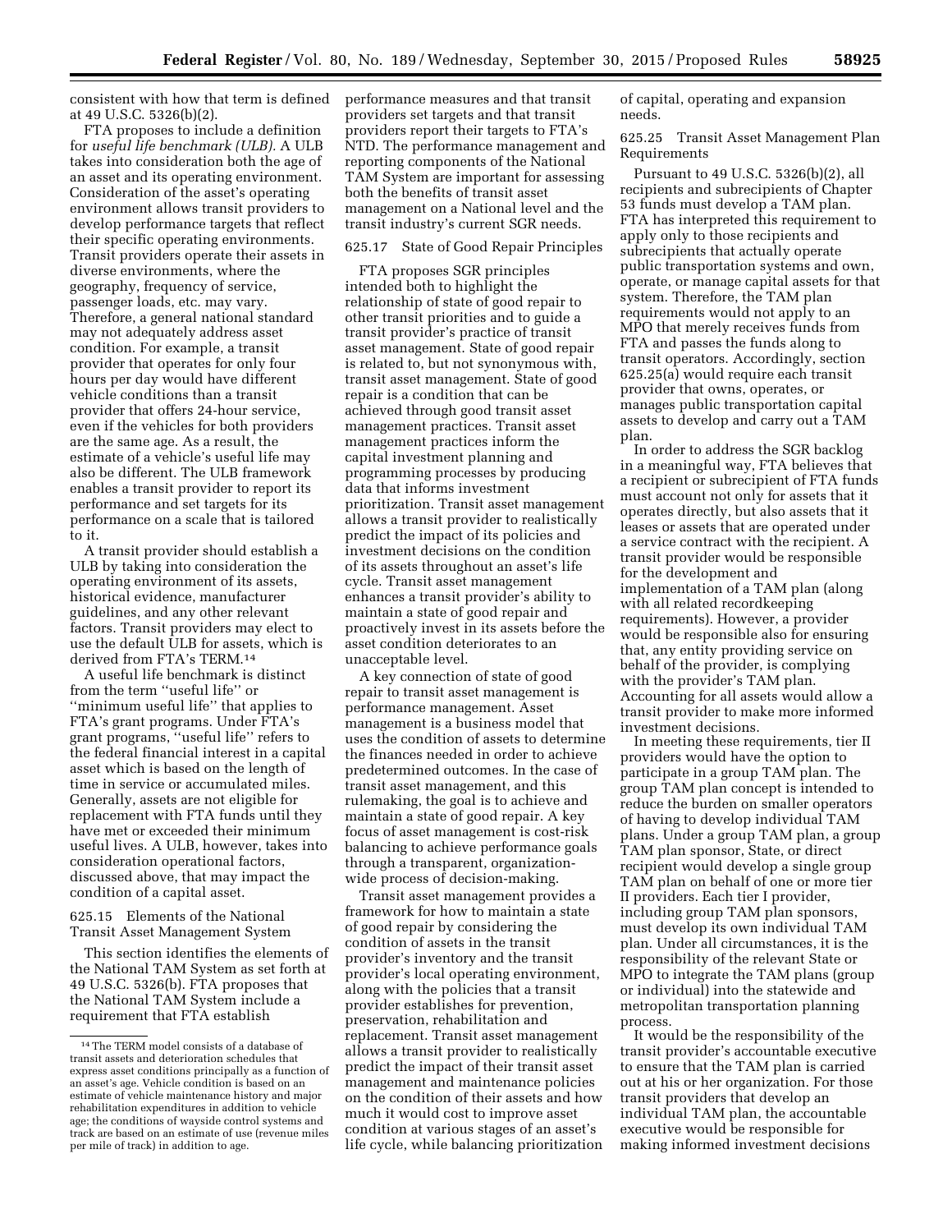consistent with how that term is defined at 49 U.S.C. 5326(b)(2).

FTA proposes to include a definition for *useful life benchmark (ULB).* A ULB takes into consideration both the age of an asset and its operating environment. Consideration of the asset's operating environment allows transit providers to develop performance targets that reflect their specific operating environments. Transit providers operate their assets in diverse environments, where the geography, frequency of service, passenger loads, etc. may vary. Therefore, a general national standard may not adequately address asset condition. For example, a transit provider that operates for only four hours per day would have different vehicle conditions than a transit provider that offers 24-hour service, even if the vehicles for both providers are the same age. As a result, the estimate of a vehicle's useful life may also be different. The ULB framework enables a transit provider to report its performance and set targets for its performance on a scale that is tailored to it.

A transit provider should establish a ULB by taking into consideration the operating environment of its assets, historical evidence, manufacturer guidelines, and any other relevant factors. Transit providers may elect to use the default ULB for assets, which is derived from FTA's TERM.[14]

A useful life benchmark is distinct from the term ''useful life'' or ''minimum useful life'' that applies to FTA's grant programs. Under FTA's grant programs, ''useful life'' refers to the federal financial interest in a capital asset which is based on the length of time in service or accumulated miles. Generally, assets are not eligible for replacement with FTA funds until they have met or exceeded their minimum useful lives. A ULB, however, takes into consideration operational factors, discussed above, that may impact the condition of a capital asset.

625.15 Elements of the National Transit Asset Management System

This section identifies the elements of the National TAM System as set forth at 49 U.S.C. 5326(b). FTA proposes that the National TAM System include a requirement that FTA establish performance measures and that transit providers set targets and that transit providers report their targets to FTA's NTD. The performance management and reporting components of the National TAM System are important for assessing both the benefits of transit asset management on a National level and the transit industry's current SGR needs.

625.17 State of Good Repair Principles

FTA proposes SGR principles intended both to highlight the relationship of state of good repair to other transit priorities and to guide a transit provider's practice of transit asset management. State of good repair is related to, but not synonymous with, transit asset management. State of good repair is a condition that can be achieved through good transit asset management practices. Transit asset management practices inform the capital investment planning and programming processes by producing data that informs investment prioritization. Transit asset management allows a transit provider to realistically predict the impact of its policies and investment decisions on the condition of its assets throughout an asset's life cycle. Transit asset management enhances a transit provider's ability to maintain a state of good repair and proactively invest in its assets before the asset condition deteriorates to an unacceptable level.

A key connection of state of good repair to transit asset management is performance management. Asset management is a business model that uses the condition of assets to determine the finances needed in order to achieve predetermined outcomes. In the case of transit asset management, and this rulemaking, the goal is to achieve and maintain a state of good repair. A key focus of asset management is cost-risk balancing to achieve performance goals through a transparent, organization-wide process of decision-making.

Transit asset management provides a framework for how to maintain a state of good repair by considering the condition of assets in the transit provider's inventory and the transit provider's local operating environment, along with the policies that a transit provider establishes for prevention, preservation, rehabilitation and replacement. Transit asset management allows a transit provider to realistically predict the impact of their transit asset management and maintenance policies on the condition of their assets and how much it would cost to improve asset condition at various stages of an asset's life cycle, while balancing prioritization of capital, operating and expansion needs.

625.25 Transit Asset Management Plan Requirements

Pursuant to 49 U.S.C. 5326(b)(2), all recipients and subrecipients of Chapter 53 funds must develop a TAM plan. FTA has interpreted this requirement to apply only to those recipients and subrecipients that actually operate public transportation systems and own, operate, or manage capital assets for that system. Therefore, the TAM plan requirements would not apply to an MPO that merely receives funds from FTA and passes the funds along to transit operators. Accordingly, section 625.25(a) would require each transit provider that owns, operates, or manages public transportation capital assets to develop and carry out a TAM plan.

In order to address the SGR backlog in a meaningful way, FTA believes that a recipient or subrecipient of FTA funds must account not only for assets that it operates directly, but also assets that it leases or assets that are operated under a service contract with the recipient. A transit provider would be responsible for the development and implementation of a TAM plan (along with all related recordkeeping requirements). However, a provider would be responsible also for ensuring that, any entity providing service on behalf of the provider, is complying with the provider's TAM plan. Accounting for all assets would allow a transit provider to make more informed investment decisions.

In meeting these requirements, tier II providers would have the option to participate in a group TAM plan. The group TAM plan concept is intended to reduce the burden on smaller operators of having to develop individual TAM plans. Under a group TAM plan, a group TAM plan sponsor, State, or direct recipient would develop a single group TAM plan on behalf of one or more tier II providers. Each tier I provider, including group TAM plan sponsors, must develop its own individual TAM plan. Under all circumstances, it is the responsibility of the relevant State or MPO to integrate the TAM plans (group or individual) into the statewide and metropolitan transportation planning process.

It would be the responsibility of the transit provider's accountable executive to ensure that the TAM plan is carried out at his or her organization. For those transit providers that develop an individual TAM plan, the accountable executive would be responsible for making informed investment decisions

---

[14] The TERM model consists of a database of transit assets and deterioration schedules that express asset conditions principally as a function of an asset's age. Vehicle condition is based on an estimate of vehicle maintenance history and major rehabilitation expenditures in addition to vehicle age; the conditions of wayside control systems and track are based on an estimate of use (revenue miles per mile of track) in addition to age.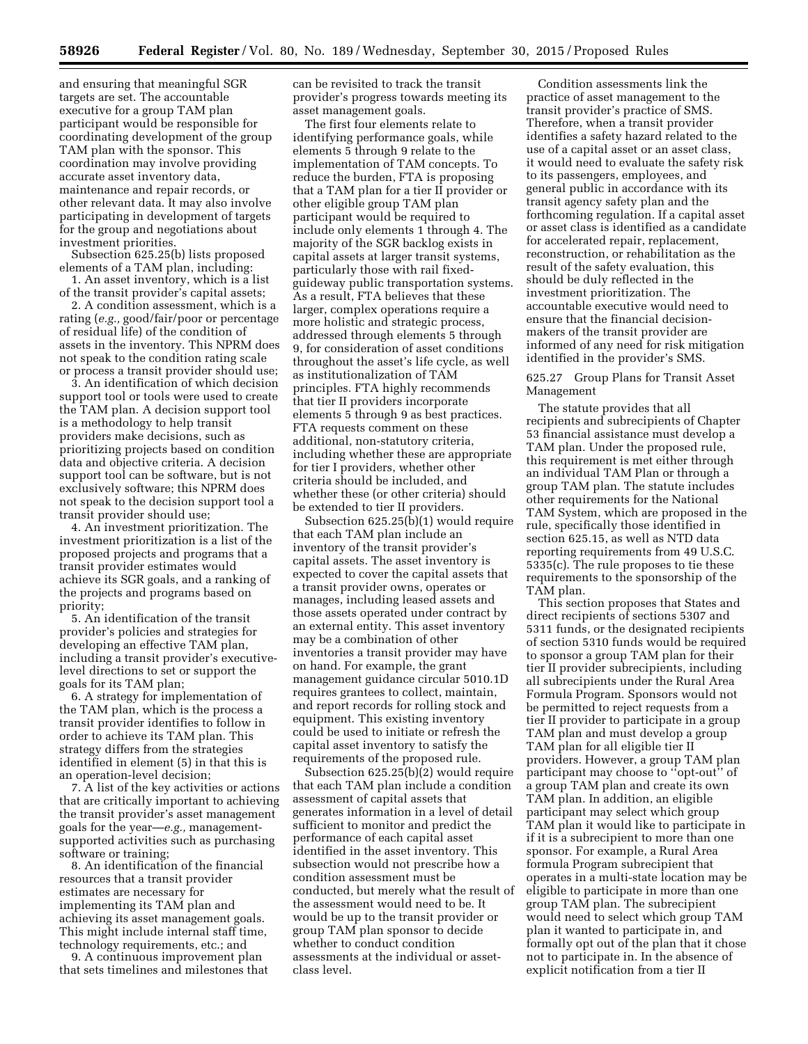and ensuring that meaningful SGR targets are set. The accountable executive for a group TAM plan participant would be responsible for coordinating development of the group TAM plan with the sponsor. This coordination may involve providing accurate asset inventory data, maintenance and repair records, or other relevant data. It may also involve participating in development of targets for the group and negotiations about investment priorities.

Subsection 625.25(b) lists proposed elements of a TAM plan, including:

1. An asset inventory, which is a list of the transit provider's capital assets;

2. A condition assessment, which is a rating (*e.g.,* good/fair/poor or percentage of residual life) of the condition of assets in the inventory. This NPRM does not speak to the condition rating scale or process a transit provider should use;

3. An identification of which decision support tool or tools were used to create the TAM plan. A decision support tool is a methodology to help transit providers make decisions, such as prioritizing projects based on condition data and objective criteria. A decision support tool can be software, but is not exclusively software; this NPRM does not speak to the decision support tool a transit provider should use;

4. An investment prioritization. The investment prioritization is a list of the proposed projects and programs that a transit provider estimates would achieve its SGR goals, and a ranking of the projects and programs based on priority;

5. An identification of the transit provider's policies and strategies for developing an effective TAM plan, including a transit provider's executive-level directions to set or support the goals for its TAM plan;

6. A strategy for implementation of the TAM plan, which is the process a transit provider identifies to follow in order to achieve its TAM plan. This strategy differs from the strategies identified in element (5) in that this is an operation-level decision;

7. A list of the key activities or actions that are critically important to achieving the transit provider's asset management goals for the year—*e.g.,* management-supported activities such as purchasing software or training;

8. An identification of the financial resources that a transit provider estimates are necessary for implementing its TAM plan and achieving its asset management goals. This might include internal staff time, technology requirements, etc.; and

9. A continuous improvement plan that sets timelines and milestones that can be revisited to track the transit provider's progress towards meeting its asset management goals.

The first four elements relate to identifying performance goals, while elements 5 through 9 relate to the implementation of TAM concepts. To reduce the burden, FTA is proposing that a TAM plan for a tier II provider or other eligible group TAM plan participant would be required to include only elements 1 through 4. The majority of the SGR backlog exists in capital assets at larger transit systems, particularly those with rail fixed-guideway public transportation systems. As a result, FTA believes that these larger, complex operations require a more holistic and strategic process, addressed through elements 5 through 9, for consideration of asset conditions throughout the asset's life cycle, as well as institutionalization of TAM principles. FTA highly recommends that tier II providers incorporate elements 5 through 9 as best practices. FTA requests comment on these additional, non-statutory criteria, including whether these are appropriate for tier I providers, whether other criteria should be included, and whether these (or other criteria) should be extended to tier II providers.

Subsection 625.25(b)(1) would require that each TAM plan include an inventory of the transit provider's capital assets. The asset inventory is expected to cover the capital assets that a transit provider owns, operates or manages, including leased assets and those assets operated under contract by an external entity. This asset inventory may be a combination of other inventories a transit provider may have on hand. For example, the grant management guidance circular 5010.1D requires grantees to collect, maintain, and report records for rolling stock and equipment. This existing inventory could be used to initiate or refresh the capital asset inventory to satisfy the requirements of the proposed rule.

Subsection 625.25(b)(2) would require that each TAM plan include a condition assessment of capital assets that generates information in a level of detail sufficient to monitor and predict the performance of each capital asset identified in the asset inventory. This subsection would not prescribe how a condition assessment must be conducted, but merely what the result of the assessment would need to be. It would be up to the transit provider or group TAM plan sponsor to decide whether to conduct condition assessments at the individual or asset-class level.

Condition assessments link the practice of asset management to the transit provider's practice of SMS. Therefore, when a transit provider identifies a safety hazard related to the use of a capital asset or an asset class, it would need to evaluate the safety risk to its passengers, employees, and general public in accordance with its transit agency safety plan and the forthcoming regulation. If a capital asset or asset class is identified as a candidate for accelerated repair, replacement, reconstruction, or rehabilitation as the result of the safety evaluation, this should be duly reflected in the investment prioritization. The accountable executive would need to ensure that the financial decision-makers of the transit provider are informed of any need for risk mitigation identified in the provider's SMS.

625.27 Group Plans for Transit Asset Management

The statute provides that all recipients and subrecipients of Chapter 53 financial assistance must develop a TAM plan. Under the proposed rule, this requirement is met either through an individual TAM Plan or through a group TAM plan. The statute includes other requirements for the National TAM System, which are proposed in the rule, specifically those identified in section 625.15, as well as NTD data reporting requirements from 49 U.S.C. 5335(c). The rule proposes to tie these requirements to the sponsorship of the TAM plan.

This section proposes that States and direct recipients of sections 5307 and 5311 funds, or the designated recipients of section 5310 funds would be required to sponsor a group TAM plan for their tier II provider subrecipients, including all subrecipients under the Rural Area Formula Program. Sponsors would not be permitted to reject requests from a tier II provider to participate in a group TAM plan and must develop a group TAM plan for all eligible tier II providers. However, a group TAM plan participant may choose to ''opt-out'' of a group TAM plan and create its own TAM plan. In addition, an eligible participant may select which group TAM plan it would like to participate in if it is a subrecipient to more than one sponsor. For example, a Rural Area formula Program subrecipient that operates in a multi-state location may be eligible to participate in more than one group TAM plan. The subrecipient would need to select which group TAM plan it wanted to participate in, and formally opt out of the plan that it chose not to participate in. In the absence of explicit notification from a tier II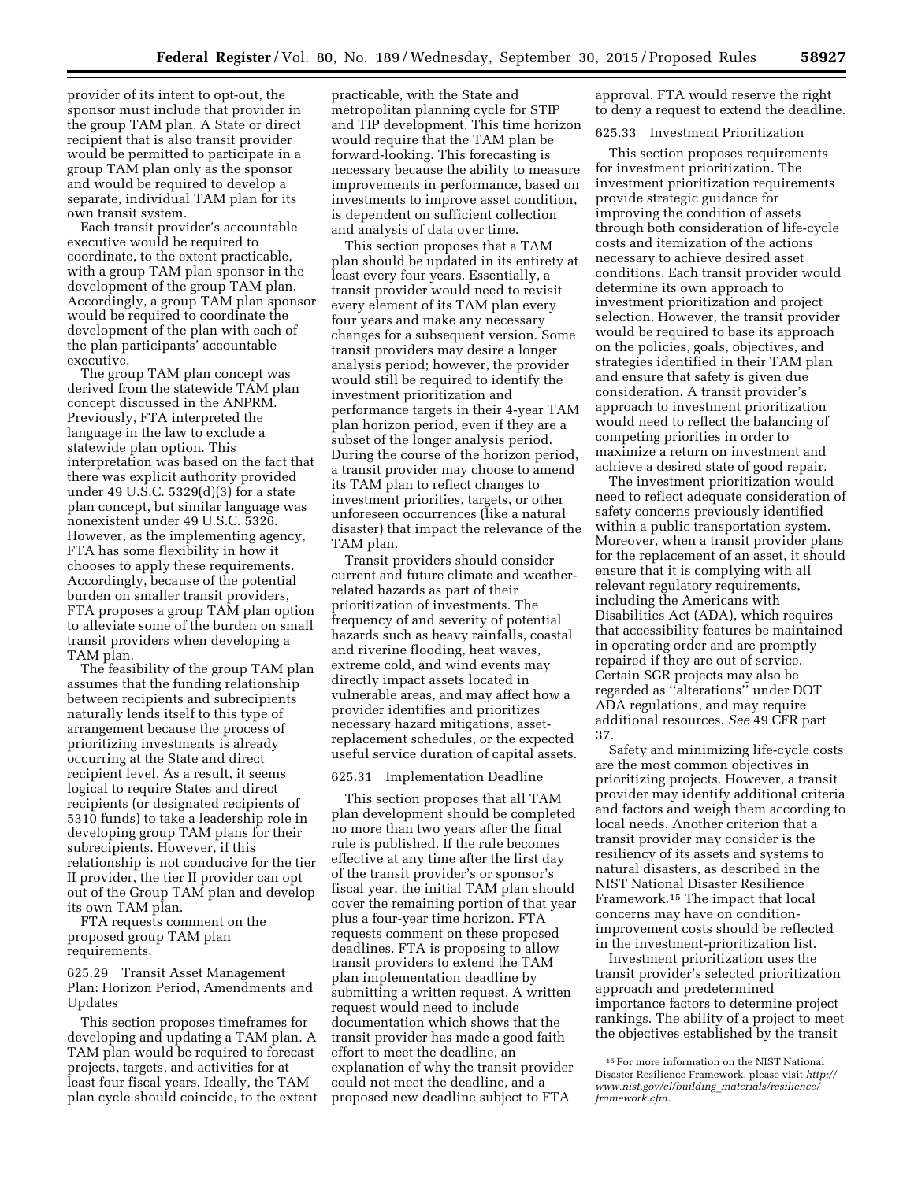provider of its intent to opt-out, the sponsor must include that provider in the group TAM plan. A State or direct recipient that is also transit provider would be permitted to participate in a group TAM plan only as the sponsor and would be required to develop a separate, individual TAM plan for its own transit system.

Each transit provider's accountable executive would be required to coordinate, to the extent practicable, with a group TAM plan sponsor in the development of the group TAM plan. Accordingly, a group TAM plan sponsor would be required to coordinate the development of the plan with each of the plan participants' accountable executive.

The group TAM plan concept was derived from the statewide TAM plan concept discussed in the ANPRM. Previously, FTA interpreted the language in the law to exclude a statewide plan option. This interpretation was based on the fact that there was explicit authority provided under 49 U.S.C. 5329(d)(3) for a state plan concept, but similar language was nonexistent under 49 U.S.C. 5326. However, as the implementing agency, FTA has some flexibility in how it chooses to apply these requirements. Accordingly, because of the potential burden on smaller transit providers, FTA proposes a group TAM plan option to alleviate some of the burden on small transit providers when developing a TAM plan.

The feasibility of the group TAM plan assumes that the funding relationship between recipients and subrecipients naturally lends itself to this type of arrangement because the process of prioritizing investments is already occurring at the State and direct recipient level. As a result, it seems logical to require States and direct recipients (or designated recipients of 5310 funds) to take a leadership role in developing group TAM plans for their subrecipients. However, if this relationship is not conducive for the tier II provider, the tier II provider can opt out of the Group TAM plan and develop its own TAM plan.

FTA requests comment on the proposed group TAM plan requirements.

625.29 Transit Asset Management Plan: Horizon Period, Amendments and Updates

This section proposes timeframes for developing and updating a TAM plan. A TAM plan would be required to forecast projects, targets, and activities for at least four fiscal years. Ideally, the TAM plan cycle should coincide, to the extent practicable, with the State and metropolitan planning cycle for STIP and TIP development. This time horizon would require that the TAM plan be forward-looking. This forecasting is necessary because the ability to measure improvements in performance, based on investments to improve asset condition, is dependent on sufficient collection and analysis of data over time.

This section proposes that a TAM plan should be updated in its entirety at least every four years. Essentially, a transit provider would need to revisit every element of its TAM plan every four years and make any necessary changes for a subsequent version. Some transit providers may desire a longer analysis period; however, the provider would still be required to identify the investment prioritization and performance targets in their 4-year TAM plan horizon period, even if they are a subset of the longer analysis period. During the course of the horizon period, a transit provider may choose to amend its TAM plan to reflect changes to investment priorities, targets, or other unforeseen occurrences (like a natural disaster) that impact the relevance of the TAM plan.

Transit providers should consider current and future climate and weather-related hazards as part of their prioritization of investments. The frequency of and severity of potential hazards such as heavy rainfalls, coastal and riverine flooding, heat waves, extreme cold, and wind events may directly impact assets located in vulnerable areas, and may affect how a provider identifies and prioritizes necessary hazard mitigations, asset-replacement schedules, or the expected useful service duration of capital assets.

625.31 Implementation Deadline

This section proposes that all TAM plan development should be completed no more than two years after the final rule is published. If the rule becomes effective at any time after the first day of the transit provider's or sponsor's fiscal year, the initial TAM plan should cover the remaining portion of that year plus a four-year time horizon. FTA requests comment on these proposed deadlines. FTA is proposing to allow transit providers to extend the TAM plan implementation deadline by submitting a written request. A written request would need to include documentation which shows that the transit provider has made a good faith effort to meet the deadline, an explanation of why the transit provider could not meet the deadline, and a proposed new deadline subject to FTA approval. FTA would reserve the right to deny a request to extend the deadline.

625.33 Investment Prioritization

This section proposes requirements for investment prioritization. The investment prioritization requirements provide strategic guidance for improving the condition of assets through both consideration of life-cycle costs and itemization of the actions necessary to achieve desired asset conditions. Each transit provider would determine its own approach to investment prioritization and project selection. However, the transit provider would be required to base its approach on the policies, goals, objectives, and strategies identified in their TAM plan and ensure that safety is given due consideration. A transit provider's approach to investment prioritization would need to reflect the balancing of competing priorities in order to maximize a return on investment and achieve a desired state of good repair.

The investment prioritization would need to reflect adequate consideration of safety concerns previously identified within a public transportation system. Moreover, when a transit provider plans for the replacement of an asset, it should ensure that it is complying with all relevant regulatory requirements, including the Americans with Disabilities Act (ADA), which requires that accessibility features be maintained in operating order and are promptly repaired if they are out of service. Certain SGR projects may also be regarded as "alterations" under DOT ADA regulations, and may require additional resources. *See* 49 CFR part 37.

Safety and minimizing life-cycle costs are the most common objectives in prioritizing projects. However, a transit provider may identify additional criteria and factors and weigh them according to local needs. Another criterion that a transit provider may consider is the resiliency of its assets and systems to natural disasters, as described in the NIST National Disaster Resilience Framework.[15] The impact that local concerns may have on condition-improvement costs should be reflected in the investment-prioritization list.

Investment prioritization uses the transit provider's selected prioritization approach and predetermined importance factors to determine project rankings. The ability of a project to meet the objectives established by the transit

[15] For more information on the NIST National Disaster Resilience Framework, please visit *http://www.nist.gov/el/building_materials/resilience/framework.cfm.*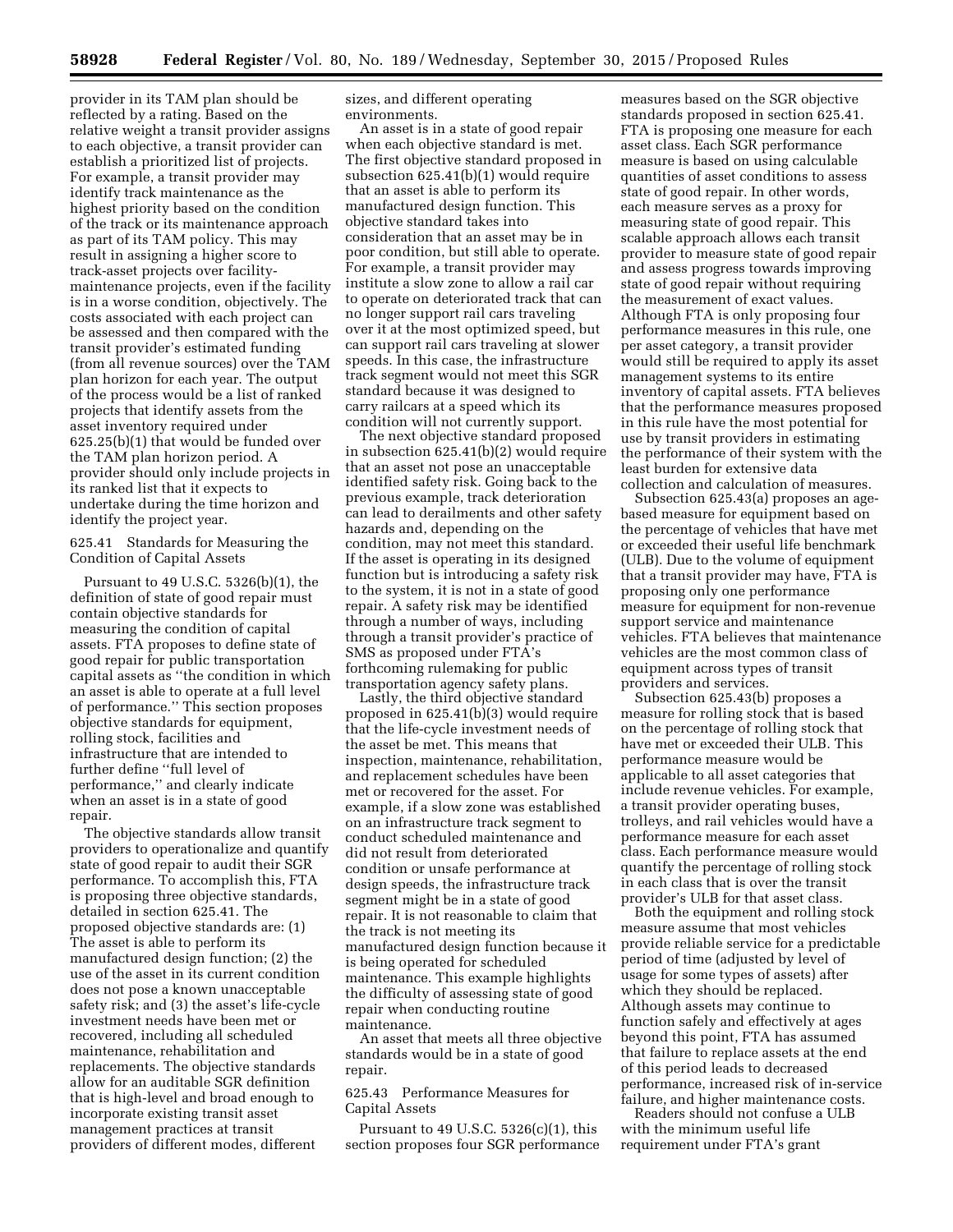provider in its TAM plan should be reflected by a rating. Based on the relative weight a transit provider assigns to each objective, a transit provider can establish a prioritized list of projects. For example, a transit provider may identify track maintenance as the highest priority based on the condition of the track or its maintenance approach as part of its TAM policy. This may result in assigning a higher score to track-asset projects over facility-maintenance projects, even if the facility is in a worse condition, objectively. The costs associated with each project can be assessed and then compared with the transit provider's estimated funding (from all revenue sources) over the TAM plan horizon for each year. The output of the process would be a list of ranked projects that identify assets from the asset inventory required under 625.25(b)(1) that would be funded over the TAM plan horizon period. A provider should only include projects in its ranked list that it expects to undertake during the time horizon and identify the project year.

### 625.41 Standards for Measuring the Condition of Capital Assets

Pursuant to 49 U.S.C. 5326(b)(1), the definition of state of good repair must contain objective standards for measuring the condition of capital assets. FTA proposes to define state of good repair for public transportation capital assets as ''the condition in which an asset is able to operate at a full level of performance.'' This section proposes objective standards for equipment, rolling stock, facilities and infrastructure that are intended to further define ''full level of performance,'' and clearly indicate when an asset is in a state of good repair.

The objective standards allow transit providers to operationalize and quantify state of good repair to audit their SGR performance. To accomplish this, FTA is proposing three objective standards, detailed in section 625.41. The proposed objective standards are: (1) The asset is able to perform its manufactured design function; (2) the use of the asset in its current condition does not pose a known unacceptable safety risk; and (3) the asset's life-cycle investment needs have been met or recovered, including all scheduled maintenance, rehabilitation and replacements. The objective standards allow for an auditable SGR definition that is high-level and broad enough to incorporate existing transit asset management practices at transit providers of different modes, different sizes, and different operating environments.

An asset is in a state of good repair when each objective standard is met. The first objective standard proposed in subsection 625.41(b)(1) would require that an asset is able to perform its manufactured design function. This objective standard takes into consideration that an asset may be in poor condition, but still able to operate. For example, a transit provider may institute a slow zone to allow a rail car to operate on deteriorated track that can no longer support rail cars traveling over it at the most optimized speed, but can support rail cars traveling at slower speeds. In this case, the infrastructure track segment would not meet this SGR standard because it was designed to carry railcars at a speed which its condition will not currently support.

The next objective standard proposed in subsection 625.41(b)(2) would require that an asset not pose an unacceptable identified safety risk. Going back to the previous example, track deterioration can lead to derailments and other safety hazards and, depending on the condition, may not meet this standard. If the asset is operating in its designed function but is introducing a safety risk to the system, it is not in a state of good repair. A safety risk may be identified through a number of ways, including through a transit provider's practice of SMS as proposed under FTA's forthcoming rulemaking for public transportation agency safety plans.

Lastly, the third objective standard proposed in 625.41(b)(3) would require that the life-cycle investment needs of the asset be met. This means that inspection, maintenance, rehabilitation, and replacement schedules have been met or recovered for the asset. For example, if a slow zone was established on an infrastructure track segment to conduct scheduled maintenance and did not result from deteriorated condition or unsafe performance at design speeds, the infrastructure track segment might be in a state of good repair. It is not reasonable to claim that the track is not meeting its manufactured design function because it is being operated for scheduled maintenance. This example highlights the difficulty of assessing state of good repair when conducting routine maintenance.

An asset that meets all three objective standards would be in a state of good repair.

### 625.43 Performance Measures for Capital Assets

Pursuant to 49 U.S.C. 5326(c)(1), this section proposes four SGR performance measures based on the SGR objective standards proposed in section 625.41. FTA is proposing one measure for each asset class. Each SGR performance measure is based on using calculable quantities of asset conditions to assess state of good repair. In other words, each measure serves as a proxy for measuring state of good repair. This scalable approach allows each transit provider to measure state of good repair and assess progress towards improving state of good repair without requiring the measurement of exact values. Although FTA is only proposing four performance measures in this rule, one per asset category, a transit provider would still be required to apply its asset management systems to its entire inventory of capital assets. FTA believes that the performance measures proposed in this rule have the most potential for use by transit providers in estimating the performance of their system with the least burden for extensive data collection and calculation of measures.

Subsection 625.43(a) proposes an age-based measure for equipment based on the percentage of vehicles that have met or exceeded their useful life benchmark (ULB). Due to the volume of equipment that a transit provider may have, FTA is proposing only one performance measure for equipment for non-revenue support service and maintenance vehicles. FTA believes that maintenance vehicles are the most common class of equipment across types of transit providers and services.

Subsection 625.43(b) proposes a measure for rolling stock that is based on the percentage of rolling stock that have met or exceeded their ULB. This performance measure would be applicable to all asset categories that include revenue vehicles. For example, a transit provider operating buses, trolleys, and rail vehicles would have a performance measure for each asset class. Each performance measure would quantify the percentage of rolling stock in each class that is over the transit provider's ULB for that asset class.

Both the equipment and rolling stock measure assume that most vehicles provide reliable service for a predictable period of time (adjusted by level of usage for some types of assets) after which they should be replaced. Although assets may continue to function safely and effectively at ages beyond this point, FTA has assumed that failure to replace assets at the end of this period leads to decreased performance, increased risk of in-service failure, and higher maintenance costs.

Readers should not confuse a ULB with the minimum useful life requirement under FTA's grant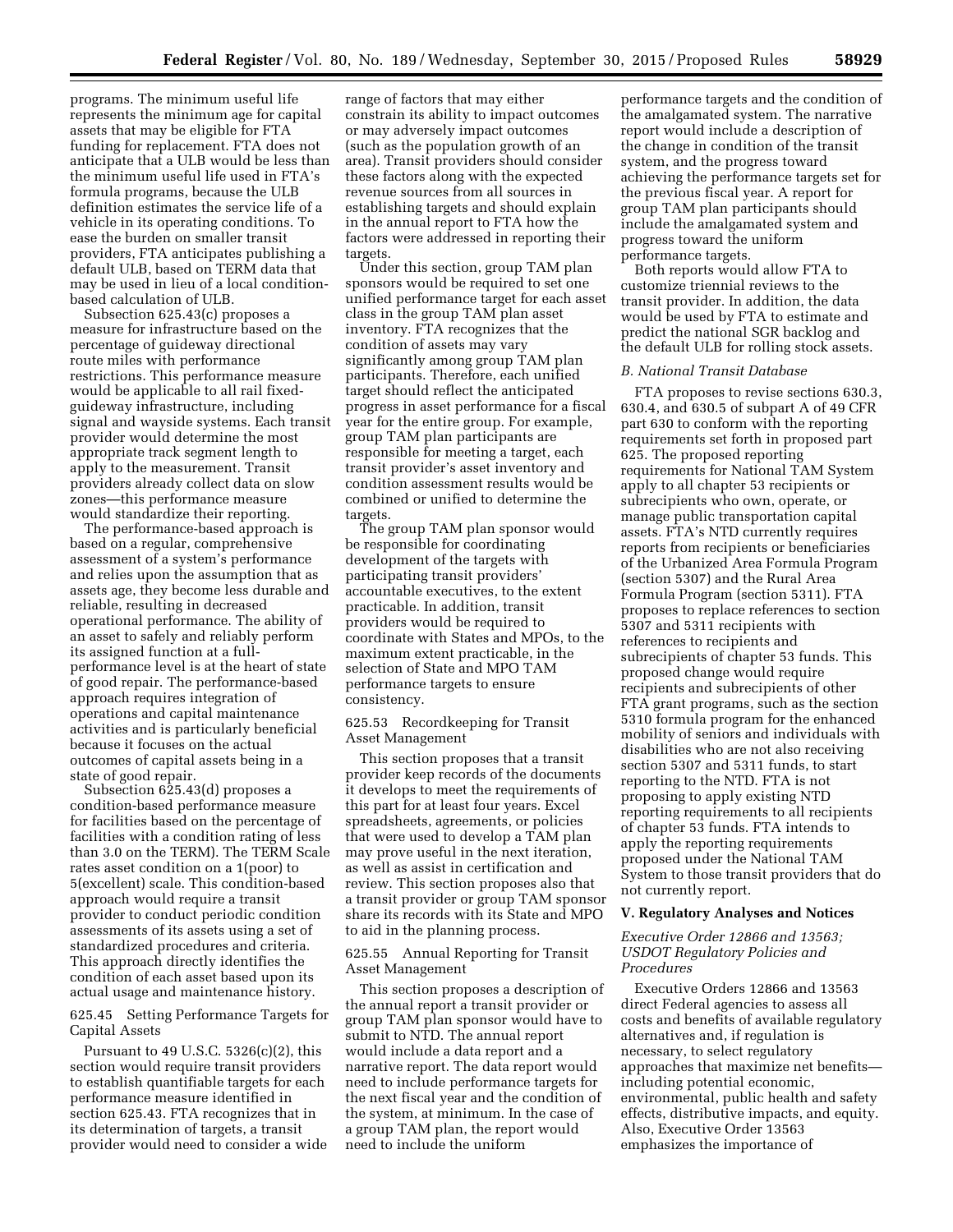programs. The minimum useful life represents the minimum age for capital assets that may be eligible for FTA funding for replacement. FTA does not anticipate that a ULB would be less than the minimum useful life used in FTA's formula programs, because the ULB definition estimates the service life of a vehicle in its operating conditions. To ease the burden on smaller transit providers, FTA anticipates publishing a default ULB, based on TERM data that may be used in lieu of a local condition-based calculation of ULB.

Subsection 625.43(c) proposes a measure for infrastructure based on the percentage of guideway directional route miles with performance restrictions. This performance measure would be applicable to all rail fixed-guideway infrastructure, including signal and wayside systems. Each transit provider would determine the most appropriate track segment length to apply to the measurement. Transit providers already collect data on slow zones—this performance measure would standardize their reporting.

The performance-based approach is based on a regular, comprehensive assessment of a system's performance and relies upon the assumption that as assets age, they become less durable and reliable, resulting in decreased operational performance. The ability of an asset to safely and reliably perform its assigned function at a full-performance level is at the heart of state of good repair. The performance-based approach requires integration of operations and capital maintenance activities and is particularly beneficial because it focuses on the actual outcomes of capital assets being in a state of good repair.

Subsection 625.43(d) proposes a condition-based performance measure for facilities based on the percentage of facilities with a condition rating of less than 3.0 on the TERM). The TERM Scale rates asset condition on a 1(poor) to 5(excellent) scale. This condition-based approach would require a transit provider to conduct periodic condition assessments of its assets using a set of standardized procedures and criteria. This approach directly identifies the condition of each asset based upon its actual usage and maintenance history.

625.45 Setting Performance Targets for Capital Assets

Pursuant to 49 U.S.C. 5326(c)(2), this section would require transit providers to establish quantifiable targets for each performance measure identified in section 625.43. FTA recognizes that in its determination of targets, a transit provider would need to consider a wide range of factors that may either constrain its ability to impact outcomes or may adversely impact outcomes (such as the population growth of an area). Transit providers should consider these factors along with the expected revenue sources from all sources in establishing targets and should explain in the annual report to FTA how the factors were addressed in reporting their targets.

Under this section, group TAM plan sponsors would be required to set one unified performance target for each asset class in the group TAM plan asset inventory. FTA recognizes that the condition of assets may vary significantly among group TAM plan participants. Therefore, each unified target should reflect the anticipated progress in asset performance for a fiscal year for the entire group. For example, group TAM plan participants are responsible for meeting a target, each transit provider's asset inventory and condition assessment results would be combined or unified to determine the targets.

The group TAM plan sponsor would be responsible for coordinating development of the targets with participating transit providers' accountable executives, to the extent practicable. In addition, transit providers would be required to coordinate with States and MPOs, to the maximum extent practicable, in the selection of State and MPO TAM performance targets to ensure consistency.

625.53 Recordkeeping for Transit Asset Management

This section proposes that a transit provider keep records of the documents it develops to meet the requirements of this part for at least four years. Excel spreadsheets, agreements, or policies that were used to develop a TAM plan may prove useful in the next iteration, as well as assist in certification and review. This section proposes also that a transit provider or group TAM sponsor share its records with its State and MPO to aid in the planning process.

625.55 Annual Reporting for Transit Asset Management

This section proposes a description of the annual report a transit provider or group TAM plan sponsor would have to submit to NTD. The annual report would include a data report and a narrative report. The data report would need to include performance targets for the next fiscal year and the condition of the system, at minimum. In the case of a group TAM plan, the report would need to include the uniform performance targets and the condition of the amalgamated system. The narrative report would include a description of the change in condition of the transit system, and the progress toward achieving the performance targets set for the previous fiscal year. A report for group TAM plan participants should include the amalgamated system and progress toward the uniform performance targets.

Both reports would allow FTA to customize triennial reviews to the transit provider. In addition, the data would be used by FTA to estimate and predict the national SGR backlog and the default ULB for rolling stock assets.

*B. National Transit Database*

FTA proposes to revise sections 630.3, 630.4, and 630.5 of subpart A of 49 CFR part 630 to conform with the reporting requirements set forth in proposed part 625. The proposed reporting requirements for National TAM System apply to all chapter 53 recipients or subrecipients who own, operate, or manage public transportation capital assets. FTA's NTD currently requires reports from recipients or beneficiaries of the Urbanized Area Formula Program (section 5307) and the Rural Area Formula Program (section 5311). FTA proposes to replace references to section 5307 and 5311 recipients with references to recipients and subrecipients of chapter 53 funds. This proposed change would require recipients and subrecipients of other FTA grant programs, such as the section 5310 formula program for the enhanced mobility of seniors and individuals with disabilities who are not also receiving section 5307 and 5311 funds, to start reporting to the NTD. FTA is not proposing to apply existing NTD reporting requirements to all recipients of chapter 53 funds. FTA intends to apply the reporting requirements proposed under the National TAM System to those transit providers that do not currently report.

## V. Regulatory Analyses and Notices

*Executive Order 12866 and 13563; USDOT Regulatory Policies and Procedures*

Executive Orders 12866 and 13563 direct Federal agencies to assess all costs and benefits of available regulatory alternatives and, if regulation is necessary, to select regulatory approaches that maximize net benefits—including potential economic, environmental, public health and safety effects, distributive impacts, and equity. Also, Executive Order 13563 emphasizes the importance of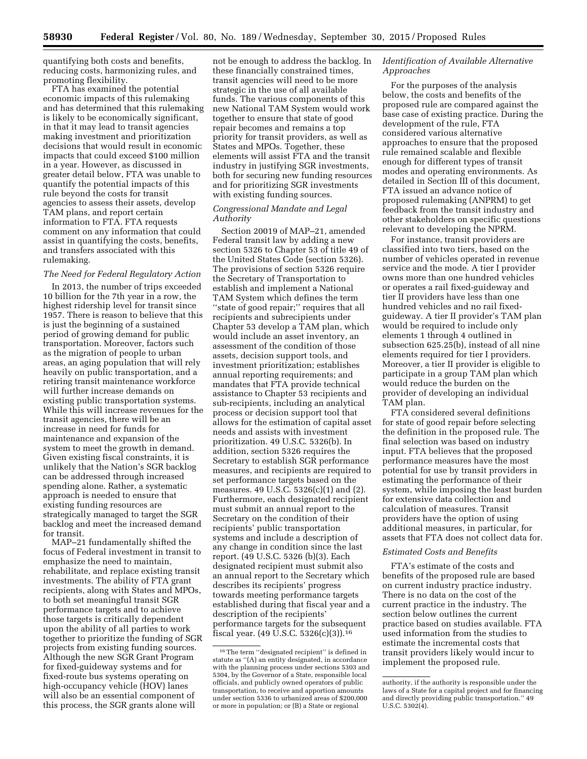quantifying both costs and benefits, reducing costs, harmonizing rules, and promoting flexibility.

FTA has examined the potential economic impacts of this rulemaking and has determined that this rulemaking is likely to be economically significant, in that it may lead to transit agencies making investment and prioritization decisions that would result in economic impacts that could exceed $100 million in a year. However, as discussed in greater detail below, FTA was unable to quantify the potential impacts of this rule beyond the costs for transit agencies to assess their assets, develop TAM plans, and report certain information to FTA. FTA requests comment on any information that could assist in quantifying the costs, benefits, and transfers associated with this rulemaking.

*The Need for Federal Regulatory Action*

In 2013, the number of trips exceeded 10 billion for the 7th year in a row, the highest ridership level for transit since 1957. There is reason to believe that this is just the beginning of a sustained period of growing demand for public transportation. Moreover, factors such as the migration of people to urban areas, an aging population that will rely heavily on public transportation, and a retiring transit maintenance workforce will further increase demands on existing public transportation systems. While this will increase revenues for the transit agencies, there will be an increase in need for funds for maintenance and expansion of the system to meet the growth in demand. Given existing fiscal constraints, it is unlikely that the Nation's SGR backlog can be addressed through increased spending alone. Rather, a systematic approach is needed to ensure that existing funding resources are strategically managed to target the SGR backlog and meet the increased demand for transit.

MAP–21 fundamentally shifted the focus of Federal investment in transit to emphasize the need to maintain, rehabilitate, and replace existing transit investments. The ability of FTA grant recipients, along with States and MPOs, to both set meaningful transit SGR performance targets and to achieve those targets is critically dependent upon the ability of all parties to work together to prioritize the funding of SGR projects from existing funding sources. Although the new SGR Grant Program for fixed-guideway systems and for fixed-route bus systems operating on high-occupancy vehicle (HOV) lanes will also be an essential component of this process, the SGR grants alone will not be enough to address the backlog. In these financially constrained times, transit agencies will need to be more strategic in the use of all available funds. The various components of this new National TAM System would work together to ensure that state of good repair becomes and remains a top priority for transit providers, as well as States and MPOs. Together, these elements will assist FTA and the transit industry in justifying SGR investments, both for securing new funding resources and for prioritizing SGR investments with existing funding sources.

*Congressional Mandate and Legal Authority*

Section 20019 of MAP–21, amended Federal transit law by adding a new section 5326 to Chapter 53 of title 49 of the United States Code (section 5326). The provisions of section 5326 require the Secretary of Transportation to establish and implement a National TAM System which defines the term "state of good repair;" requires that all recipients and subrecipients under Chapter 53 develop a TAM plan, which would include an asset inventory, an assessment of the condition of those assets, decision support tools, and investment prioritization; establishes annual reporting requirements; and mandates that FTA provide technical assistance to Chapter 53 recipients and sub-recipients, including an analytical process or decision support tool that allows for the estimation of capital asset needs and assists with investment prioritization. 49 U.S.C. 5326(b). In addition, section 5326 requires the Secretary to establish SGR performance measures, and recipients are required to set performance targets based on the measures. 49 U.S.C. 5326(c)(1) and (2). Furthermore, each designated recipient must submit an annual report to the Secretary on the condition of their recipients' public transportation systems and include a description of any change in condition since the last report. (49 U.S.C. 5326 (b)(3). Each designated recipient must submit also an annual report to the Secretary which describes its recipients' progress towards meeting performance targets established during that fiscal year and a description of the recipients' performance targets for the subsequent fiscal year. (49 U.S.C. 5326(c)(3)).[16]

*Identification of Available Alternative Approaches*

For the purposes of the analysis below, the costs and benefits of the proposed rule are compared against the base case of existing practice. During the development of the rule, FTA considered various alternative approaches to ensure that the proposed rule remained scalable and flexible enough for different types of transit modes and operating environments. As detailed in Section III of this document, FTA issued an advance notice of proposed rulemaking (ANPRM) to get feedback from the transit industry and other stakeholders on specific questions relevant to developing the NPRM.

For instance, transit providers are classified into two tiers, based on the number of vehicles operated in revenue service and the mode. A tier I provider owns more than one hundred vehicles or operates a rail fixed-guideway and tier II providers have less than one hundred vehicles and no rail fixed-guideway. A tier II provider's TAM plan would be required to include only elements 1 through 4 outlined in subsection 625.25(b), instead of all nine elements required for tier I providers. Moreover, a tier II provider is eligible to participate in a group TAM plan which would reduce the burden on the provider of developing an individual TAM plan.

FTA considered several definitions for state of good repair before selecting the definition in the proposed rule. The final selection was based on industry input. FTA believes that the proposed performance measures have the most potential for use by transit providers in estimating the performance of their system, while imposing the least burden for extensive data collection and calculation of measures. Transit providers have the option of using additional measures, in particular, for assets that FTA does not collect data for.

*Estimated Costs and Benefits*

FTA's estimate of the costs and benefits of the proposed rule are based on current industry practice industry. There is no data on the cost of the current practice in the industry. The section below outlines the current practice based on studies available. FTA used information from the studies to estimate the incremental costs that transit providers likely would incur to implement the proposed rule.

---

[16] The term "designated recipient" is defined in statute as "(A) an entity designated, in accordance with the planning process under sections 5303 and 5304, by the Governor of a State, responsible local officials, and publicly owned operators of public transportation, to receive and apportion amounts under section 5336 to urbanized areas of $200,000 or more in population; or (B) a State or regional authority, if the authority is responsible under the laws of a State for a capital project and for financing and directly providing public transportation." 49 U.S.C. 5302(4).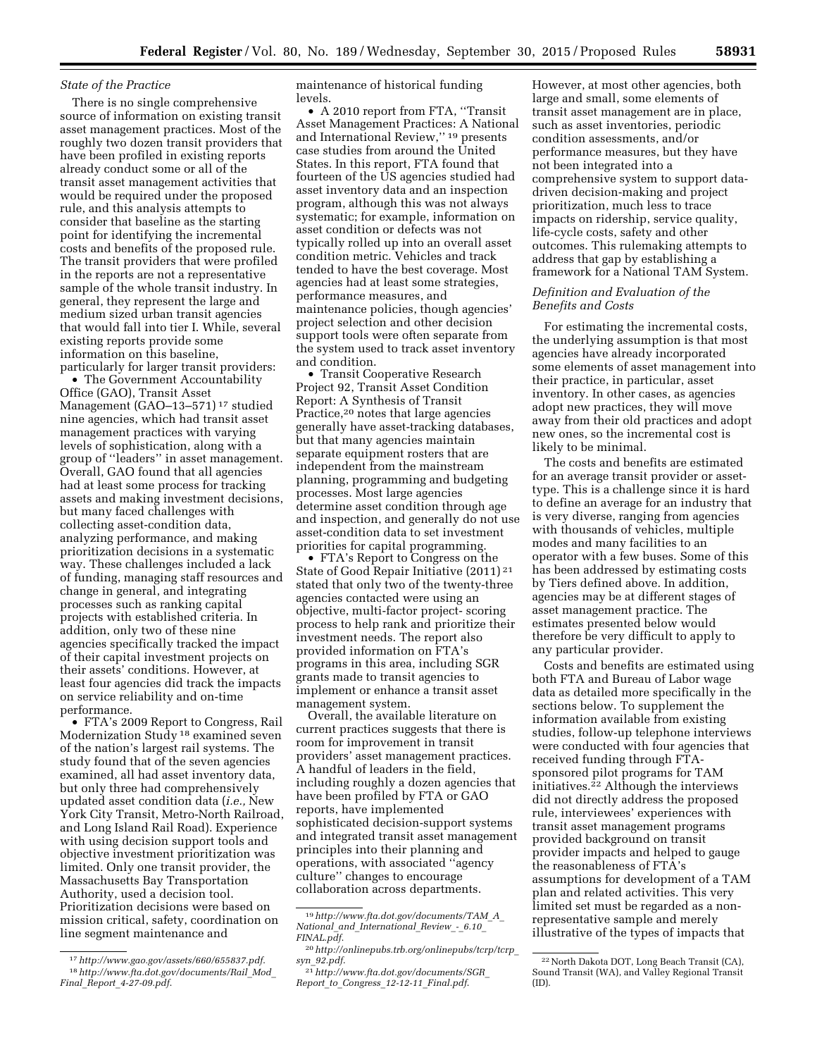*State of the Practice*

There is no single comprehensive source of information on existing transit asset management practices. Most of the roughly two dozen transit providers that have been profiled in existing reports already conduct some or all of the transit asset management activities that would be required under the proposed rule, and this analysis attempts to consider that baseline as the starting point for identifying the incremental costs and benefits of the proposed rule. The transit providers that were profiled in the reports are not a representative sample of the whole transit industry. In general, they represent the large and medium sized urban transit agencies that would fall into tier I. While, several existing reports provide some information on this baseline, particularly for larger transit providers:

- The Government Accountability Office (GAO), Transit Asset Management (GAO–13–571) [17] studied nine agencies, which had transit asset management practices with varying levels of sophistication, along with a group of ''leaders'' in asset management. Overall, GAO found that all agencies had at least some process for tracking assets and making investment decisions, but many faced challenges with collecting asset-condition data, analyzing performance, and making prioritization decisions in a systematic way. These challenges included a lack of funding, managing staff resources and change in general, and integrating processes such as ranking capital projects with established criteria. In addition, only two of these nine agencies specifically tracked the impact of their capital investment projects on their assets' conditions. However, at least four agencies did track the impacts on service reliability and on-time performance.
- FTA's 2009 Report to Congress, Rail Modernization Study [18] examined seven of the nation's largest rail systems. The study found that of the seven agencies examined, all had asset inventory data, but only three had comprehensively updated asset condition data (*i.e.,* New York City Transit, Metro-North Railroad, and Long Island Rail Road). Experience with using decision support tools and objective investment prioritization was limited. Only one transit provider, the Massachusetts Bay Transportation Authority, used a decision tool. Prioritization decisions were based on mission critical, safety, coordination on line segment maintenance and maintenance of historical funding levels.
- A 2010 report from FTA, ''Transit Asset Management Practices: A National and International Review,'' [19] presents case studies from around the United States. In this report, FTA found that fourteen of the US agencies studied had asset inventory data and an inspection program, although this was not always systematic; for example, information on asset condition or defects was not typically rolled up into an overall asset condition metric. Vehicles and track tended to have the best coverage. Most agencies had at least some strategies, performance measures, and maintenance policies, though agencies' project selection and other decision support tools were often separate from the system used to track asset inventory and condition.
- Transit Cooperative Research Project 92, Transit Asset Condition Report: A Synthesis of Transit Practice,[20] notes that large agencies generally have asset-tracking databases, but that many agencies maintain separate equipment rosters that are independent from the mainstream planning, programming and budgeting processes. Most large agencies determine asset condition through age and inspection, and generally do not use asset-condition data to set investment priorities for capital programming.
- FTA's Report to Congress on the State of Good Repair Initiative (2011) [21] stated that only two of the twenty-three agencies contacted were using an objective, multi-factor project- scoring process to help rank and prioritize their investment needs. The report also provided information on FTA's programs in this area, including SGR grants made to transit agencies to implement or enhance a transit asset management system.

Overall, the available literature on current practices suggests that there is room for improvement in transit providers' asset management practices. A handful of leaders in the field, including roughly a dozen agencies that have been profiled by FTA or GAO reports, have implemented sophisticated decision-support systems and integrated transit asset management principles into their planning and operations, with associated ''agency culture'' changes to encourage collaboration across departments. However, at most other agencies, both large and small, some elements of transit asset management are in place, such as asset inventories, periodic condition assessments, and/or performance measures, but they have not been integrated into a comprehensive system to support data-driven decision-making and project prioritization, much less to trace impacts on ridership, service quality, life-cycle costs, safety and other outcomes. This rulemaking attempts to address that gap by establishing a framework for a National TAM System.

*Definition and Evaluation of the Benefits and Costs*

For estimating the incremental costs, the underlying assumption is that most agencies have already incorporated some elements of asset management into their practice, in particular, asset inventory. In other cases, as agencies adopt new practices, they will move away from their old practices and adopt new ones, so the incremental cost is likely to be minimal.

The costs and benefits are estimated for an average transit provider or asset-type. This is a challenge since it is hard to define an average for an industry that is very diverse, ranging from agencies with thousands of vehicles, multiple modes and many facilities to an operator with a few buses. Some of this has been addressed by estimating costs by Tiers defined above. In addition, agencies may be at different stages of asset management practice. The estimates presented below would therefore be very difficult to apply to any particular provider.

Costs and benefits are estimated using both FTA and Bureau of Labor wage data as detailed more specifically in the sections below. To supplement the information available from existing studies, follow-up telephone interviews were conducted with four agencies that received funding through FTA-sponsored pilot programs for TAM initiatives.[22] Although the interviews did not directly address the proposed rule, interviewees' experiences with transit asset management programs provided background on transit provider impacts and helped to gauge the reasonableness of FTA's assumptions for development of a TAM plan and related activities. This very limited set must be regarded as a non-representative sample and merely illustrative of the types of impacts that

---

[17] *http://www.gao.gov/assets/660/655837.pdf.*

[18] *http://www.fta.dot.gov/documents/Rail_Mod_Final_Report_4-27-09.pdf.*

[19] *http://www.fta.dot.gov/documents/TAM_A_National_and_International_Review_-_6.10_FINAL.pdf.*

[20] *http://onlinepubs.trb.org/onlinepubs/tcrp/tcrp_syn_92.pdf.*

[21] *http://www.fta.dot.gov/documents/SGR_Report_to_Congress_12-12-11_Final.pdf.*

[22] North Dakota DOT, Long Beach Transit (CA), Sound Transit (WA), and Valley Regional Transit (ID).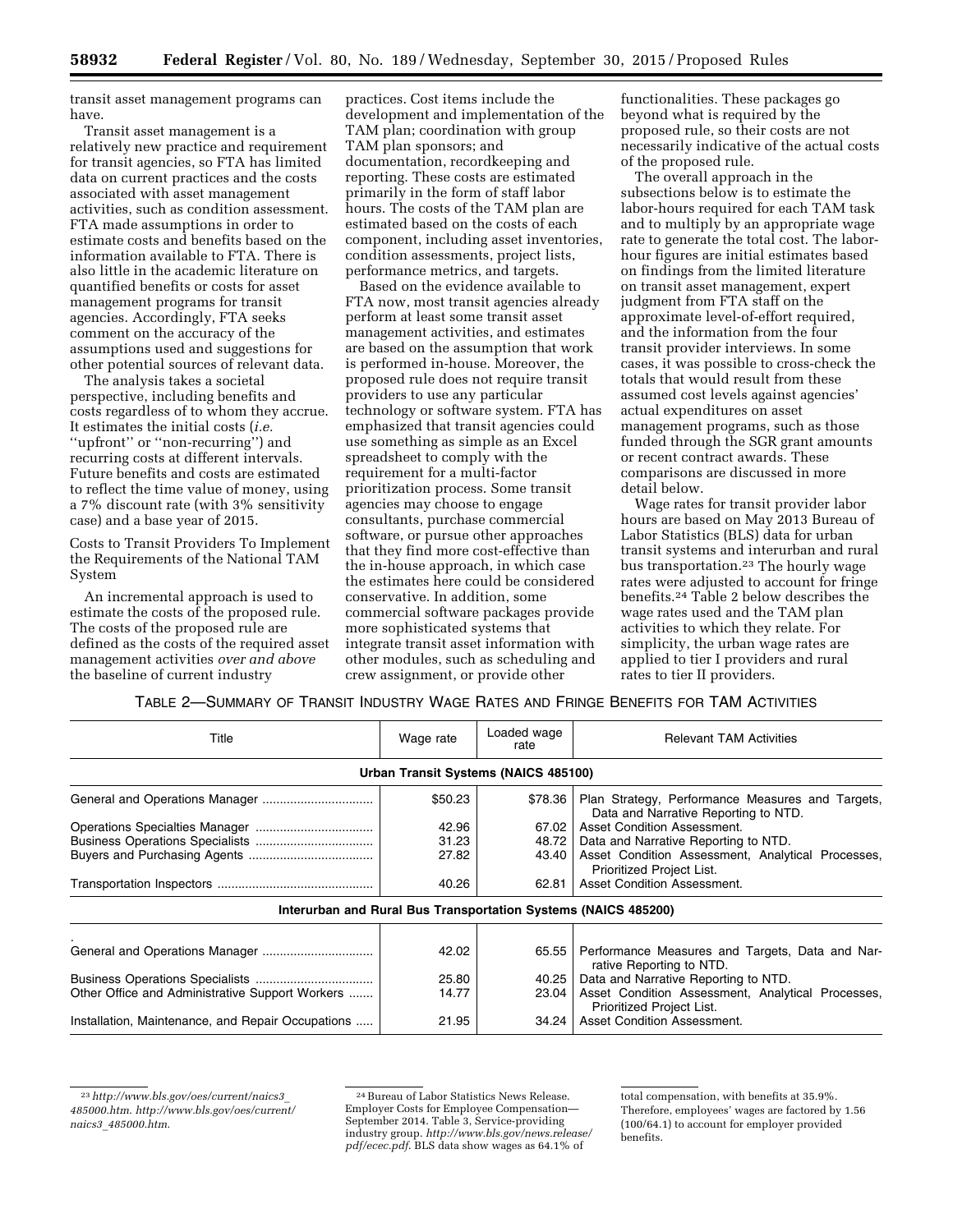transit asset management programs can have.

Transit asset management is a relatively new practice and requirement for transit agencies, so FTA has limited data on current practices and the costs associated with asset management activities, such as condition assessment. FTA made assumptions in order to estimate costs and benefits based on the information available to FTA. There is also little in the academic literature on quantified benefits or costs for asset management programs for transit agencies. Accordingly, FTA seeks comment on the accuracy of the assumptions used and suggestions for other potential sources of relevant data.

The analysis takes a societal perspective, including benefits and costs regardless of to whom they accrue. It estimates the initial costs (*i.e.* ''upfront'' or ''non-recurring'') and recurring costs at different intervals. Future benefits and costs are estimated to reflect the time value of money, using a 7% discount rate (with 3% sensitivity case) and a base year of 2015.

Costs to Transit Providers To Implement the Requirements of the National TAM System

An incremental approach is used to estimate the costs of the proposed rule. The costs of the proposed rule are defined as the costs of the required asset management activities *over and above* the baseline of current industry practices. Cost items include the development and implementation of the TAM plan; coordination with group TAM plan sponsors; and documentation, recordkeeping and reporting. These costs are estimated primarily in the form of staff labor hours. The costs of the TAM plan are estimated based on the costs of each component, including asset inventories, condition assessments, project lists, performance metrics, and targets.

Based on the evidence available to FTA now, most transit agencies already perform at least some transit asset management activities, and estimates are based on the assumption that work is performed in-house. Moreover, the proposed rule does not require transit providers to use any particular technology or software system. FTA has emphasized that transit agencies could use something as simple as an Excel spreadsheet to comply with the requirement for a multi-factor prioritization process. Some transit agencies may choose to engage consultants, purchase commercial software, or pursue other approaches that they find more cost-effective than the in-house approach, in which case the estimates here could be considered conservative. In addition, some commercial software packages provide more sophisticated systems that integrate transit asset information with other modules, such as scheduling and crew assignment, or provide other functionalities. These packages go beyond what is required by the proposed rule, so their costs are not necessarily indicative of the actual costs of the proposed rule.

The overall approach in the subsections below is to estimate the labor-hours required for each TAM task and to multiply by an appropriate wage rate to generate the total cost. The labor-hour figures are initial estimates based on findings from the limited literature on transit asset management, expert judgment from FTA staff on the approximate level-of-effort required, and the information from the four transit provider interviews. In some cases, it was possible to cross-check the totals that would result from these assumed cost levels against agencies' actual expenditures on asset management programs, such as those funded through the SGR grant amounts or recent contract awards. These comparisons are discussed in more detail below.

Wage rates for transit provider labor hours are based on May 2013 Bureau of Labor Statistics (BLS) data for urban transit systems and interurban and rural bus transportation.[23] The hourly wage rates were adjusted to account for fringe benefits.[24] Table 2 below describes the wage rates used and the TAM plan activities to which they relate. For simplicity, the urban wage rates are applied to tier I providers and rural rates to tier II providers.

TABLE 2—SUMMARY OF TRANSIT INDUSTRY WAGE RATES AND FRINGE BENEFITS FOR TAM ACTIVITIES

| Title | Wage rate | Loaded wage rate | Relevant TAM Activities |
|---|---|---|---|
| **Urban Transit Systems (NAICS 485100)** | | | |
| General and Operations Manager | $50.23 | $78.36 | Plan Strategy, Performance Measures and Targets, Data and Narrative Reporting to NTD. |
| Operations Specialties Manager | 42.96 | 67.02 | Asset Condition Assessment. |
| Business Operations Specialists | 31.23 | 48.72 | Data and Narrative Reporting to NTD. |
| Buyers and Purchasing Agents | 27.82 | 43.40 | Asset Condition Assessment, Analytical Processes, Prioritized Project List. |
| Transportation Inspectors | 40.26 | 62.81 | Asset Condition Assessment. |
| **Interurban and Rural Bus Transportation Systems (NAICS 485200)** | | | |
| General and Operations Manager | 42.02 | 65.55 | Performance Measures and Targets, Data and Narrative Reporting to NTD. |
| Business Operations Specialists | 25.80 | 40.25 | Data and Narrative Reporting to NTD. |
| Other Office and Administrative Support Workers | 14.77 | 23.04 | Asset Condition Assessment, Analytical Processes, Prioritized Project List. |
| Installation, Maintenance, and Repair Occupations | 21.95 | 34.24 | Asset Condition Assessment. |

[23] *http://www.bls.gov/oes/current/naics3_485000.htm. http://www.bls.gov/oes/current/naics3_485000.htm.*

[24] Bureau of Labor Statistics News Release. Employer Costs for Employee Compensation—September 2014. Table 3, Service-providing industry group. *http://www.bls.gov/news.release/pdf/ecec.pdf*. BLS data show wages as 64.1% of total compensation, with benefits at 35.9%. Therefore, employees' wages are factored by 1.56 (100/64.1) to account for employer provided benefits.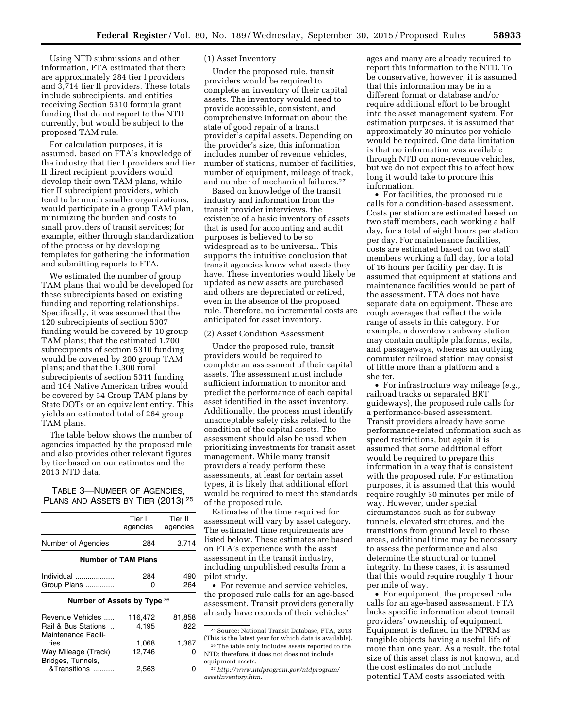Using NTD submissions and other information, FTA estimated that there are approximately 284 tier I providers and 3,714 tier II providers. These totals include subrecipients, and entities receiving Section 5310 formula grant funding that do not report to the NTD currently, but would be subject to the proposed TAM rule.

For calculation purposes, it is assumed, based on FTA's knowledge of the industry that tier I providers and tier II direct recipient providers would develop their own TAM plans, while tier II subrecipient providers, which tend to be much smaller organizations, would participate in a group TAM plan, minimizing the burden and costs to small providers of transit services; for example, either through standardization of the process or by developing templates for gathering the information and submitting reports to FTA.

We estimated the number of group TAM plans that would be developed for these subrecipients based on existing funding and reporting relationships. Specifically, it was assumed that the 120 subrecipients of section 5307 funding would be covered by 10 group TAM plans; that the estimated 1,700 subrecipients of section 5310 funding would be covered by 200 group TAM plans; and that the 1,300 rural subrecipients of section 5311 funding and 104 Native American tribes would be covered by 54 Group TAM plans by State DOTs or an equivalent entity. This yields an estimated total of 264 group TAM plans.

The table below shows the number of agencies impacted by the proposed rule and also provides other relevant figures by tier based on our estimates and the 2013 NTD data.

TABLE 3—NUMBER OF AGENCIES, PLANS AND ASSETS BY TIER (2013) [25]

| | Tier I agencies | Tier II agencies |
|---|---|---|
| Number of Agencies | 284 | 3,714 |
| **Number of TAM Plans** | | |
| Individual | 284 | 490 |
| Group Plans | 0 | 264 |
| **Number of Assets by Type** [26] | | |
| Revenue Vehicles | 116,472 | 81,858 |
| Rail & Bus Stations | 4,195 | 822 |
| Maintenance Facilities | 1,068 | 1,367 |
| Way Mileage (Track) | 12,746 | 0 |
| Bridges, Tunnels, &Transitions | 2,563 | 0 |

[25] Source: National Transit Database, FTA, 2013 (This is the latest year for which data is available).

[26] The table only includes assets reported to the NTD; therefore, it does not does not include equipment assets.

(1) Asset Inventory

Under the proposed rule, transit providers would be required to complete an inventory of their capital assets. The inventory would need to provide accessible, consistent, and comprehensive information about the state of good repair of a transit provider's capital assets. Depending on the provider's size, this information includes number of revenue vehicles, number of stations, number of facilities, number of equipment, mileage of track, and number of mechanical failures.[27]

Based on knowledge of the transit industry and information from the transit provider interviews, the existence of a basic inventory of assets that is used for accounting and audit purposes is believed to be so widespread as to be universal. This supports the intuitive conclusion that transit agencies know what assets they have. These inventories would likely be updated as new assets are purchased and others are depreciated or retired, even in the absence of the proposed rule. Therefore, no incremental costs are anticipated for asset inventory.

(2) Asset Condition Assessment

Under the proposed rule, transit providers would be required to complete an assessment of their capital assets. The assessment must include sufficient information to monitor and predict the performance of each capital asset identified in the asset inventory. Additionally, the process must identify unacceptable safety risks related to the condition of the capital assets. The assessment should also be used when prioritizing investments for transit asset management. While many transit providers already perform these assessments, at least for certain asset types, it is likely that additional effort would be required to meet the standards of the proposed rule.

Estimates of the time required for assessment will vary by asset category. The estimated time requirements are listed below. These estimates are based on FTA's experience with the asset assessment in the transit industry, including unpublished results from a pilot study.

- For revenue and service vehicles, the proposed rule calls for an age-based assessment. Transit providers generally already have records of their vehicles' ages and many are already required to report this information to the NTD. To be conservative, however, it is assumed that this information may be in a different format or database and/or require additional effort to be brought into the asset management system. For estimation purposes, it is assumed that approximately 30 minutes per vehicle would be required. One data limitation is that no information was available through NTD on non-revenue vehicles, but we do not expect this to affect how long it would take to procure this information.
- For facilities, the proposed rule calls for a condition-based assessment. Costs per station are estimated based on two staff members, each working a half day, for a total of eight hours per station per day. For maintenance facilities, costs are estimated based on two staff members working a full day, for a total of 16 hours per facility per day. It is assumed that equipment at stations and maintenance facilities would be part of the assessment. FTA does not have separate data on equipment. These are rough averages that reflect the wide range of assets in this category. For example, a downtown subway station may contain multiple platforms, exits, and passageways, whereas an outlying commuter railroad station may consist of little more than a platform and a shelter.
- For infrastructure way mileage (*e.g.,* railroad tracks or separated BRT guideways), the proposed rule calls for a performance-based assessment. Transit providers already have some performance-related information such as speed restrictions, but again it is assumed that some additional effort would be required to prepare this information in a way that is consistent with the proposed rule. For estimation purposes, it is assumed that this would require roughly 30 minutes per mile of way. However, under special circumstances such as for subway tunnels, elevated structures, and the transitions from ground level to these areas, additional time may be necessary to assess the performance and also determine the structural or tunnel integrity. In these cases, it is assumed that this would require roughly 1 hour per mile of way.
- For equipment, the proposed rule calls for an age-based assessment. FTA lacks specific information about transit providers' ownership of equipment. Equipment is defined in the NPRM as tangible objects having a useful life of more than one year. As a result, the total size of this asset class is not known, and the cost estimates do not include potential TAM costs associated with

[27] *http://www.ntdprogram.gov/ntdprogram/assetInventory.htm.*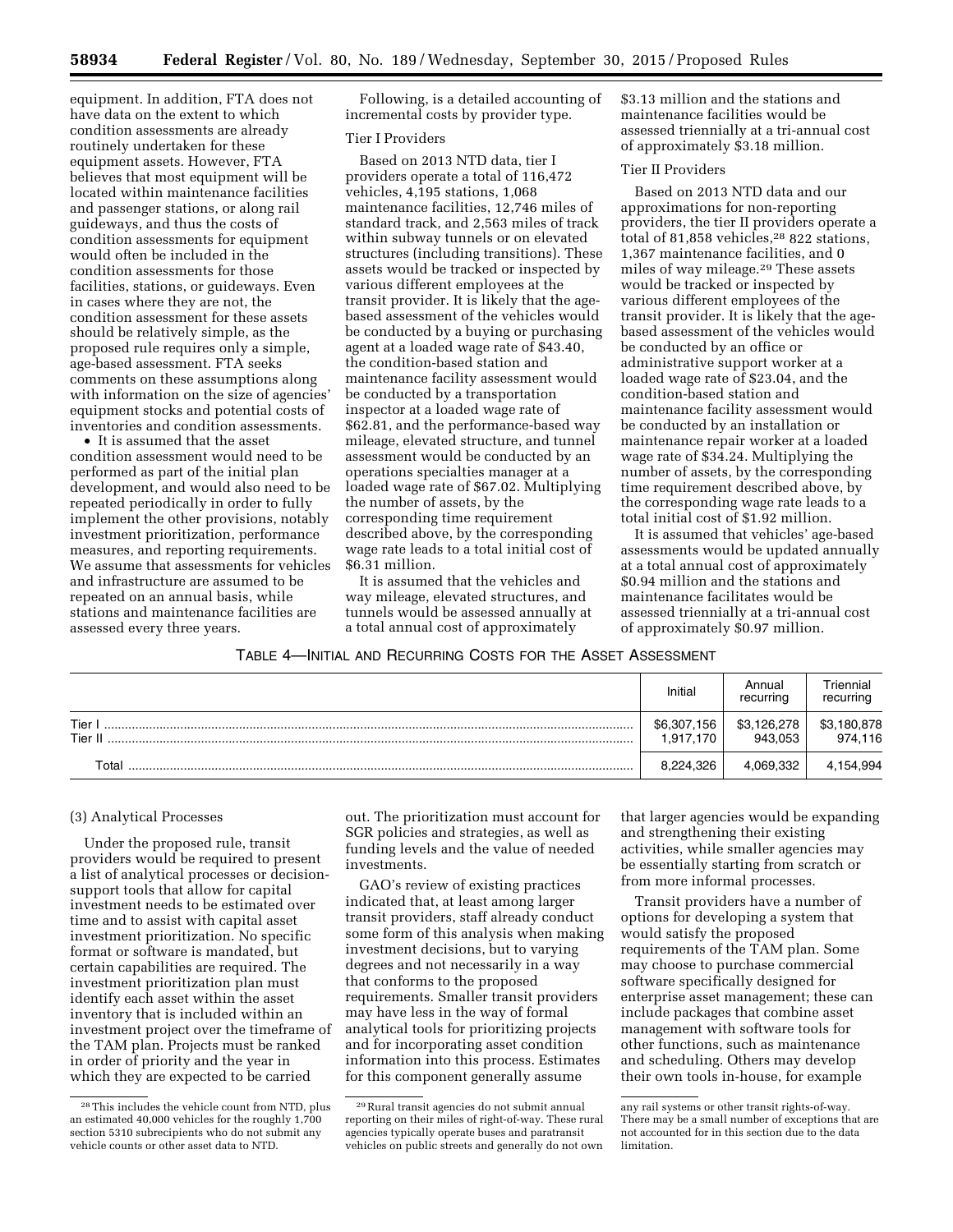equipment. In addition, FTA does not have data on the extent to which condition assessments are already routinely undertaken for these equipment assets. However, FTA believes that most equipment will be located within maintenance facilities and passenger stations, or along rail guideways, and thus the costs of condition assessments for equipment would often be included in the condition assessments for those facilities, stations, or guideways. Even in cases where they are not, the condition assessment for these assets should be relatively simple, as the proposed rule requires only a simple, age-based assessment. FTA seeks comments on these assumptions along with information on the size of agencies' equipment stocks and potential costs of inventories and condition assessments.

- It is assumed that the asset condition assessment would need to be performed as part of the initial plan development, and would also need to be repeated periodically in order to fully implement the other provisions, notably investment prioritization, performance measures, and reporting requirements. We assume that assessments for vehicles and infrastructure are assumed to be repeated on an annual basis, while stations and maintenance facilities are assessed every three years.

Following, is a detailed accounting of incremental costs by provider type.

Tier I Providers

Based on 2013 NTD data, tier I providers operate a total of 116,472 vehicles, 4,195 stations, 1,068 maintenance facilities, 12,746 miles of standard track, and 2,563 miles of track within subway tunnels or on elevated structures (including transitions). These assets would be tracked or inspected by various different employees at the transit provider. It is likely that the age-based assessment of the vehicles would be conducted by a buying or purchasing agent at a loaded wage rate of $43.40, the condition-based station and maintenance facility assessment would be conducted by a transportation inspector at a loaded wage rate of $62.81, and the performance-based way mileage, elevated structure, and tunnel assessment would be conducted by an operations specialties manager at a loaded wage rate of $67.02. Multiplying the number of assets, by the corresponding time requirement described above, by the corresponding wage rate leads to a total initial cost of $6.31 million.

It is assumed that the vehicles and way mileage, elevated structures, and tunnels would be assessed annually at a total annual cost of approximately $3.13 million and the stations and maintenance facilities would be assessed triennially at a tri-annual cost of approximately $3.18 million.

Tier II Providers

Based on 2013 NTD data and our approximations for non-reporting providers, the tier II providers operate a total of 81,858 vehicles,[28] 822 stations, 1,367 maintenance facilities, and 0 miles of way mileage.[29] These assets would be tracked or inspected by various different employees of the transit provider. It is likely that the age-based assessment of the vehicles would be conducted by an office or administrative support worker at a loaded wage rate of $23.04, and the condition-based station and maintenance facility assessment would be conducted by an installation or maintenance repair worker at a loaded wage rate of $34.24. Multiplying the number of assets, by the corresponding time requirement described above, by the corresponding wage rate leads to a total initial cost of $1.92 million.

It is assumed that vehicles' age-based assessments would be updated annually at a total annual cost of approximately $0.94 million and the stations and maintenance facilitates would be assessed triennially at a tri-annual cost of approximately $0.97 million.

TABLE 4—INITIAL AND RECURRING COSTS FOR THE ASSET ASSESSMENT

| | Initial | Annual recurring | Triennial recurring |
|---|---|---|---|
| Tier I | $6,307,156 | $3,126,278 | $3,180,878 |
| Tier II | 1,917,170 | 943,053 | 974,116 |
| Total | 8,224,326 | 4,069,332 | 4,154,994 |

(3) Analytical Processes

Under the proposed rule, transit providers would be required to present a list of analytical processes or decision-support tools that allow for capital investment needs to be estimated over time and to assist with capital asset investment prioritization. No specific format or software is mandated, but certain capabilities are required. The investment prioritization plan must identify each asset within the asset inventory that is included within an investment project over the timeframe of the TAM plan. Projects must be ranked in order of priority and the year in which they are expected to be carried out. The prioritization must account for SGR policies and strategies, as well as funding levels and the value of needed investments.

GAO's review of existing practices indicated that, at least among larger transit providers, staff already conduct some form of this analysis when making investment decisions, but to varying degrees and not necessarily in a way that conforms to the proposed requirements. Smaller transit providers may have less in the way of formal analytical tools for prioritizing projects and for incorporating asset condition information into this process. Estimates for this component generally assume that larger agencies would be expanding and strengthening their existing activities, while smaller agencies may be essentially starting from scratch or from more informal processes.

Transit providers have a number of options for developing a system that would satisfy the proposed requirements of the TAM plan. Some may choose to purchase commercial software specifically designed for enterprise asset management; these can include packages that combine asset management with software tools for other functions, such as maintenance and scheduling. Others may develop their own tools in-house, for example

[28] This includes the vehicle count from NTD, plus an estimated 40,000 vehicles for the roughly 1,700 section 5310 subrecipients who do not submit any vehicle counts or other asset data to NTD.

[29] Rural transit agencies do not submit annual reporting on their miles of right-of-way. These rural agencies typically operate buses and paratransit vehicles on public streets and generally do not own any rail systems or other transit rights-of-way. There may be a small number of exceptions that are not accounted for in this section due to the data limitation.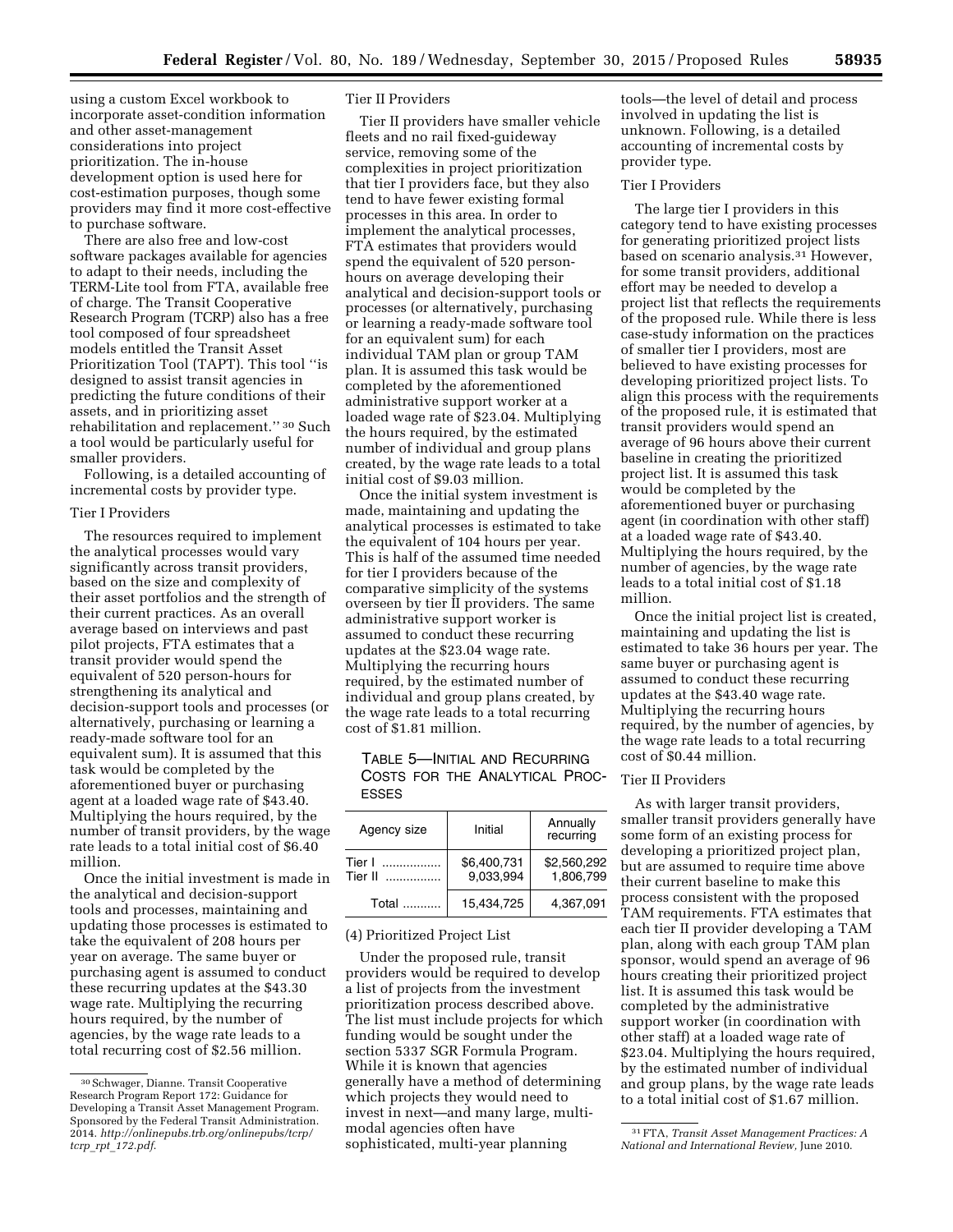using a custom Excel workbook to incorporate asset-condition information and other asset-management considerations into project prioritization. The in-house development option is used here for cost-estimation purposes, though some providers may find it more cost-effective to purchase software.

There are also free and low-cost software packages available for agencies to adapt to their needs, including the TERM-Lite tool from FTA, available free of charge. The Transit Cooperative Research Program (TCRP) also has a free tool composed of four spreadsheet models entitled the Transit Asset Prioritization Tool (TAPT). This tool ''is designed to assist transit agencies in predicting the future conditions of their assets, and in prioritizing asset rehabilitation and replacement.'' [30] Such a tool would be particularly useful for smaller providers.

Following, is a detailed accounting of incremental costs by provider type.

Tier I Providers

The resources required to implement the analytical processes would vary significantly across transit providers, based on the size and complexity of their asset portfolios and the strength of their current practices. As an overall average based on interviews and past pilot projects, FTA estimates that a transit provider would spend the equivalent of 520 person-hours for strengthening its analytical and decision-support tools and processes (or alternatively, purchasing or learning a ready-made software tool for an equivalent sum). It is assumed that this task would be completed by the aforementioned buyer or purchasing agent at a loaded wage rate of $43.40. Multiplying the hours required, by the number of transit providers, by the wage rate leads to a total initial cost of $6.40 million.

Once the initial investment is made in the analytical and decision-support tools and processes, maintaining and updating those processes is estimated to take the equivalent of 208 hours per year on average. The same buyer or purchasing agent is assumed to conduct these recurring updates at the $43.30 wage rate. Multiplying the recurring hours required, by the number of agencies, by the wage rate leads to a total recurring cost of $2.56 million.

Tier II Providers

Tier II providers have smaller vehicle fleets and no rail fixed-guideway service, removing some of the complexities in project prioritization that tier I providers face, but they also tend to have fewer existing formal processes in this area. In order to implement the analytical processes, FTA estimates that providers would spend the equivalent of 520 person-hours on average developing their analytical and decision-support tools or processes (or alternatively, purchasing or learning a ready-made software tool for an equivalent sum) for each individual TAM plan or group TAM plan. It is assumed this task would be completed by the aforementioned administrative support worker at a loaded wage rate of $23.04. Multiplying the hours required, by the estimated number of individual and group plans created, by the wage rate leads to a total initial cost of $9.03 million.

Once the initial system investment is made, maintaining and updating the analytical processes is estimated to take the equivalent of 104 hours per year. This is half of the assumed time needed for tier I providers because of the comparative simplicity of the systems overseen by tier II providers. The same administrative support worker is assumed to conduct these recurring updates at the $23.04 wage rate. Multiplying the recurring hours required, by the estimated number of individual and group plans created, by the wage rate leads to a total recurring cost of $1.81 million.

TABLE 5—INITIAL AND RECURRING COSTS FOR THE ANALYTICAL PROCESSES

| Agency size | Initial | Annually recurring |
|---|---|---|
| Tier I | $6,400,731 | $2,560,292 |
| Tier II | 9,033,994 | 1,806,799 |
| Total | 15,434,725 | 4,367,091 |

(4) Prioritized Project List

Under the proposed rule, transit providers would be required to develop a list of projects from the investment prioritization process described above. The list must include projects for which funding would be sought under the section 5337 SGR Formula Program. While it is known that agencies generally have a method of determining which projects they would need to invest in next—and many large, multi-modal agencies often have sophisticated, multi-year planning tools—the level of detail and process involved in updating the list is unknown. Following, is a detailed accounting of incremental costs by provider type.

Tier I Providers

The large tier I providers in this category tend to have existing processes for generating prioritized project lists based on scenario analysis.[31] However, for some transit providers, additional effort may be needed to develop a project list that reflects the requirements of the proposed rule. While there is less case-study information on the practices of smaller tier I providers, most are believed to have existing processes for developing prioritized project lists. To align this process with the requirements of the proposed rule, it is estimated that transit providers would spend an average of 96 hours above their current baseline in creating the prioritized project list. It is assumed this task would be completed by the aforementioned buyer or purchasing agent (in coordination with other staff) at a loaded wage rate of $43.40. Multiplying the hours required, by the number of agencies, by the wage rate leads to a total initial cost of $1.18 million.

Once the initial project list is created, maintaining and updating the list is estimated to take 36 hours per year. The same buyer or purchasing agent is assumed to conduct these recurring updates at the $43.40 wage rate. Multiplying the recurring hours required, by the number of agencies, by the wage rate leads to a total recurring cost of $0.44 million.

Tier II Providers

As with larger transit providers, smaller transit providers generally have some form of an existing process for developing a prioritized project plan, but are assumed to require time above their current baseline to make this process consistent with the proposed TAM requirements. FTA estimates that each tier II provider developing a TAM plan, along with each group TAM plan sponsor, would spend an average of 96 hours creating their prioritized project list. It is assumed this task would be completed by the administrative support worker (in coordination with other staff) at a loaded wage rate of $23.04. Multiplying the hours required, by the estimated number of individual and group plans, by the wage rate leads to a total initial cost of $1.67 million.

[30] Schwager, Dianne. Transit Cooperative Research Program Report 172: Guidance for Developing a Transit Asset Management Program. Sponsored by the Federal Transit Administration. 2014. *http://onlinepubs.trb.org/onlinepubs/tcrp/tcrp_rpt_172.pdf*.

[31] FTA, *Transit Asset Management Practices: A National and International Review,* June 2010.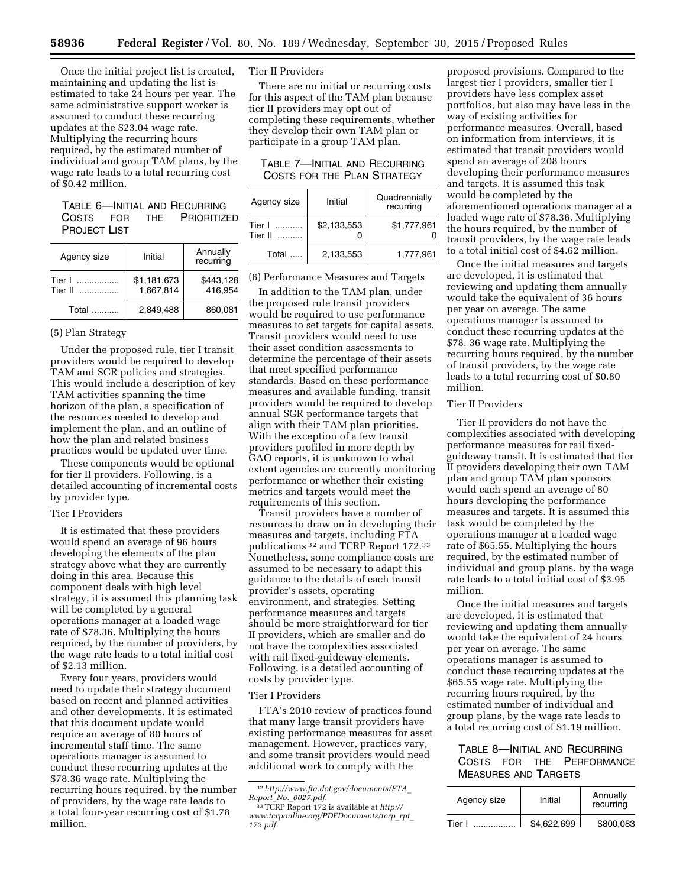Once the initial project list is created, maintaining and updating the list is estimated to take 24 hours per year. The same administrative support worker is assumed to conduct these recurring updates at the $23.04 wage rate. Multiplying the recurring hours required, by the estimated number of individual and group TAM plans, by the wage rate leads to a total recurring cost of $0.42 million.

TABLE 6—INITIAL AND RECURRING COSTS FOR THE PRIORITIZED PROJECT LIST

| Agency size | Initial | Annually recurring |
|---|---|---|
| Tier I | $1,181,673 | $443,128 |
| Tier II | 1,667,814 | 416,954 |
| Total | 2,849,488 | 860,081 |

(5) Plan Strategy

Under the proposed rule, tier I transit providers would be required to develop TAM and SGR policies and strategies. This would include a description of key TAM activities spanning the time horizon of the plan, a specification of the resources needed to develop and implement the plan, and an outline of how the plan and related business practices would be updated over time.

These components would be optional for tier II providers. Following, is a detailed accounting of incremental costs by provider type.

Tier I Providers

It is estimated that these providers would spend an average of 96 hours developing the elements of the plan strategy above what they are currently doing in this area. Because this component deals with high level strategy, it is assumed this planning task will be completed by a general operations manager at a loaded wage rate of $78.36. Multiplying the hours required, by the number of providers, by the wage rate leads to a total initial cost of $2.13 million.

Every four years, providers would need to update their strategy document based on recent and planned activities and other developments. It is estimated that this document update would require an average of 80 hours of incremental staff time. The same operations manager is assumed to conduct these recurring updates at the $78.36 wage rate. Multiplying the recurring hours required, by the number of providers, by the wage rate leads to a total four-year recurring cost of $1.78 million.

Tier II Providers

There are no initial or recurring costs for this aspect of the TAM plan because tier II providers may opt out of completing these requirements, whether they develop their own TAM plan or participate in a group TAM plan.

TABLE 7—INITIAL AND RECURRING COSTS FOR THE PLAN STRATEGY

| Agency size | Initial | Quadrennially recurring |
|---|---|---|
| Tier I | $2,133,553 | $1,777,961 |
| Tier II | 0 | 0 |
| Total | 2,133,553 | 1,777,961 |

(6) Performance Measures and Targets

In addition to the TAM plan, under the proposed rule transit providers would be required to use performance measures to set targets for capital assets. Transit providers would need to use their asset condition assessments to determine the percentage of their assets that meet specified performance standards. Based on these performance measures and available funding, transit providers would be required to develop annual SGR performance targets that align with their TAM plan priorities. With the exception of a few transit providers profiled in more depth by GAO reports, it is unknown to what extent agencies are currently monitoring performance or whether their existing metrics and targets would meet the requirements of this section.

Transit providers have a number of resources to draw on in developing their measures and targets, including FTA publications [32] and TCRP Report 172.[33] Nonetheless, some compliance costs are assumed to be necessary to adapt this guidance to the details of each transit provider's assets, operating environment, and strategies. Setting performance measures and targets should be more straightforward for tier II providers, which are smaller and do not have the complexities associated with rail fixed-guideway elements. Following, is a detailed accounting of costs by provider type.

Tier I Providers

FTA's 2010 review of practices found that many large transit providers have existing performance measures for asset management. However, practices vary, and some transit providers would need additional work to comply with the proposed provisions. Compared to the largest tier I providers, smaller tier I providers have less complex asset portfolios, but also may have less in the way of existing activities for performance measures. Overall, based on information from interviews, it is estimated that transit providers would spend an average of 208 hours developing their performance measures and targets. It is assumed this task would be completed by the aforementioned operations manager at a loaded wage rate of $78.36. Multiplying the hours required, by the number of transit providers, by the wage rate leads to a total initial cost of $4.62 million.

Once the initial measures and targets are developed, it is estimated that reviewing and updating them annually would take the equivalent of 36 hours per year on average. The same operations manager is assumed to conduct these recurring updates at the $78. 36 wage rate. Multiplying the recurring hours required, by the number of transit providers, by the wage rate leads to a total recurring cost of $0.80 million.

Tier II Providers

Tier II providers do not have the complexities associated with developing performance measures for rail fixed-guideway transit. It is estimated that tier II providers developing their own TAM plan and group TAM plan sponsors would each spend an average of 80 hours developing the performance measures and targets. It is assumed this task would be completed by the operations manager at a loaded wage rate of $65.55. Multiplying the hours required, by the estimated number of individual and group plans, by the wage rate leads to a total initial cost of $3.95 million.

Once the initial measures and targets are developed, it is estimated that reviewing and updating them annually would take the equivalent of 24 hours per year on average. The same operations manager is assumed to conduct these recurring updates at the $65.55 wage rate. Multiplying the recurring hours required, by the estimated number of individual and group plans, by the wage rate leads to a total recurring cost of $1.19 million.

TABLE 8—INITIAL AND RECURRING COSTS FOR THE PERFORMANCE MEASURES AND TARGETS

| Agency size | Initial | Annually recurring |
|---|---|---|
| Tier I | $4,622,699 | $800,083 |

[32] *http://www.fta.dot.gov/documents/FTA_Report_No._0027.pdf.*

[33] TCRP Report 172 is available at *http://www.tcrponline.org/PDFDocuments/tcrp_rpt_172.pdf.*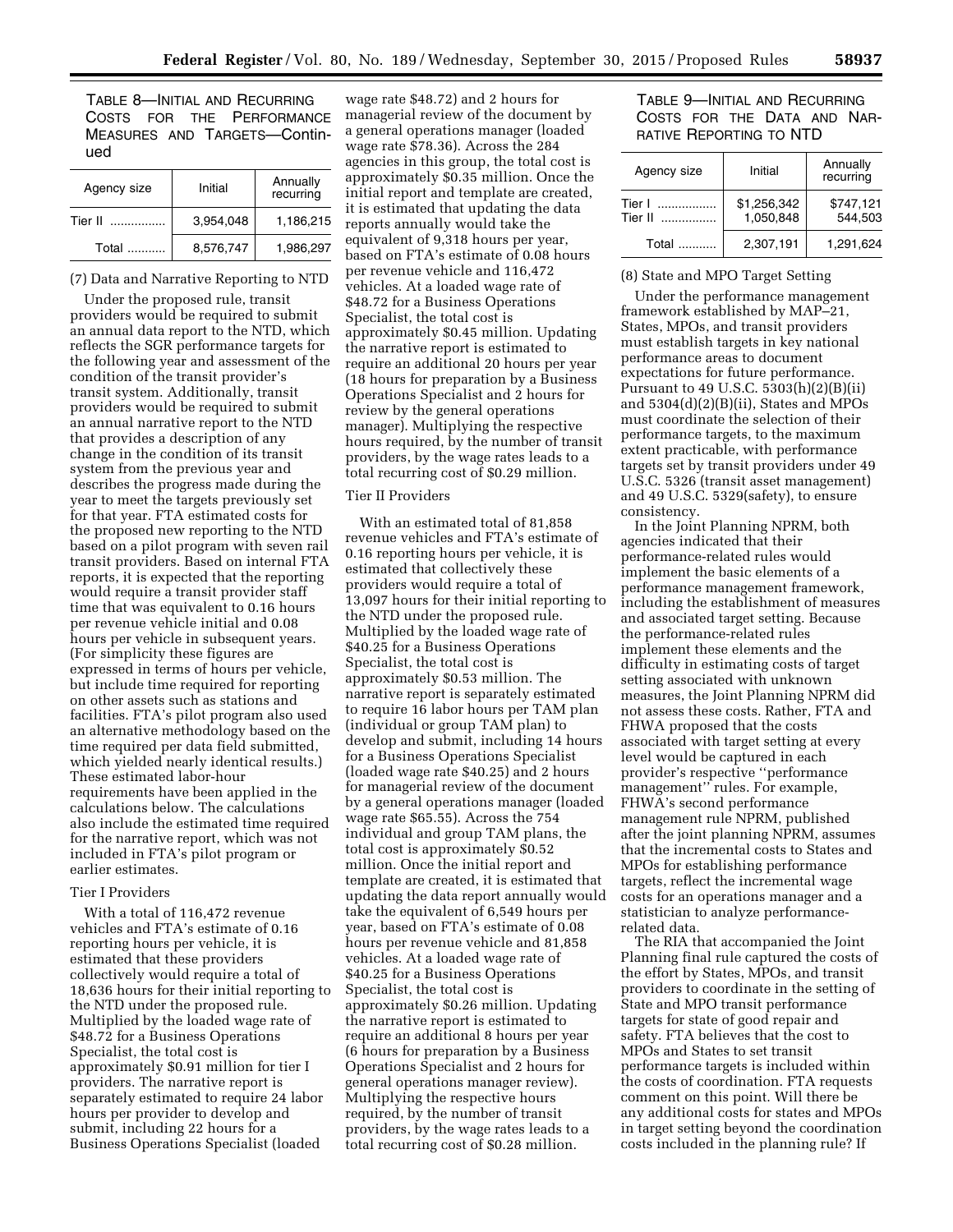TABLE 8—INITIAL AND RECURRING COSTS FOR THE PERFORMANCE MEASURES AND TARGETS—Continued

| Agency size | Initial | Annually recurring |
|---|---|---|
| Tier II | 3,954,048 | 1,186,215 |
| Total | 8,576,747 | 1,986,297 |

(7) Data and Narrative Reporting to NTD

Under the proposed rule, transit providers would be required to submit an annual data report to the NTD, which reflects the SGR performance targets for the following year and assessment of the condition of the transit provider's transit system. Additionally, transit providers would be required to submit an annual narrative report to the NTD that provides a description of any change in the condition of its transit system from the previous year and describes the progress made during the year to meet the targets previously set for that year. FTA estimated costs for the proposed new reporting to the NTD based on a pilot program with seven rail transit providers. Based on internal FTA reports, it is expected that the reporting would require a transit provider staff time that was equivalent to 0.16 hours per revenue vehicle initial and 0.08 hours per vehicle in subsequent years. (For simplicity these figures are expressed in terms of hours per vehicle, but include time required for reporting on other assets such as stations and facilities. FTA's pilot program also used an alternative methodology based on the time required per data field submitted, which yielded nearly identical results.) These estimated labor-hour requirements have been applied in the calculations below. The calculations also include the estimated time required for the narrative report, which was not included in FTA's pilot program or earlier estimates.

Tier I Providers

With a total of 116,472 revenue vehicles and FTA's estimate of 0.16 reporting hours per vehicle, it is estimated that these providers collectively would require a total of 18,636 hours for their initial reporting to the NTD under the proposed rule. Multiplied by the loaded wage rate of $48.72 for a Business Operations Specialist, the total cost is approximately $0.91 million for tier I providers. The narrative report is separately estimated to require 24 labor hours per provider to develop and submit, including 22 hours for a Business Operations Specialist (loaded wage rate $48.72) and 2 hours for managerial review of the document by a general operations manager (loaded wage rate $78.36). Across the 284 agencies in this group, the total cost is approximately $0.35 million. Once the initial report and template are created, it is estimated that updating the data reports annually would take the equivalent of 9,318 hours per year, based on FTA's estimate of 0.08 hours per revenue vehicle and 116,472 vehicles. At a loaded wage rate of $48.72 for a Business Operations Specialist, the total cost is approximately $0.45 million. Updating the narrative report is estimated to require an additional 20 hours per year (18 hours for preparation by a Business Operations Specialist and 2 hours for review by the general operations manager). Multiplying the respective hours required, by the number of transit providers, by the wage rates leads to a total recurring cost of $0.29 million.

Tier II Providers

With an estimated total of 81,858 revenue vehicles and FTA's estimate of 0.16 reporting hours per vehicle, it is estimated that collectively these providers would require a total of 13,097 hours for their initial reporting to the NTD under the proposed rule. Multiplied by the loaded wage rate of $40.25 for a Business Operations Specialist, the total cost is approximately $0.53 million. The narrative report is separately estimated to require 16 labor hours per TAM plan (individual or group TAM plan) to develop and submit, including 14 hours for a Business Operations Specialist (loaded wage rate $40.25) and 2 hours for managerial review of the document by a general operations manager (loaded wage rate $65.55). Across the 754 individual and group TAM plans, the total cost is approximately $0.52 million. Once the initial report and template are created, it is estimated that updating the data report annually would take the equivalent of 6,549 hours per year, based on FTA's estimate of 0.08 hours per revenue vehicle and 81,858 vehicles. At a loaded wage rate of $40.25 for a Business Operations Specialist, the total cost is approximately $0.26 million. Updating the narrative report is estimated to require an additional 8 hours per year (6 hours for preparation by a Business Operations Specialist and 2 hours for general operations manager review). Multiplying the respective hours required, by the number of transit providers, by the wage rates leads to a total recurring cost of $0.28 million.

TABLE 9—INITIAL AND RECURRING COSTS FOR THE DATA AND NARRATIVE REPORTING TO NTD

| Agency size | Initial | Annually recurring |
|---|---|---|
| Tier I | $1,256,342 | $747,121 |
| Tier II | 1,050,848 | 544,503 |
| Total | 2,307,191 | 1,291,624 |

(8) State and MPO Target Setting

Under the performance management framework established by MAP–21, States, MPOs, and transit providers must establish targets in key national performance areas to document expectations for future performance. Pursuant to 49 U.S.C. 5303(h)(2)(B)(ii) and 5304(d)(2)(B)(ii), States and MPOs must coordinate the selection of their performance targets, to the maximum extent practicable, with performance targets set by transit providers under 49 U.S.C. 5326 (transit asset management) and 49 U.S.C. 5329(safety), to ensure consistency.

In the Joint Planning NPRM, both agencies indicated that their performance-related rules would implement the basic elements of a performance management framework, including the establishment of measures and associated target setting. Because the performance-related rules implement these elements and the difficulty in estimating costs of target setting associated with unknown measures, the Joint Planning NPRM did not assess these costs. Rather, FTA and FHWA proposed that the costs associated with target setting at every level would be captured in each provider's respective ''performance management'' rules. For example, FHWA's second performance management rule NPRM, published after the joint planning NPRM, assumes that the incremental costs to States and MPOs for establishing performance targets, reflect the incremental wage costs for an operations manager and a statistician to analyze performance-related data.

The RIA that accompanied the Joint Planning final rule captured the costs of the effort by States, MPOs, and transit providers to coordinate in the setting of State and MPO transit performance targets for state of good repair and safety. FTA believes that the cost to MPOs and States to set transit performance targets is included within the costs of coordination. FTA requests comment on this point. Will there be any additional costs for states and MPOs in target setting beyond the coordination costs included in the planning rule? If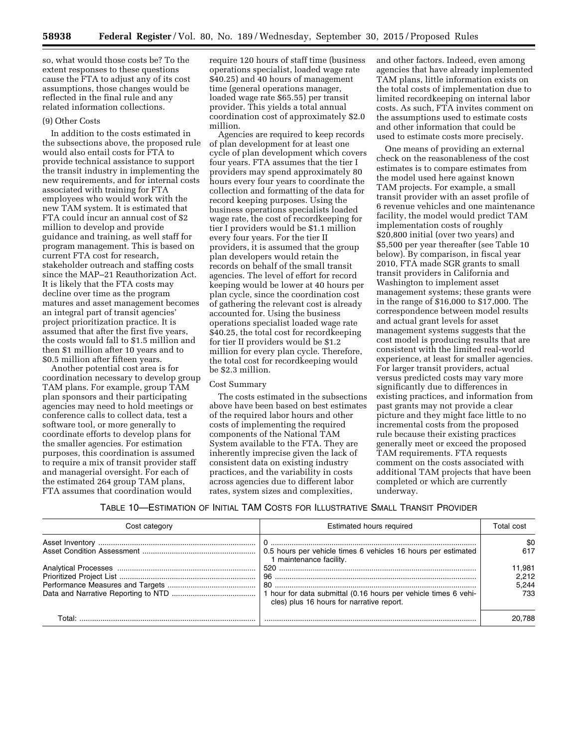so, what would those costs be? To the extent responses to these questions cause the FTA to adjust any of its cost assumptions, those changes would be reflected in the final rule and any related information collections.

(9) Other Costs

In addition to the costs estimated in the subsections above, the proposed rule would also entail costs for FTA to provide technical assistance to support the transit industry in implementing the new requirements, and for internal costs associated with training for FTA employees who would work with the new TAM system. It is estimated that FTA could incur an annual cost of $2 million to develop and provide guidance and training, as well staff for program management. This is based on current FTA cost for research, stakeholder outreach and staffing costs since the MAP–21 Reauthorization Act. It is likely that the FTA costs may decline over time as the program matures and asset management becomes an integral part of transit agencies' project prioritization practice. It is assumed that after the first five years, the costs would fall to $1.5 million and then $1 million after 10 years and to $0.5 million after fifteen years.

Another potential cost area is for coordination necessary to develop group TAM plans. For example, group TAM plan sponsors and their participating agencies may need to hold meetings or conference calls to collect data, test a software tool, or more generally to coordinate efforts to develop plans for the smaller agencies. For estimation purposes, this coordination is assumed to require a mix of transit provider staff and managerial oversight. For each of the estimated 264 group TAM plans, FTA assumes that coordination would require 120 hours of staff time (business operations specialist, loaded wage rate $40.25) and 40 hours of management time (general operations manager, loaded wage rate $65.55) per transit provider. This yields a total annual coordination cost of approximately $2.0 million.

Agencies are required to keep records of plan development for at least one cycle of plan development which covers four years. FTA assumes that the tier I providers may spend approximately 80 hours every four years to coordinate the collection and formatting of the data for record keeping purposes. Using the business operations specialists loaded wage rate, the cost of recordkeeping for tier I providers would be $1.1 million every four years. For the tier II providers, it is assumed that the group plan developers would retain the records on behalf of the small transit agencies. The level of effort for record keeping would be lower at 40 hours per plan cycle, since the coordination cost of gathering the relevant cost is already accounted for. Using the business operations specialist loaded wage rate $40.25, the total cost for recordkeeping for tier II providers would be $1.2 million for every plan cycle. Therefore, the total cost for recordkeeping would be $2.3 million.

Cost Summary

The costs estimated in the subsections above have been based on best estimates of the required labor hours and other costs of implementing the required components of the National TAM System available to the FTA. They are inherently imprecise given the lack of consistent data on existing industry practices, and the variability in costs across agencies due to different labor rates, system sizes and complexities, and other factors. Indeed, even among agencies that have already implemented TAM plans, little information exists on the total costs of implementation due to limited recordkeeping on internal labor costs. As such, FTA invites comment on the assumptions used to estimate costs and other information that could be used to estimate costs more precisely.

One means of providing an external check on the reasonableness of the cost estimates is to compare estimates from the model used here against known TAM projects. For example, a small transit provider with an asset profile of 6 revenue vehicles and one maintenance facility, the model would predict TAM implementation costs of roughly $20,800 initial (over two years) and $5,500 per year thereafter (see Table 10 below). By comparison, in fiscal year 2010, FTA made SGR grants to small transit providers in California and Washington to implement asset management systems; these grants were in the range of $16,000 to $17,000. The correspondence between model results and actual grant levels for asset management systems suggests that the cost model is producing results that are consistent with the limited real-world experience, at least for smaller agencies. For larger transit providers, actual versus predicted costs may vary more significantly due to differences in existing practices, and information from past grants may not provide a clear picture and they might face little to no incremental costs from the proposed rule because their existing practices generally meet or exceed the proposed TAM requirements. FTA requests comment on the costs associated with additional TAM projects that have been completed or which are currently underway.

TABLE 10—ESTIMATION OF INITIAL TAM COSTS FOR ILLUSTRATIVE SMALL TRANSIT PROVIDER

| Cost category | Estimated hours required | Total cost |
|---|---|---|
| Asset Inventory | 0 | $0 |
| Asset Condition Assessment | 0.5 hours per vehicle times 6 vehicles 16 hours per estimated 1 maintenance facility. | 617 |
| Analytical Processes | 520 | 11,981 |
| Prioritized Project List | 96 | 2,212 |
| Performance Measures and Targets | 80 | 5,244 |
| Data and Narrative Reporting to NTD | 1 hour for data submittal (0.16 hours per vehicle times 6 vehicles) plus 16 hours for narrative report. | 733 |
| Total: | | 20,788 |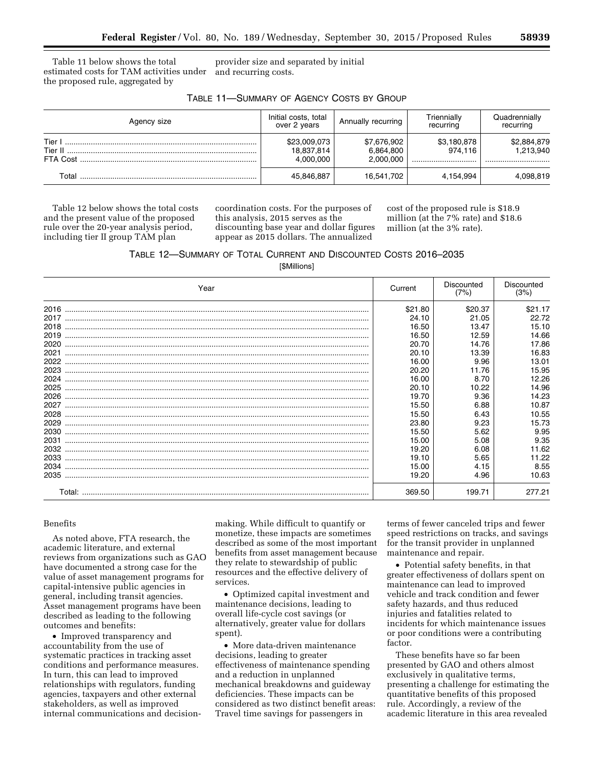Table 11 below shows the total estimated costs for TAM activities under the proposed rule, aggregated by provider size and separated by initial and recurring costs.

TABLE 11—SUMMARY OF AGENCY COSTS BY GROUP

| Agency size | Initial costs, total over 2 years | Annually recurring | Triennially recurring | Quadrennially recurring |
|---|---|---|---|---|
| Tier I | $23,009,073 | $7,676,902 | $3,180,878 | $2,884,879 |
| Tier II | 18,837,814 | 6,864,800 | 974,116 | 1,213,940 |
| FTA Cost | 4,000,000 | 2,000,000 | | |
| Total | 45,846,887 | 16,541,702 | 4,154,994 | 4,098,819 |

Table 12 below shows the total costs and the present value of the proposed rule over the 20-year analysis period, including tier II group TAM plan coordination costs. For the purposes of this analysis, 2015 serves as the discounting base year and dollar figures appear as 2015 dollars. The annualized cost of the proposed rule is $18.9 million (at the 7% rate) and $18.6 million (at the 3% rate).

TABLE 12—SUMMARY OF TOTAL CURRENT AND DISCOUNTED COSTS 2016–2035

[$Millions]

| Year | Current | Discounted (7%) | Discounted (3%) |
|---|---|---|---|
| 2016 | $21.80 | $20.37 | $21.17 |
| 2017 | 24.10 | 21.05 | 22.72 |
| 2018 | 16.50 | 13.47 | 15.10 |
| 2019 | 16.50 | 12.59 | 14.66 |
| 2020 | 20.70 | 14.76 | 17.86 |
| 2021 | 20.10 | 13.39 | 16.83 |
| 2022 | 16.00 | 9.96 | 13.01 |
| 2023 | 20.20 | 11.76 | 15.95 |
| 2024 | 16.00 | 8.70 | 12.26 |
| 2025 | 20.10 | 10.22 | 14.96 |
| 2026 | 19.70 | 9.36 | 14.23 |
| 2027 | 15.50 | 6.88 | 10.87 |
| 2028 | 15.50 | 6.43 | 10.55 |
| 2029 | 23.80 | 9.23 | 15.73 |
| 2030 | 15.50 | 5.62 | 9.95 |
| 2031 | 15.00 | 5.08 | 9.35 |
| 2032 | 19.20 | 6.08 | 11.62 |
| 2033 | 19.10 | 5.65 | 11.22 |
| 2034 | 15.00 | 4.15 | 8.55 |
| 2035 | 19.20 | 4.96 | 10.63 |
| Total: | 369.50 | 199.71 | 277.21 |

Benefits

As noted above, FTA research, the academic literature, and external reviews from organizations such as GAO have documented a strong case for the value of asset management programs for capital-intensive public agencies in general, including transit agencies. Asset management programs have been described as leading to the following outcomes and benefits:

- Improved transparency and accountability from the use of systematic practices in tracking asset conditions and performance measures. In turn, this can lead to improved relationships with regulators, funding agencies, taxpayers and other external stakeholders, as well as improved internal communications and decision-making. While difficult to quantify or monetize, these impacts are sometimes described as some of the most important benefits from asset management because they relate to stewardship of public resources and the effective delivery of services.
- Optimized capital investment and maintenance decisions, leading to overall life-cycle cost savings (or alternatively, greater value for dollars spent).
- More data-driven maintenance decisions, leading to greater effectiveness of maintenance spending and a reduction in unplanned mechanical breakdowns and guideway deficiencies. These impacts can be considered as two distinct benefit areas: Travel time savings for passengers in terms of fewer canceled trips and fewer speed restrictions on tracks, and savings for the transit provider in unplanned maintenance and repair.
- Potential safety benefits, in that greater effectiveness of dollars spent on maintenance can lead to improved vehicle and track condition and fewer safety hazards, and thus reduced injuries and fatalities related to incidents for which maintenance issues or poor conditions were a contributing factor.

These benefits have so far been presented by GAO and others almost exclusively in qualitative terms, presenting a challenge for estimating the quantitative benefits of this proposed rule. Accordingly, a review of the academic literature in this area revealed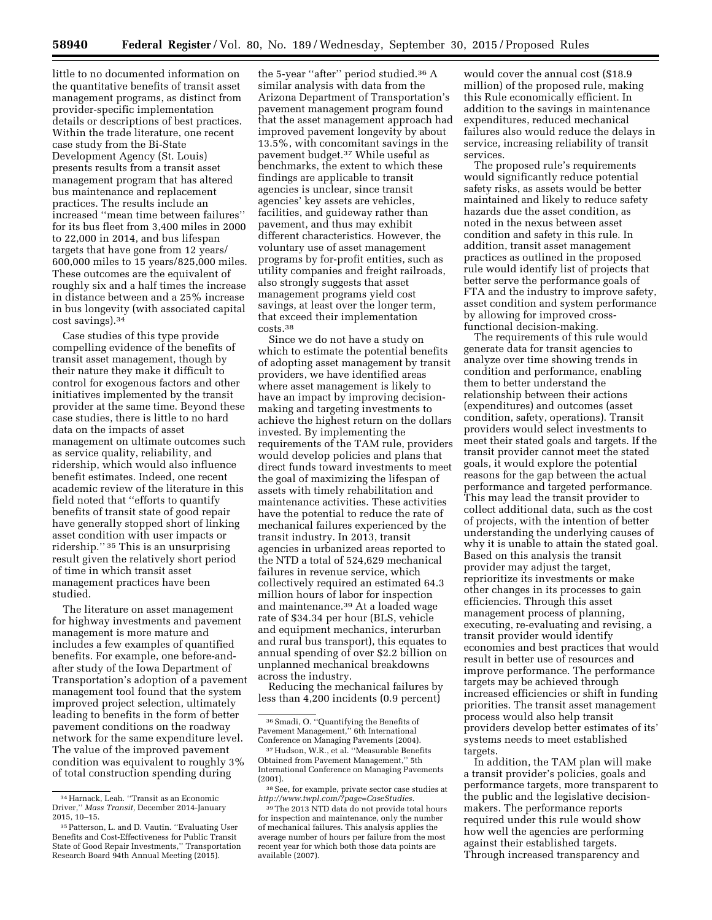little to no documented information on the quantitative benefits of transit asset management programs, as distinct from provider-specific implementation details or descriptions of best practices. Within the trade literature, one recent case study from the Bi-State Development Agency (St. Louis) presents results from a transit asset management program that has altered bus maintenance and replacement practices. The results include an increased ''mean time between failures'' for its bus fleet from 3,400 miles in 2000 to 22,000 in 2014, and bus lifespan targets that have gone from 12 years/ 600,000 miles to 15 years/825,000 miles. These outcomes are the equivalent of roughly six and a half times the increase in distance between and a 25% increase in bus longevity (with associated capital cost savings).[34]

Case studies of this type provide compelling evidence of the benefits of transit asset management, though by their nature they make it difficult to control for exogenous factors and other initiatives implemented by the transit provider at the same time. Beyond these case studies, there is little to no hard data on the impacts of asset management on ultimate outcomes such as service quality, reliability, and ridership, which would also influence benefit estimates. Indeed, one recent academic review of the literature in this field noted that ''efforts to quantify benefits of transit state of good repair have generally stopped short of linking asset condition with user impacts or ridership.'' [35] This is an unsurprising result given the relatively short period of time in which transit asset management practices have been studied.

The literature on asset management for highway investments and pavement management is more mature and includes a few examples of quantified benefits. For example, one before-and-after study of the Iowa Department of Transportation's adoption of a pavement management tool found that the system improved project selection, ultimately leading to benefits in the form of better pavement conditions on the roadway network for the same expenditure level. The value of the improved pavement condition was equivalent to roughly 3% of total construction spending during the 5-year ''after'' period studied.[36] A similar analysis with data from the Arizona Department of Transportation's pavement management program found that the asset management approach had improved pavement longevity by about 13.5%, with concomitant savings in the pavement budget.[37] While useful as benchmarks, the extent to which these findings are applicable to transit agencies is unclear, since transit agencies' key assets are vehicles, facilities, and guideway rather than pavement, and thus may exhibit different characteristics. However, the voluntary use of asset management programs by for-profit entities, such as utility companies and freight railroads, also strongly suggests that asset management programs yield cost savings, at least over the longer term, that exceed their implementation costs.[38]

Since we do not have a study on which to estimate the potential benefits of adopting asset management by transit providers, we have identified areas where asset management is likely to have an impact by improving decision-making and targeting investments to achieve the highest return on the dollars invested. By implementing the requirements of the TAM rule, providers would develop policies and plans that direct funds toward investments to meet the goal of maximizing the lifespan of assets with timely rehabilitation and maintenance activities. These activities have the potential to reduce the rate of mechanical failures experienced by the transit industry. In 2013, transit agencies in urbanized areas reported to the NTD a total of 524,629 mechanical failures in revenue service, which collectively required an estimated 64.3 million hours of labor for inspection and maintenance.[39] At a loaded wage rate of $34.34 per hour (BLS, vehicle and equipment mechanics, interurban and rural bus transport), this equates to annual spending of over $2.2 billion on unplanned mechanical breakdowns across the industry.

Reducing the mechanical failures by less than 4,200 incidents (0.9 percent) would cover the annual cost ($18.9 million) of the proposed rule, making this Rule economically efficient. In addition to the savings in maintenance expenditures, reduced mechanical failures also would reduce the delays in service, increasing reliability of transit services.

The proposed rule's requirements would significantly reduce potential safety risks, as assets would be better maintained and likely to reduce safety hazards due the asset condition, as noted in the nexus between asset condition and safety in this rule. In addition, transit asset management practices as outlined in the proposed rule would identify list of projects that better serve the performance goals of FTA and the industry to improve safety, asset condition and system performance by allowing for improved cross-functional decision-making.

The requirements of this rule would generate data for transit agencies to analyze over time showing trends in condition and performance, enabling them to better understand the relationship between their actions (expenditures) and outcomes (asset condition, safety, operations). Transit providers would select investments to meet their stated goals and targets. If the transit provider cannot meet the stated goals, it would explore the potential reasons for the gap between the actual performance and targeted performance. This may lead the transit provider to collect additional data, such as the cost of projects, with the intention of better understanding the underlying causes of why it is unable to attain the stated goal. Based on this analysis the transit provider may adjust the target, reprioritize its investments or make other changes in its processes to gain efficiencies. Through this asset management process of planning, executing, re-evaluating and revising, a transit provider would identify economies and best practices that would result in better use of resources and improve performance. The performance targets may be achieved through increased efficiencies or shift in funding priorities. The transit asset management process would also help transit providers develop better estimates of its' systems needs to meet established targets.

In addition, the TAM plan will make a transit provider's policies, goals and performance targets, more transparent to the public and the legislative decision-makers. The performance reports required under this rule would show how well the agencies are performing against their established targets. Through increased transparency and

---

[34] Harnack, Leah. ''Transit as an Economic Driver,'' *Mass Transit,* December 2014-January 2015, 10–15.

[35] Patterson, L. and D. Vautin. ''Evaluating User Benefits and Cost-Effectiveness for Public Transit State of Good Repair Investments,'' Transportation Research Board 94th Annual Meeting (2015).

[36] Smadi, O. ''Quantifying the Benefits of Pavement Management,'' 6th International Conference on Managing Pavements (2004).

[37] Hudson, W.R., et al. ''Measurable Benefits Obtained from Pavement Management,'' 5th International Conference on Managing Pavements (2001).

[38] See, for example, private sector case studies at *http://www.twpl.com/?page=CaseStudies.*

[39] The 2013 NTD data do not provide total hours for inspection and maintenance, only the number of mechanical failures. This analysis applies the average number of hours per failure from the most recent year for which both those data points are available (2007).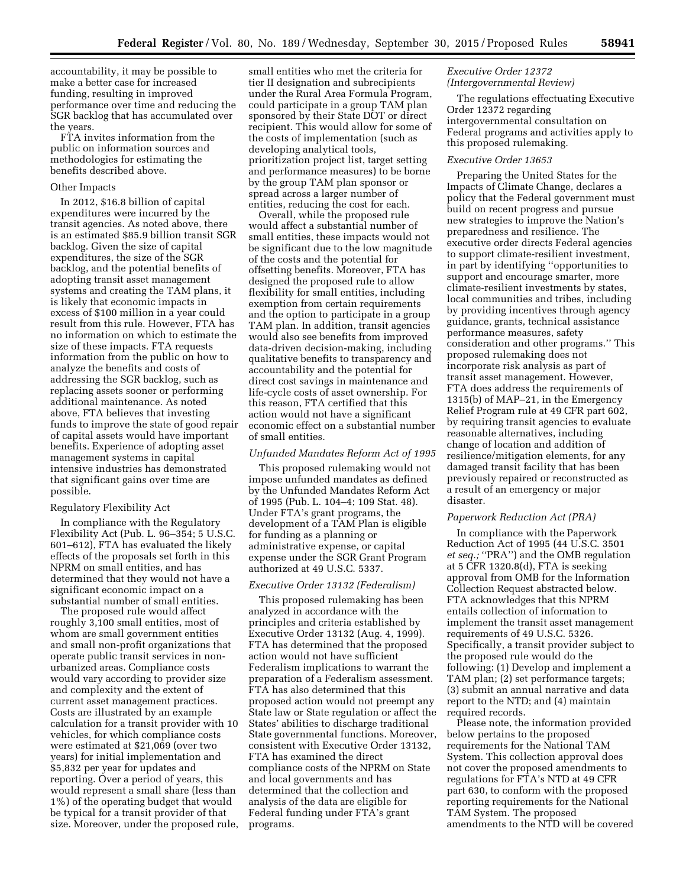accountability, it may be possible to make a better case for increased funding, resulting in improved performance over time and reducing the SGR backlog that has accumulated over the years.

FTA invites information from the public on information sources and methodologies for estimating the benefits described above.

Other Impacts

In 2012, $16.8 billion of capital expenditures were incurred by the transit agencies. As noted above, there is an estimated $85.9 billion transit SGR backlog. Given the size of capital expenditures, the size of the SGR backlog, and the potential benefits of adopting transit asset management systems and creating the TAM plans, it is likely that economic impacts in excess of $100 million in a year could result from this rule. However, FTA has no information on which to estimate the size of these impacts. FTA requests information from the public on how to analyze the benefits and costs of addressing the SGR backlog, such as replacing assets sooner or performing additional maintenance. As noted above, FTA believes that investing funds to improve the state of good repair of capital assets would have important benefits. Experience of adopting asset management systems in capital intensive industries has demonstrated that significant gains over time are possible.

Regulatory Flexibility Act

In compliance with the Regulatory Flexibility Act (Pub. L. 96–354; 5 U.S.C. 601–612), FTA has evaluated the likely effects of the proposals set forth in this NPRM on small entities, and has determined that they would not have a significant economic impact on a substantial number of small entities.

The proposed rule would affect roughly 3,100 small entities, most of whom are small government entities and small non-profit organizations that operate public transit services in non-urbanized areas. Compliance costs would vary according to provider size and complexity and the extent of current asset management practices. Costs are illustrated by an example calculation for a transit provider with 10 vehicles, for which compliance costs were estimated at $21,069 (over two years) for initial implementation and $5,832 per year for updates and reporting. Over a period of years, this would represent a small share (less than 1%) of the operating budget that would be typical for a transit provider of that size. Moreover, under the proposed rule, small entities who met the criteria for tier II designation and subrecipients under the Rural Area Formula Program, could participate in a group TAM plan sponsored by their State DOT or direct recipient. This would allow for some of the costs of implementation (such as developing analytical tools, prioritization project list, target setting and performance measures) to be borne by the group TAM plan sponsor or spread across a larger number of entities, reducing the cost for each.

Overall, while the proposed rule would affect a substantial number of small entities, these impacts would not be significant due to the low magnitude of the costs and the potential for offsetting benefits. Moreover, FTA has designed the proposed rule to allow flexibility for small entities, including exemption from certain requirements and the option to participate in a group TAM plan. In addition, transit agencies would also see benefits from improved data-driven decision-making, including qualitative benefits to transparency and accountability and the potential for direct cost savings in maintenance and life-cycle costs of asset ownership. For this reason, FTA certified that this action would not have a significant economic effect on a substantial number of small entities.

*Unfunded Mandates Reform Act of 1995*

This proposed rulemaking would not impose unfunded mandates as defined by the Unfunded Mandates Reform Act of 1995 (Pub. L. 104–4; 109 Stat. 48). Under FTA's grant programs, the development of a TAM Plan is eligible for funding as a planning or administrative expense, or capital expense under the SGR Grant Program authorized at 49 U.S.C. 5337.

*Executive Order 13132 (Federalism)*

This proposed rulemaking has been analyzed in accordance with the principles and criteria established by Executive Order 13132 (Aug. 4, 1999). FTA has determined that the proposed action would not have sufficient Federalism implications to warrant the preparation of a Federalism assessment. FTA has also determined that this proposed action would not preempt any State law or State regulation or affect the States' abilities to discharge traditional State governmental functions. Moreover, consistent with Executive Order 13132, FTA has examined the direct compliance costs of the NPRM on State and local governments and has determined that the collection and analysis of the data are eligible for Federal funding under FTA's grant programs.

*Executive Order 12372 (Intergovernmental Review)*

The regulations effectuating Executive Order 12372 regarding intergovernmental consultation on Federal programs and activities apply to this proposed rulemaking.

*Executive Order 13653*

Preparing the United States for the Impacts of Climate Change, declares a policy that the Federal government must build on recent progress and pursue new strategies to improve the Nation's preparedness and resilience. The executive order directs Federal agencies to support climate-resilient investment, in part by identifying "opportunities to support and encourage smarter, more climate-resilient investments by states, local communities and tribes, including by providing incentives through agency guidance, grants, technical assistance performance measures, safety consideration and other programs." This proposed rulemaking does not incorporate risk analysis as part of transit asset management. However, FTA does address the requirements of 1315(b) of MAP–21, in the Emergency Relief Program rule at 49 CFR part 602, by requiring transit agencies to evaluate reasonable alternatives, including change of location and addition of resilience/mitigation elements, for any damaged transit facility that has been previously repaired or reconstructed as a result of an emergency or major disaster.

*Paperwork Reduction Act (PRA)*

In compliance with the Paperwork Reduction Act of 1995 (44 U.S.C. 3501 *et seq.;* "PRA") and the OMB regulation at 5 CFR 1320.8(d), FTA is seeking approval from OMB for the Information Collection Request abstracted below. FTA acknowledges that this NPRM entails collection of information to implement the transit asset management requirements of 49 U.S.C. 5326. Specifically, a transit provider subject to the proposed rule would do the following: (1) Develop and implement a TAM plan; (2) set performance targets; (3) submit an annual narrative and data report to the NTD; and (4) maintain required records.

Please note, the information provided below pertains to the proposed requirements for the National TAM System. This collection approval does not cover the proposed amendments to regulations for FTA's NTD at 49 CFR part 630, to conform with the proposed reporting requirements for the National TAM System. The proposed amendments to the NTD will be covered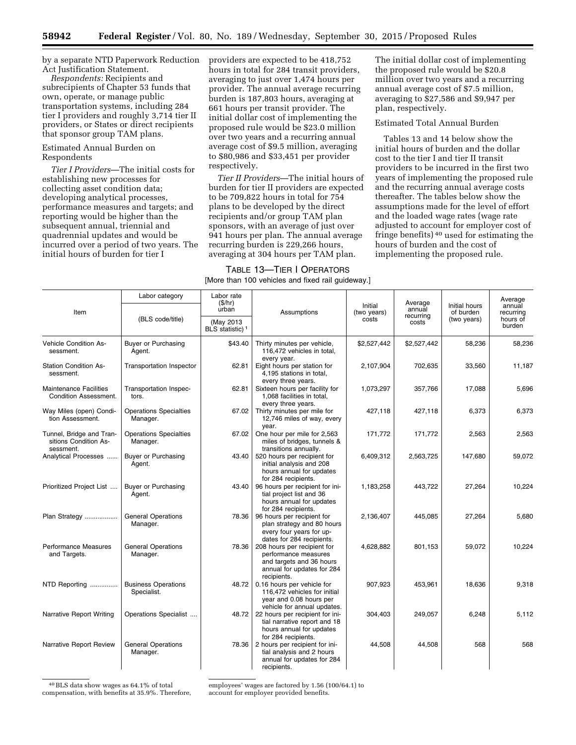by a separate NTD Paperwork Reduction Act Justification Statement.

*Respondents:* Recipients and subrecipients of Chapter 53 funds that own, operate, or manage public transportation systems, including 284 tier I providers and roughly 3,714 tier II providers, or States or direct recipients that sponsor group TAM plans.

Estimated Annual Burden on Respondents

*Tier I Providers*—The initial costs for establishing new processes for collecting asset condition data; developing analytical processes, performance measures and targets; and reporting would be higher than the subsequent annual, triennial and quadrennial updates and would be incurred over a period of two years. The initial hours of burden for tier I providers are expected to be 418,752 hours in total for 284 transit providers, averaging to just over 1,474 hours per provider. The annual average recurring burden is 187,803 hours, averaging at 661 hours per transit provider. The initial dollar cost of implementing the proposed rule would be $23.0 million over two years and a recurring annual average cost of $9.5 million, averaging to $80,986 and $33,451 per provider respectively.

*Tier II Providers*—The initial hours of burden for tier II providers are expected to be 709,822 hours in total for 754 plans to be developed by the direct recipients and/or group TAM plan sponsors, with an average of just over 941 hours per plan. The annual average recurring burden is 229,266 hours, averaging at 304 hours per TAM plan. The initial dollar cost of implementing the proposed rule would be $20.8 million over two years and a recurring annual average cost of $7.5 million, averaging to $27,586 and $9,947 per plan, respectively.

Estimated Total Annual Burden

Tables 13 and 14 below show the initial hours of burden and the dollar cost to the tier I and tier II transit providers to be incurred in the first two years of implementing the proposed rule and the recurring annual average costs thereafter. The tables below show the assumptions made for the level of effort and the loaded wage rates (wage rate adjusted to account for employer cost of fringe benefits)[40] used for estimating the hours of burden and the cost of implementing the proposed rule.

TABLE 13—TIER I OPERATORS

[More than 100 vehicles and fixed rail guideway.]

| Item | Labor category (BLS code/title) | Labor rate ($/hr) urban (May 2013 BLS statistic)[1] | Assumptions | Initial (two years) costs | Average annual recurring costs | Initial hours of burden (two years) | Average annual recurring hours of burden |
|---|---|---|---|---|---|---|---|
| Vehicle Condition Assessment. | Buyer or Purchasing Agent. | $43.40 | Thirty minutes per vehicle, 116,472 vehicles in total, every year. | $2,527,442 | $2,527,442 | 58,236 | 58,236 |
| Station Condition Assessment. | Transportation Inspector | 62.81 | Eight hours per station for 4,195 stations in total, every three years. | 2,107,904 | 702,635 | 33,560 | 11,187 |
| Maintenance Facilities Condition Assessment. | Transportation Inspectors. | 62.81 | Sixteen hours per facility for 1,068 facilities in total, every three years. | 1,073,297 | 357,766 | 17,088 | 5,696 |
| Way Miles (open) Condition Assessment. | Operations Specialties Manager. | 67.02 | Thirty minutes per mile for 12,746 miles of way, every year. | 427,118 | 427,118 | 6,373 | 6,373 |
| Tunnel, Bridge and Transitions Condition Assessment. | Operations Specialties Manager. | 67.02 | One hour per mile for 2,563 miles of bridges, tunnels & transitions annually. | 171,772 | 171,772 | 2,563 | 2,563 |
| Analytical Processes | Buyer or Purchasing Agent. | 43.40 | 520 hours per recipient for initial analysis and 208 hours annual for updates for 284 recipients. | 6,409,312 | 2,563,725 | 147,680 | 59,072 |
| Prioritized Project List | Buyer or Purchasing Agent. | 43.40 | 96 hours per recipient for initial project list and 36 hours annual for updates for 284 recipients. | 1,183,258 | 443,722 | 27,264 | 10,224 |
| Plan Strategy | General Operations Manager. | 78.36 | 96 hours per recipient for plan strategy and 80 hours every four years for updates for 284 recipients. | 2,136,407 | 445,085 | 27,264 | 5,680 |
| Performance Measures and Targets. | General Operations Manager. | 78.36 | 208 hours per recipient for performance measures and targets and 36 hours annual for updates for 284 recipients. | 4,628,882 | 801,153 | 59,072 | 10,224 |
| NTD Reporting | Business Operations Specialist. | 48.72 | 0.16 hours per vehicle for 116,472 vehicles for initial year and 0.08 hours per vehicle for annual updates. | 907,923 | 453,961 | 18,636 | 9,318 |
| Narrative Report Writing | Operations Specialist | 48.72 | 22 hours per recipient for initial narrative report and 18 hours annual for updates for 284 recipients. | 304,403 | 249,057 | 6,248 | 5,112 |
| Narrative Report Review | General Operations Manager. | 78.36 | 2 hours per recipient for initial analysis and 2 hours annual for updates for 284 recipients. | 44,508 | 44,508 | 568 | 568 |

[40] BLS data show wages as 64.1% of total compensation, with benefits at 35.9%. Therefore, employees' wages are factored by 1.56 (100/64.1) to account for employer provided benefits.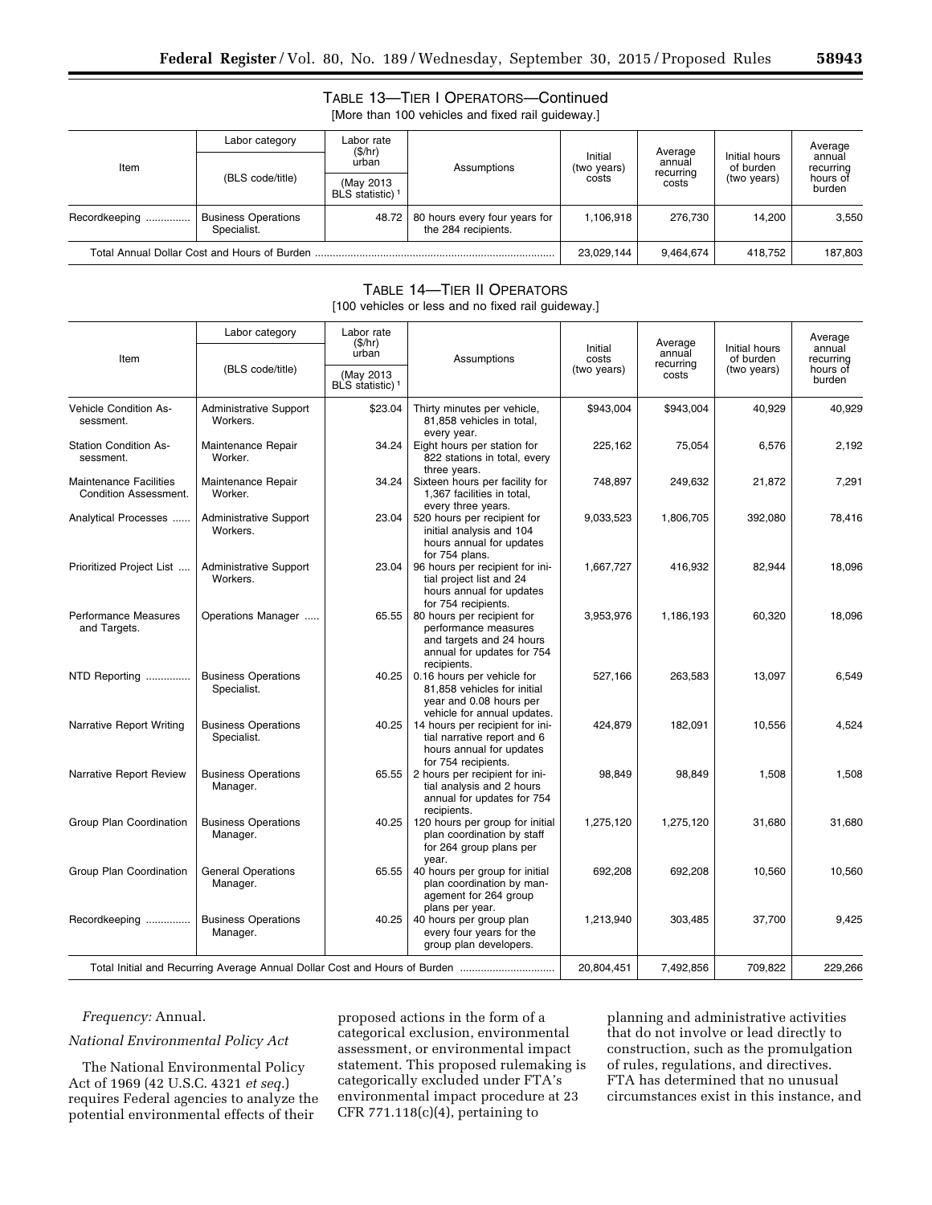TABLE 13—TIER I OPERATORS—Continued

[More than 100 vehicles and fixed rail guideway.]

| Item | Labor category | Labor rate ($/hr) urban | Assumptions | Initial (two years) costs | Average annual recurring costs | Initial hours of burden (two years) | Average annual recurring hours of burden |
|---|---|---|---|---|---|---|---|
| | (BLS code/title) | (May 2013 BLS statistic) [1] | | | | | |
| Recordkeeping | Business Operations Specialist. | 48.72 | 80 hours every four years for the 284 recipients. | 1,106,918 | 276,730 | 14,200 | 3,550 |
| Total Annual Dollar Cost and Hours of Burden | | | | 23,029,144 | 9,464,674 | 418,752 | 187,803 |

TABLE 14—TIER II OPERATORS

[100 vehicles or less and no fixed rail guideway.]

| Item | Labor category | Labor rate ($/hr) urban | Assumptions | Initial costs (two years) | Average annual recurring costs | Initial hours of burden (two years) | Average annual recurring hours of burden |
|---|---|---|---|---|---|---|---|
| | (BLS code/title) | (May 2013 BLS statistic) [1] | | | | | |
| Vehicle Condition Assessment. | Administrative Support Workers. | $23.04 | Thirty minutes per vehicle, 81,858 vehicles in total, every year. | $943,004 | $943,004 | 40,929 | 40,929 |
| Station Condition Assessment. | Maintenance Repair Worker. | 34.24 | Eight hours per station for 822 stations in total, every three years. | 225,162 | 75,054 | 6,576 | 2,192 |
| Maintenance Facilities Condition Assessment. | Maintenance Repair Worker. | 34.24 | Sixteen hours per facility for 1,367 facilities in total, every three years. | 748,897 | 249,632 | 21,872 | 7,291 |
| Analytical Processes | Administrative Support Workers. | 23.04 | 520 hours per recipient for initial analysis and 104 hours annual for updates for 754 plans. | 9,033,523 | 1,806,705 | 392,080 | 78,416 |
| Prioritized Project List | Administrative Support Workers. | 23.04 | 96 hours per recipient for initial project list and 24 hours annual for updates for 754 recipients. | 1,667,727 | 416,932 | 82,944 | 18,096 |
| Performance Measures and Targets. | Operations Manager | 65.55 | 80 hours per recipient for performance measures and targets and 24 hours annual for updates for 754 recipients. | 3,953,976 | 1,186,193 | 60,320 | 18,096 |
| NTD Reporting | Business Operations Specialist. | 40.25 | 0.16 hours per vehicle for 81,858 vehicles for initial year and 0.08 hours per vehicle for annual updates. | 527,166 | 263,583 | 13,097 | 6,549 |
| Narrative Report Writing | Business Operations Specialist. | 40.25 | 14 hours per recipient for initial narrative report and 6 hours annual for updates for 754 recipients. | 424,879 | 182,091 | 10,556 | 4,524 |
| Narrative Report Review | Business Operations Manager. | 65.55 | 2 hours per recipient for initial analysis and 2 hours annual for updates for 754 recipients. | 98,849 | 98,849 | 1,508 | 1,508 |
| Group Plan Coordination | Business Operations Manager. | 40.25 | 120 hours per group for initial plan coordination by staff for 264 group plans per year. | 1,275,120 | 1,275,120 | 31,680 | 31,680 |
| Group Plan Coordination | General Operations Manager. | 65.55 | 40 hours per group for initial plan coordination by management for 264 group plans per year. | 692,208 | 692,208 | 10,560 | 10,560 |
| Recordkeeping | Business Operations Manager. | 40.25 | 40 hours per group plan every four years for the group plan developers. | 1,213,940 | 303,485 | 37,700 | 9,425 |
| Total Initial and Recurring Average Annual Dollar Cost and Hours of Burden | | | | 20,804,451 | 7,492,856 | 709,822 | 229,266 |

*Frequency:* Annual.

*National Environmental Policy Act*

The National Environmental Policy Act of 1969 (42 U.S.C. 4321 *et seq.*) requires Federal agencies to analyze the potential environmental effects of their proposed actions in the form of a categorical exclusion, environmental assessment, or environmental impact statement. This proposed rulemaking is categorically excluded under FTA's environmental impact procedure at 23 CFR 771.118(c)(4), pertaining to planning and administrative activities that do not involve or lead directly to construction, such as the promulgation of rules, regulations, and directives. FTA has determined that no unusual circumstances exist in this instance, and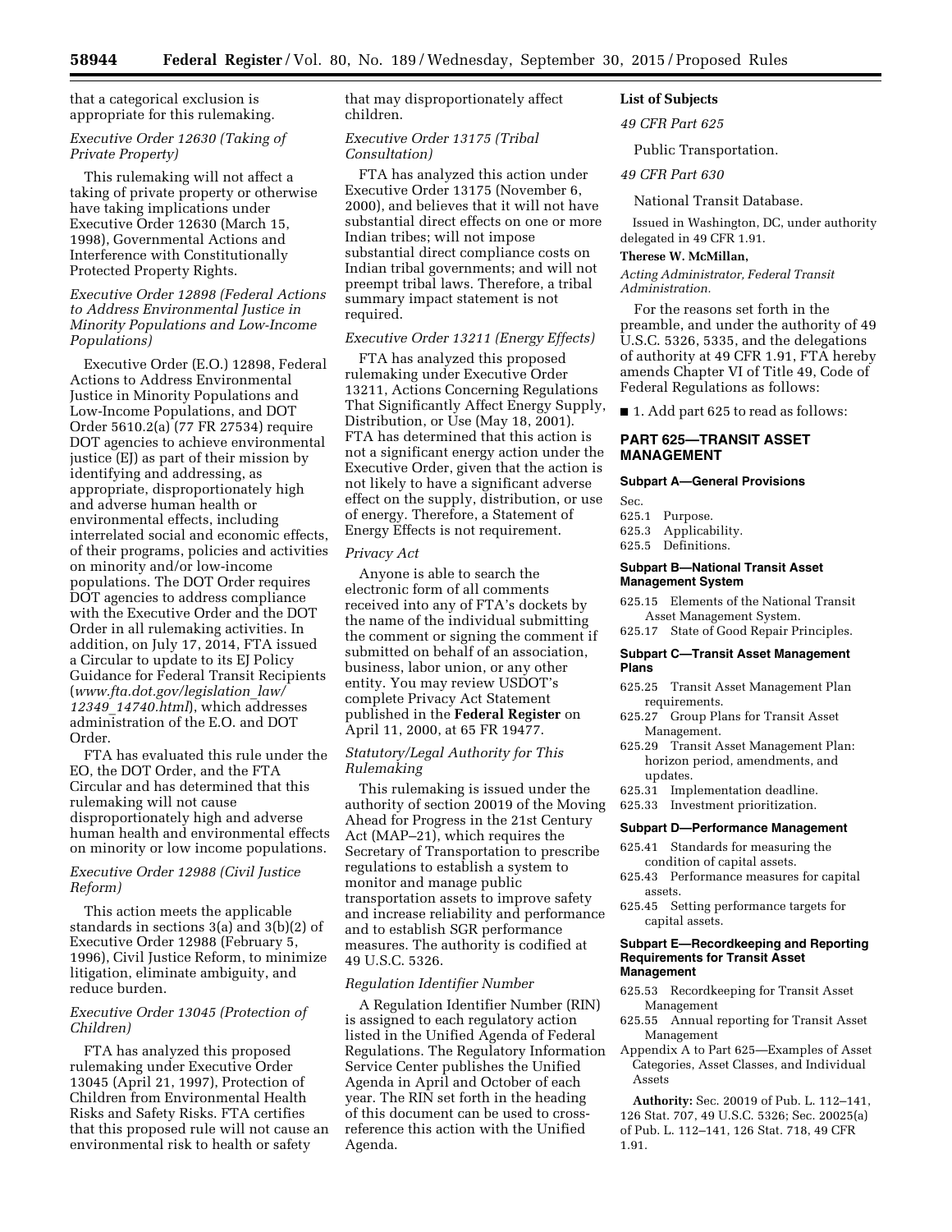that a categorical exclusion is appropriate for this rulemaking.

*Executive Order 12630 (Taking of Private Property)*

This rulemaking will not affect a taking of private property or otherwise have taking implications under Executive Order 12630 (March 15, 1998), Governmental Actions and Interference with Constitutionally Protected Property Rights.

*Executive Order 12898 (Federal Actions to Address Environmental Justice in Minority Populations and Low-Income Populations)*

Executive Order (E.O.) 12898, Federal Actions to Address Environmental Justice in Minority Populations and Low-Income Populations, and DOT Order 5610.2(a) (77 FR 27534) require DOT agencies to achieve environmental justice (EJ) as part of their mission by identifying and addressing, as appropriate, disproportionately high and adverse human health or environmental effects, including interrelated social and economic effects, of their programs, policies and activities on minority and/or low-income populations. The DOT Order requires DOT agencies to address compliance with the Executive Order and the DOT Order in all rulemaking activities. In addition, on July 17, 2014, FTA issued a Circular to update to its EJ Policy Guidance for Federal Transit Recipients (*www.fta.dot.gov/legislation_law/12349_14740.html*), which addresses administration of the E.O. and DOT Order.

FTA has evaluated this rule under the EO, the DOT Order, and the FTA Circular and has determined that this rulemaking will not cause disproportionately high and adverse human health and environmental effects on minority or low income populations.

*Executive Order 12988 (Civil Justice Reform)*

This action meets the applicable standards in sections 3(a) and 3(b)(2) of Executive Order 12988 (February 5, 1996), Civil Justice Reform, to minimize litigation, eliminate ambiguity, and reduce burden.

*Executive Order 13045 (Protection of Children)*

FTA has analyzed this proposed rulemaking under Executive Order 13045 (April 21, 1997), Protection of Children from Environmental Health Risks and Safety Risks. FTA certifies that this proposed rule will not cause an environmental risk to health or safety that may disproportionately affect children.

*Executive Order 13175 (Tribal Consultation)*

FTA has analyzed this action under Executive Order 13175 (November 6, 2000), and believes that it will not have substantial direct effects on one or more Indian tribes; will not impose substantial direct compliance costs on Indian tribal governments; and will not preempt tribal laws. Therefore, a tribal summary impact statement is not required.

*Executive Order 13211 (Energy Effects)*

FTA has analyzed this proposed rulemaking under Executive Order 13211, Actions Concerning Regulations That Significantly Affect Energy Supply, Distribution, or Use (May 18, 2001). FTA has determined that this action is not a significant energy action under the Executive Order, given that the action is not likely to have a significant adverse effect on the supply, distribution, or use of energy. Therefore, a Statement of Energy Effects is not requirement.

*Privacy Act*

Anyone is able to search the electronic form of all comments received into any of FTA's dockets by the name of the individual submitting the comment or signing the comment if submitted on behalf of an association, business, labor union, or any other entity. You may review USDOT's complete Privacy Act Statement published in the **Federal Register** on April 11, 2000, at 65 FR 19477.

*Statutory/Legal Authority for This Rulemaking*

This rulemaking is issued under the authority of section 20019 of the Moving Ahead for Progress in the 21st Century Act (MAP–21), which requires the Secretary of Transportation to prescribe regulations to establish a system to monitor and manage public transportation assets to improve safety and increase reliability and performance and to establish SGR performance measures. The authority is codified at 49 U.S.C. 5326.

*Regulation Identifier Number*

A Regulation Identifier Number (RIN) is assigned to each regulatory action listed in the Unified Agenda of Federal Regulations. The Regulatory Information Service Center publishes the Unified Agenda in April and October of each year. The RIN set forth in the heading of this document can be used to cross-reference this action with the Unified Agenda.

**List of Subjects**

*49 CFR Part 625*

Public Transportation.

*49 CFR Part 630*

National Transit Database.

Issued in Washington, DC, under authority delegated in 49 CFR 1.91.

**Therese W. McMillan,**

*Acting Administrator, Federal Transit Administration.*

For the reasons set forth in the preamble, and under the authority of 49 U.S.C. 5326, 5335, and the delegations of authority at 49 CFR 1.91, FTA hereby amends Chapter VI of Title 49, Code of Federal Regulations as follows:

■ 1. Add part 625 to read as follows:

## PART 625—TRANSIT ASSET MANAGEMENT

**Subpart A—General Provisions**

Sec.
625.1 Purpose.
625.3 Applicability.
625.5 Definitions.

**Subpart B—National Transit Asset Management System**

625.15 Elements of the National Transit Asset Management System.
625.17 State of Good Repair Principles.

**Subpart C—Transit Asset Management Plans**

625.25 Transit Asset Management Plan requirements.
625.27 Group Plans for Transit Asset Management.
625.29 Transit Asset Management Plan: horizon period, amendments, and updates.
625.31 Implementation deadline.
625.33 Investment prioritization.

**Subpart D—Performance Management**

625.41 Standards for measuring the condition of capital assets.
625.43 Performance measures for capital assets.
625.45 Setting performance targets for capital assets.

**Subpart E—Recordkeeping and Reporting Requirements for Transit Asset Management**

625.53 Recordkeeping for Transit Asset Management
625.55 Annual reporting for Transit Asset Management

Appendix A to Part 625—Examples of Asset Categories, Asset Classes, and Individual Assets

**Authority:** Sec. 20019 of Pub. L. 112–141, 126 Stat. 707, 49 U.S.C. 5326; Sec. 20025(a) of Pub. L. 112–141, 126 Stat. 718, 49 CFR 1.91.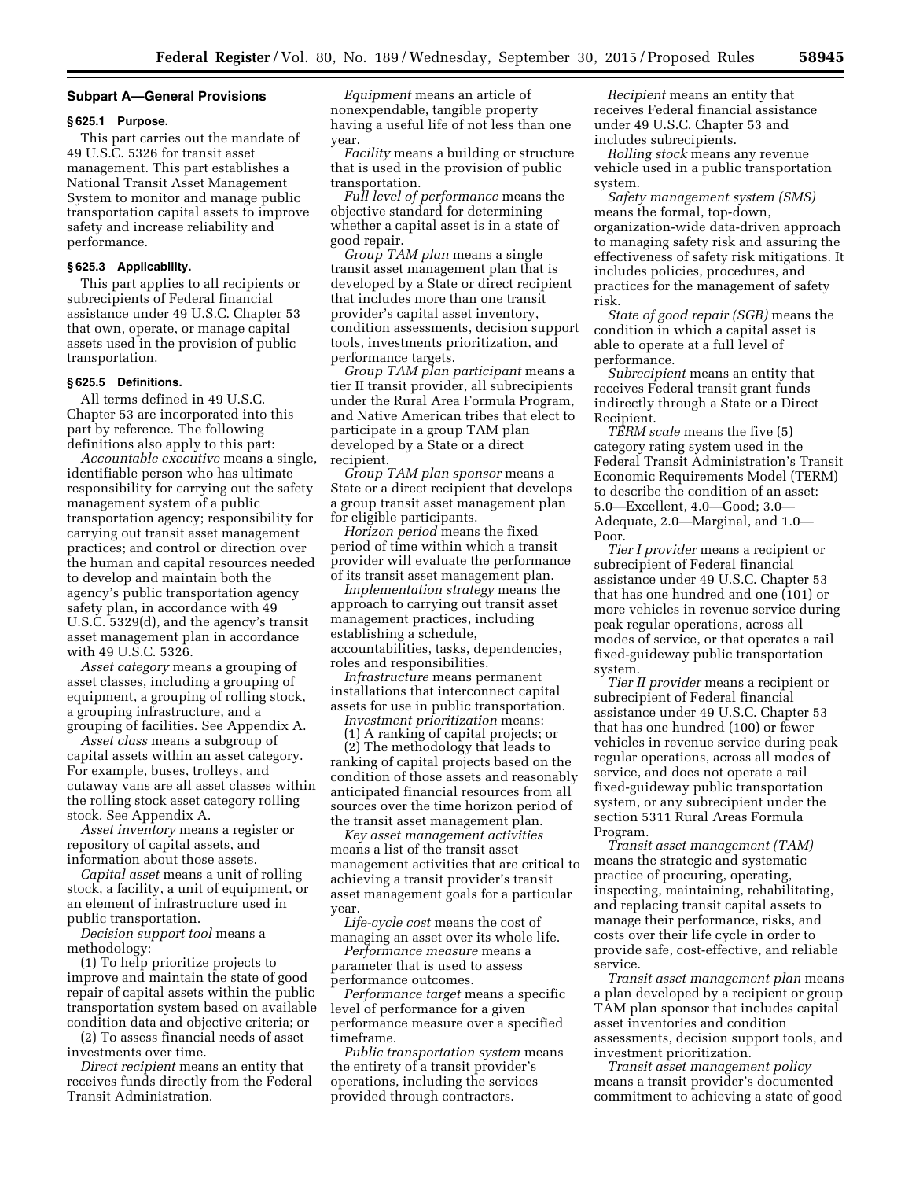### Subpart A—General Provisions

#### § 625.1 Purpose.

This part carries out the mandate of 49 U.S.C. 5326 for transit asset management. This part establishes a National Transit Asset Management System to monitor and manage public transportation capital assets to improve safety and increase reliability and performance.

#### § 625.3 Applicability.

This part applies to all recipients or subrecipients of Federal financial assistance under 49 U.S.C. Chapter 53 that own, operate, or manage capital assets used in the provision of public transportation.

#### § 625.5 Definitions.

All terms defined in 49 U.S.C. Chapter 53 are incorporated into this part by reference. The following definitions also apply to this part:

*Accountable executive* means a single, identifiable person who has ultimate responsibility for carrying out the safety management system of a public transportation agency; responsibility for carrying out transit asset management practices; and control or direction over the human and capital resources needed to develop and maintain both the agency's public transportation agency safety plan, in accordance with 49 U.S.C. 5329(d), and the agency's transit asset management plan in accordance with 49 U.S.C. 5326.

*Asset category* means a grouping of asset classes, including a grouping of equipment, a grouping of rolling stock, a grouping infrastructure, and a grouping of facilities. See Appendix A.

*Asset class* means a subgroup of capital assets within an asset category. For example, buses, trolleys, and cutaway vans are all asset classes within the rolling stock asset category rolling stock. See Appendix A.

*Asset inventory* means a register or repository of capital assets, and information about those assets.

*Capital asset* means a unit of rolling stock, a facility, a unit of equipment, or an element of infrastructure used in public transportation.

*Decision support tool* means a methodology:

(1) To help prioritize projects to improve and maintain the state of good repair of capital assets within the public transportation system based on available condition data and objective criteria; or

(2) To assess financial needs of asset investments over time.

*Direct recipient* means an entity that receives funds directly from the Federal Transit Administration.

*Equipment* means an article of nonexpendable, tangible property having a useful life of not less than one year.

*Facility* means a building or structure that is used in the provision of public transportation.

*Full level of performance* means the objective standard for determining whether a capital asset is in a state of good repair.

*Group TAM plan* means a single transit asset management plan that is developed by a State or direct recipient that includes more than one transit provider's capital asset inventory, condition assessments, decision support tools, investments prioritization, and performance targets.

*Group TAM plan participant* means a tier II transit provider, all subrecipients under the Rural Area Formula Program, and Native American tribes that elect to participate in a group TAM plan developed by a State or a direct recipient.

*Group TAM plan sponsor* means a State or a direct recipient that develops a group transit asset management plan for eligible participants.

*Horizon period* means the fixed period of time within which a transit provider will evaluate the performance of its transit asset management plan.

*Implementation strategy* means the approach to carrying out transit asset management practices, including establishing a schedule, accountabilities, tasks, dependencies, roles and responsibilities.

*Infrastructure* means permanent installations that interconnect capital assets for use in public transportation.

*Investment prioritization* means:

(1) A ranking of capital projects; or

(2) The methodology that leads to ranking of capital projects based on the condition of those assets and reasonably anticipated financial resources from all sources over the time horizon period of the transit asset management plan.

*Key asset management activities* means a list of the transit asset management activities that are critical to achieving a transit provider's transit asset management goals for a particular year.

*Life-cycle cost* means the cost of managing an asset over its whole life.

*Performance measure* means a parameter that is used to assess performance outcomes.

*Performance target* means a specific level of performance for a given performance measure over a specified timeframe.

*Public transportation system* means the entirety of a transit provider's operations, including the services provided through contractors.

*Recipient* means an entity that receives Federal financial assistance under 49 U.S.C. Chapter 53 and includes subrecipients.

*Rolling stock* means any revenue vehicle used in a public transportation system.

*Safety management system (SMS)* means the formal, top-down, organization-wide data-driven approach to managing safety risk and assuring the effectiveness of safety risk mitigations. It includes policies, procedures, and practices for the management of safety risk.

*State of good repair (SGR)* means the condition in which a capital asset is able to operate at a full level of performance.

*Subrecipient* means an entity that receives Federal transit grant funds indirectly through a State or a Direct Recipient.

*TERM scale* means the five (5) category rating system used in the Federal Transit Administration's Transit Economic Requirements Model (TERM) to describe the condition of an asset: 5.0—Excellent, 4.0—Good; 3.0—Adequate, 2.0—Marginal, and 1.0—Poor.

*Tier I provider* means a recipient or subrecipient of Federal financial assistance under 49 U.S.C. Chapter 53 that has one hundred and one (101) or more vehicles in revenue service during peak regular operations, across all modes of service, or that operates a rail fixed-guideway public transportation system.

*Tier II provider* means a recipient or subrecipient of Federal financial assistance under 49 U.S.C. Chapter 53 that has one hundred (100) or fewer vehicles in revenue service during peak regular operations, across all modes of service, and does not operate a rail fixed-guideway public transportation system, or any subrecipient under the section 5311 Rural Areas Formula Program.

*Transit asset management (TAM)* means the strategic and systematic practice of procuring, operating, inspecting, maintaining, rehabilitating, and replacing transit capital assets to manage their performance, risks, and costs over their life cycle in order to provide safe, cost-effective, and reliable service.

*Transit asset management plan* means a plan developed by a recipient or group TAM plan sponsor that includes capital asset inventories and condition assessments, decision support tools, and investment prioritization.

*Transit asset management policy* means a transit provider's documented commitment to achieving a state of good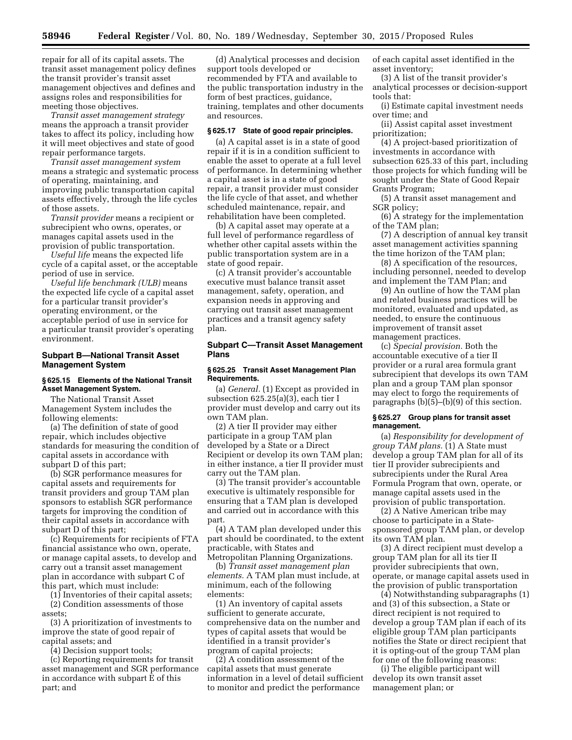repair for all of its capital assets. The transit asset management policy defines the transit provider's transit asset management objectives and defines and assigns roles and responsibilities for meeting those objectives.

*Transit asset management strategy* means the approach a transit provider takes to affect its policy, including how it will meet objectives and state of good repair performance targets.

*Transit asset management system* means a strategic and systematic process of operating, maintaining, and improving public transportation capital assets effectively, through the life cycles of those assets.

*Transit provider* means a recipient or subrecipient who owns, operates, or manages capital assets used in the provision of public transportation.

*Useful life* means the expected life cycle of a capital asset, or the acceptable period of use in service.

*Useful life benchmark (ULB)* means the expected life cycle of a capital asset for a particular transit provider's operating environment, or the acceptable period of use in service for a particular transit provider's operating environment.

## Subpart B—National Transit Asset Management System

### § 625.15 Elements of the National Transit Asset Management System.

The National Transit Asset Management System includes the following elements:

(a) The definition of state of good repair, which includes objective standards for measuring the condition of capital assets in accordance with subpart D of this part;

(b) SGR performance measures for capital assets and requirements for transit providers and group TAM plan sponsors to establish SGR performance targets for improving the condition of their capital assets in accordance with subpart D of this part;

(c) Requirements for recipients of FTA financial assistance who own, operate, or manage capital assets, to develop and carry out a transit asset management plan in accordance with subpart C of this part, which must include:

(1) Inventories of their capital assets;

(2) Condition assessments of those assets;

(3) A prioritization of investments to improve the state of good repair of capital assets; and

(4) Decision support tools;

(c) Reporting requirements for transit asset management and SGR performance in accordance with subpart E of this part; and

(d) Analytical processes and decision support tools developed or recommended by FTA and available to the public transportation industry in the form of best practices, guidance, training, templates and other documents and resources.

### § 625.17 State of good repair principles.

(a) A capital asset is in a state of good repair if it is in a condition sufficient to enable the asset to operate at a full level of performance. In determining whether a capital asset is in a state of good repair, a transit provider must consider the life cycle of that asset, and whether scheduled maintenance, repair, and rehabilitation have been completed.

(b) A capital asset may operate at a full level of performance regardless of whether other capital assets within the public transportation system are in a state of good repair.

(c) A transit provider's accountable executive must balance transit asset management, safety, operation, and expansion needs in approving and carrying out transit asset management practices and a transit agency safety plan.

## Subpart C—Transit Asset Management Plans

### § 625.25 Transit Asset Management Plan Requirements.

(a) *General.* (1) Except as provided in subsection 625.25(a)(3), each tier I provider must develop and carry out its own TAM plan.

(2) A tier II provider may either participate in a group TAM plan developed by a State or a Direct Recipient or develop its own TAM plan; in either instance, a tier II provider must carry out the TAM plan.

(3) The transit provider's accountable executive is ultimately responsible for ensuring that a TAM plan is developed and carried out in accordance with this part.

(4) A TAM plan developed under this part should be coordinated, to the extent practicable, with States and Metropolitan Planning Organizations.

(b) *Transit asset management plan elements.* A TAM plan must include, at minimum, each of the following elements:

(1) An inventory of capital assets sufficient to generate accurate, comprehensive data on the number and types of capital assets that would be identified in a transit provider's program of capital projects;

(2) A condition assessment of the capital assets that must generate information in a level of detail sufficient to monitor and predict the performance of each capital asset identified in the asset inventory;

(3) A list of the transit provider's analytical processes or decision-support tools that:

(i) Estimate capital investment needs over time; and

(ii) Assist capital asset investment prioritization;

(4) A project-based prioritization of investments in accordance with subsection 625.33 of this part, including those projects for which funding will be sought under the State of Good Repair Grants Program;

(5) A transit asset management and SGR policy;

(6) A strategy for the implementation of the TAM plan;

(7) A description of annual key transit asset management activities spanning the time horizon of the TAM plan;

(8) A specification of the resources, including personnel, needed to develop and implement the TAM Plan; and

(9) An outline of how the TAM plan and related business practices will be monitored, evaluated and updated, as needed, to ensure the continuous improvement of transit asset management practices.

(c) *Special provision.* Both the accountable executive of a tier II provider or a rural area formula grant subrecipient that develops its own TAM plan and a group TAM plan sponsor may elect to forgo the requirements of paragraphs (b)(5)–(b)(9) of this section.

### § 625.27 Group plans for transit asset management.

(a) *Responsibility for development of group TAM plans.* (1) A State must develop a group TAM plan for all of its tier II provider subrecipients and subrecipients under the Rural Area Formula Program that own, operate, or manage capital assets used in the provision of public transportation.

(2) A Native American tribe may choose to participate in a State-sponsored group TAM plan, or develop its own TAM plan.

(3) A direct recipient must develop a group TAM plan for all its tier II provider subrecipients that own, operate, or manage capital assets used in the provision of public transportation

(4) Notwithstanding subparagraphs (1) and (3) of this subsection, a State or direct recipient is not required to develop a group TAM plan if each of its eligible group TAM plan participants notifies the State or direct recipient that it is opting-out of the group TAM plan for one of the following reasons:

(i) The eligible participant will develop its own transit asset management plan; or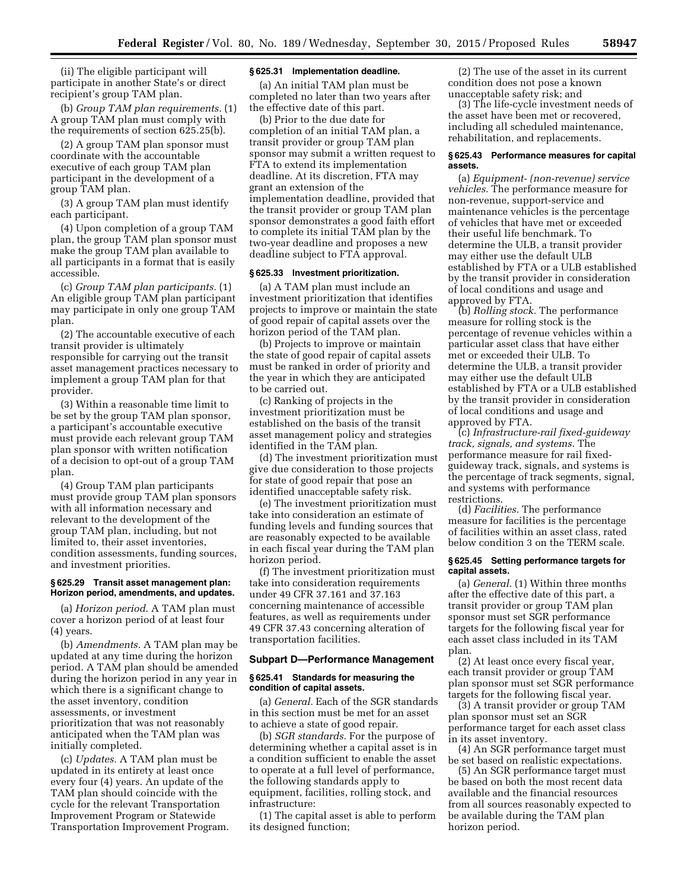(ii) The eligible participant will participate in another State's or direct recipient's group TAM plan.

(b) *Group TAM plan requirements.* (1) A group TAM plan must comply with the requirements of section 625.25(b).

(2) A group TAM plan sponsor must coordinate with the accountable executive of each group TAM plan participant in the development of a group TAM plan.

(3) A group TAM plan must identify each participant.

(4) Upon completion of a group TAM plan, the group TAM plan sponsor must make the group TAM plan available to all participants in a format that is easily accessible.

(c) *Group TAM plan participants.* (1) An eligible group TAM plan participant may participate in only one group TAM plan.

(2) The accountable executive of each transit provider is ultimately responsible for carrying out the transit asset management practices necessary to implement a group TAM plan for that provider.

(3) Within a reasonable time limit to be set by the group TAM plan sponsor, a participant's accountable executive must provide each relevant group TAM plan sponsor with written notification of a decision to opt-out of a group TAM plan.

(4) Group TAM plan participants must provide group TAM plan sponsors with all information necessary and relevant to the development of the group TAM plan, including, but not limited to, their asset inventories, condition assessments, funding sources, and investment priorities.

#### § 625.29 Transit asset management plan: Horizon period, amendments, and updates.

(a) *Horizon period.* A TAM plan must cover a horizon period of at least four (4) years.

(b) *Amendments.* A TAM plan may be updated at any time during the horizon period. A TAM plan should be amended during the horizon period in any year in which there is a significant change to the asset inventory, condition assessments, or investment prioritization that was not reasonably anticipated when the TAM plan was initially completed.

(c) *Updates.* A TAM plan must be updated in its entirety at least once every four (4) years. An update of the TAM plan should coincide with the cycle for the relevant Transportation Improvement Program or Statewide Transportation Improvement Program.

#### § 625.31 Implementation deadline.

(a) An initial TAM plan must be completed no later than two years after the effective date of this part.

(b) Prior to the due date for completion of an initial TAM plan, a transit provider or group TAM plan sponsor may submit a written request to FTA to extend its implementation deadline. At its discretion, FTA may grant an extension of the implementation deadline, provided that the transit provider or group TAM plan sponsor demonstrates a good faith effort to complete its initial TAM plan by the two-year deadline and proposes a new deadline subject to FTA approval.

#### § 625.33 Investment prioritization.

(a) A TAM plan must include an investment prioritization that identifies projects to improve or maintain the state of good repair of capital assets over the horizon period of the TAM plan.

(b) Projects to improve or maintain the state of good repair of capital assets must be ranked in order of priority and the year in which they are anticipated to be carried out.

(c) Ranking of projects in the investment prioritization must be established on the basis of the transit asset management policy and strategies identified in the TAM plan.

(d) The investment prioritization must give due consideration to those projects for state of good repair that pose an identified unacceptable safety risk.

(e) The investment prioritization must take into consideration an estimate of funding levels and funding sources that are reasonably expected to be available in each fiscal year during the TAM plan horizon period.

(f) The investment prioritization must take into consideration requirements under 49 CFR 37.161 and 37.163 concerning maintenance of accessible features, as well as requirements under 49 CFR 37.43 concerning alteration of transportation facilities.

### Subpart D—Performance Management

#### § 625.41 Standards for measuring the condition of capital assets.

(a) *General.* Each of the SGR standards in this section must be met for an asset to achieve a state of good repair.

(b) *SGR standards.* For the purpose of determining whether a capital asset is in a condition sufficient to enable the asset to operate at a full level of performance, the following standards apply to equipment, facilities, rolling stock, and infrastructure:

(1) The capital asset is able to perform its designed function;

(2) The use of the asset in its current condition does not pose a known unacceptable safety risk; and

(3) The life-cycle investment needs of the asset have been met or recovered, including all scheduled maintenance, rehabilitation, and replacements.

#### § 625.43 Performance measures for capital assets.

(a) *Equipment- (non-revenue) service vehicles.* The performance measure for non-revenue, support-service and maintenance vehicles is the percentage of vehicles that have met or exceeded their useful life benchmark. To determine the ULB, a transit provider may either use the default ULB established by FTA or a ULB established by the transit provider in consideration of local conditions and usage and approved by FTA.

(b) *Rolling stock.* The performance measure for rolling stock is the percentage of revenue vehicles within a particular asset class that have either met or exceeded their ULB. To determine the ULB, a transit provider may either use the default ULB established by FTA or a ULB established by the transit provider in consideration of local conditions and usage and approved by FTA.

(c) *Infrastructure-rail fixed-guideway track, signals, and systems.* The performance measure for rail fixed-guideway track, signals, and systems is the percentage of track segments, signal, and systems with performance restrictions.

(d) *Facilities.* The performance measure for facilities is the percentage of facilities within an asset class, rated below condition 3 on the TERM scale.

#### § 625.45 Setting performance targets for capital assets.

(a) *General.* (1) Within three months after the effective date of this part, a transit provider or group TAM plan sponsor must set SGR performance targets for the following fiscal year for each asset class included in its TAM plan.

(2) At least once every fiscal year, each transit provider or group TAM plan sponsor must set SGR performance targets for the following fiscal year.

(3) A transit provider or group TAM plan sponsor must set an SGR performance target for each asset class in its asset inventory.

(4) An SGR performance target must be set based on realistic expectations.

(5) An SGR performance target must be based on both the most recent data available and the financial resources from all sources reasonably expected to be available during the TAM plan horizon period.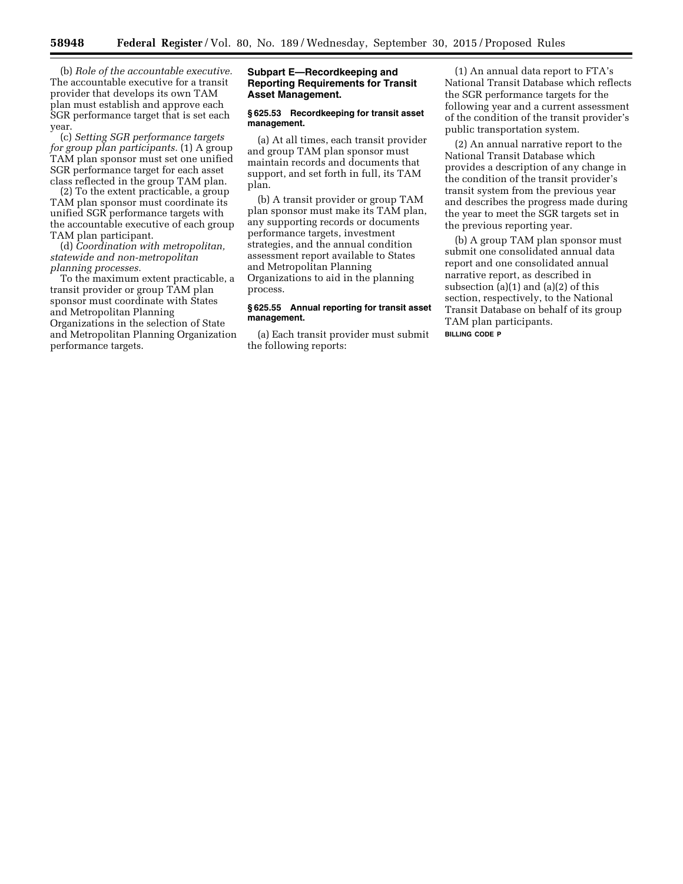(b) *Role of the accountable executive.* The accountable executive for a transit provider that develops its own TAM plan must establish and approve each SGR performance target that is set each year.

(c) *Setting SGR performance targets for group plan participants.* (1) A group TAM plan sponsor must set one unified SGR performance target for each asset class reflected in the group TAM plan.

(2) To the extent practicable, a group TAM plan sponsor must coordinate its unified SGR performance targets with the accountable executive of each group TAM plan participant.

(d) *Coordination with metropolitan, statewide and non-metropolitan planning processes.*

To the maximum extent practicable, a transit provider or group TAM plan sponsor must coordinate with States and Metropolitan Planning Organizations in the selection of State and Metropolitan Planning Organization performance targets.

## Subpart E—Recordkeeping and Reporting Requirements for Transit Asset Management.

### § 625.53 Recordkeeping for transit asset management.

(a) At all times, each transit provider and group TAM plan sponsor must maintain records and documents that support, and set forth in full, its TAM plan.

(b) A transit provider or group TAM plan sponsor must make its TAM plan, any supporting records or documents performance targets, investment strategies, and the annual condition assessment report available to States and Metropolitan Planning Organizations to aid in the planning process.

### § 625.55 Annual reporting for transit asset management.

(a) Each transit provider must submit the following reports:

(1) An annual data report to FTA's National Transit Database which reflects the SGR performance targets for the following year and a current assessment of the condition of the transit provider's public transportation system.

(2) An annual narrative report to the National Transit Database which provides a description of any change in the condition of the transit provider's transit system from the previous year and describes the progress made during the year to meet the SGR targets set in the previous reporting year.

(b) A group TAM plan sponsor must submit one consolidated annual data report and one consolidated annual narrative report, as described in subsection (a)(1) and (a)(2) of this section, respectively, to the National Transit Database on behalf of its group TAM plan participants.

BILLING CODE P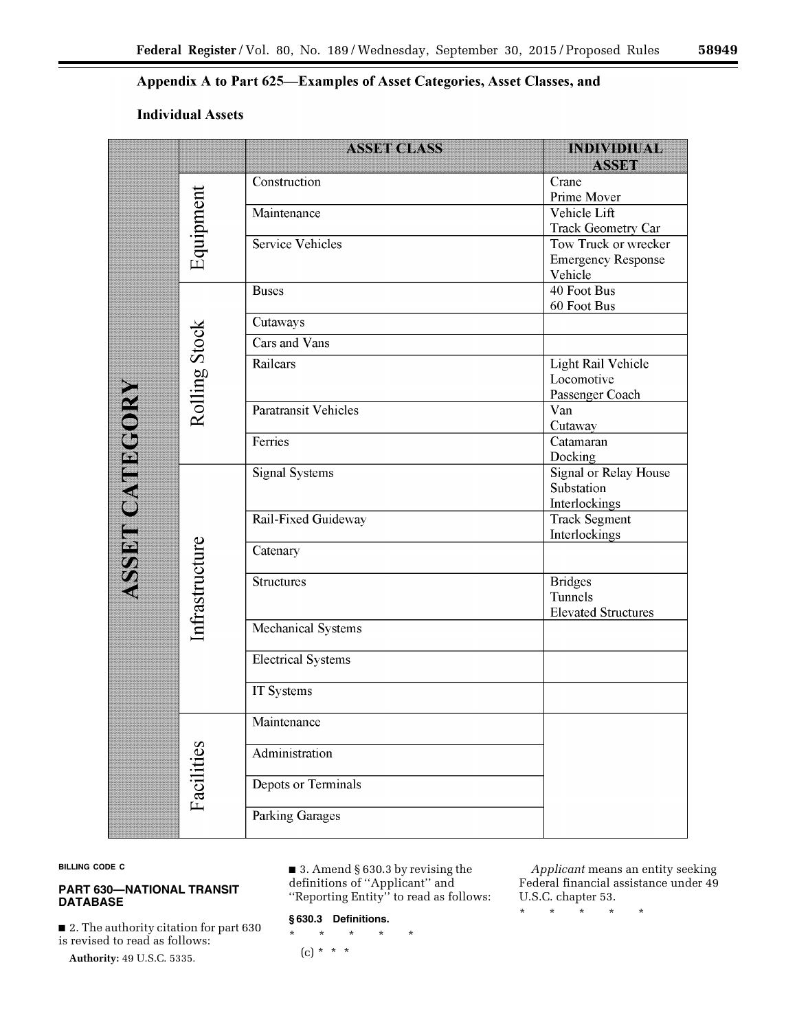## Appendix A to Part 625—Examples of Asset Categories, Asset Classes, and Individual Assets

| ASSET CATEGORY | | ASSET CLASS | INDIVIDIUAL ASSET |
|---|---|---|---|
| | Equipment | Construction | Crane<br>Prime Mover |
| | | Maintenance | Vehicle Lift<br>Track Geometry Car |
| | | Service Vehicles | Tow Truck or wrecker<br>Emergency Response Vehicle |
| | Rolling Stock | Buses | 40 Foot Bus<br>60 Foot Bus |
| | | Cutaways | |
| | | Cars and Vans | |
| | | Railcars | Light Rail Vehicle<br>Locomotive<br>Passenger Coach |
| | | Paratransit Vehicles | Van<br>Cutaway |
| | | Ferries | Catamaran<br>Docking |
| | Infrastructure | Signal Systems | Signal or Relay House<br>Substation<br>Interlockings |
| | | Rail-Fixed Guideway | Track Segment<br>Interlockings |
| | | Catenary | |
| | | Structures | Bridges<br>Tunnels<br>Elevated Structures |
| | | Mechanical Systems | |
| | | Electrical Systems | |
| | | IT Systems | |
| | Facilities | Maintenance | |
| | | Administration | |
| | | Depots or Terminals | |
| | | Parking Garages | |

BILLING CODE C

## PART 630—NATIONAL TRANSIT DATABASE

■ 2. The authority citation for part 630 is revised to read as follows:

**Authority:** 49 U.S.C. 5335.

■ 3. Amend § 630.3 by revising the definitions of "Applicant" and "Reporting Entity" to read as follows:

### § 630.3 Definitions.

\* \* \* \* \*

(c) \* \* \*

*Applicant* means an entity seeking Federal financial assistance under 49 U.S.C. chapter 53.

\* \* \* \* \*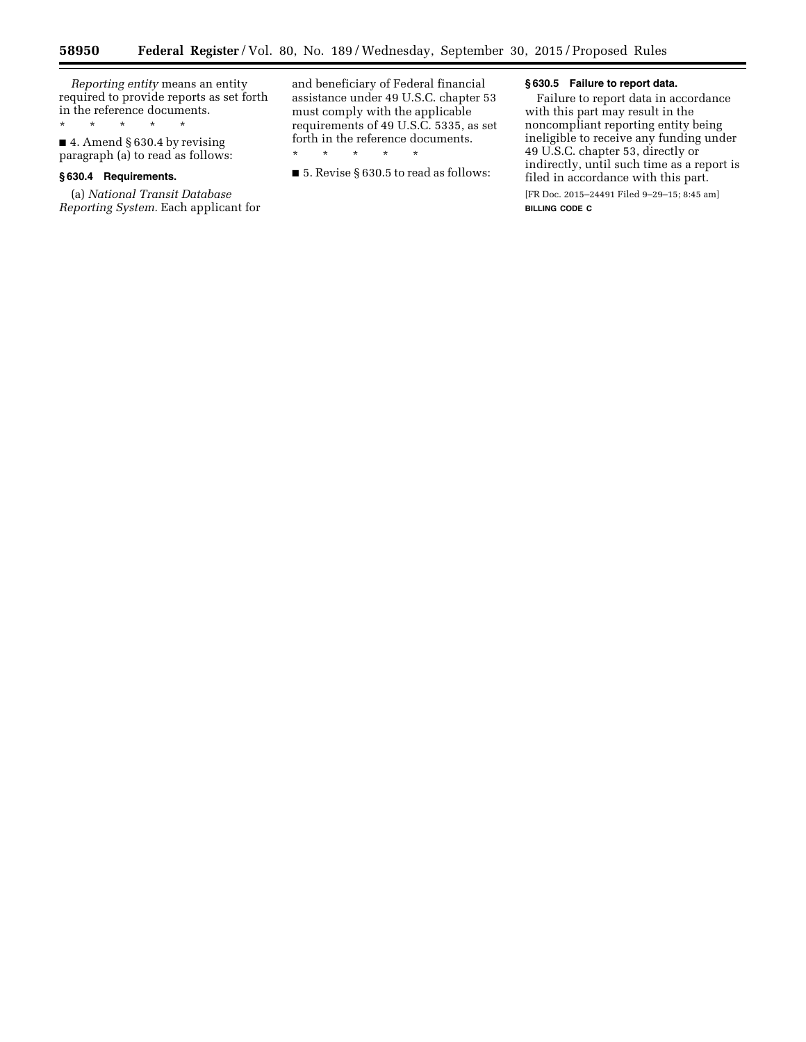*Reporting entity* means an entity required to provide reports as set forth in the reference documents.

\* \* \* \* \*

■ 4. Amend § 630.4 by revising paragraph (a) to read as follows:

### § 630.4 Requirements.

(a) *National Transit Database Reporting System.* Each applicant for and beneficiary of Federal financial assistance under 49 U.S.C. chapter 53 must comply with the applicable requirements of 49 U.S.C. 5335, as set forth in the reference documents.

\* \* \* \* \*

■ 5. Revise § 630.5 to read as follows:

### § 630.5 Failure to report data.

Failure to report data in accordance with this part may result in the noncompliant reporting entity being ineligible to receive any funding under 49 U.S.C. chapter 53, directly or indirectly, until such time as a report is filed in accordance with this part.

[FR Doc. 2015–24491 Filed 9–29–15; 8:45 am]

**BILLING CODE C**